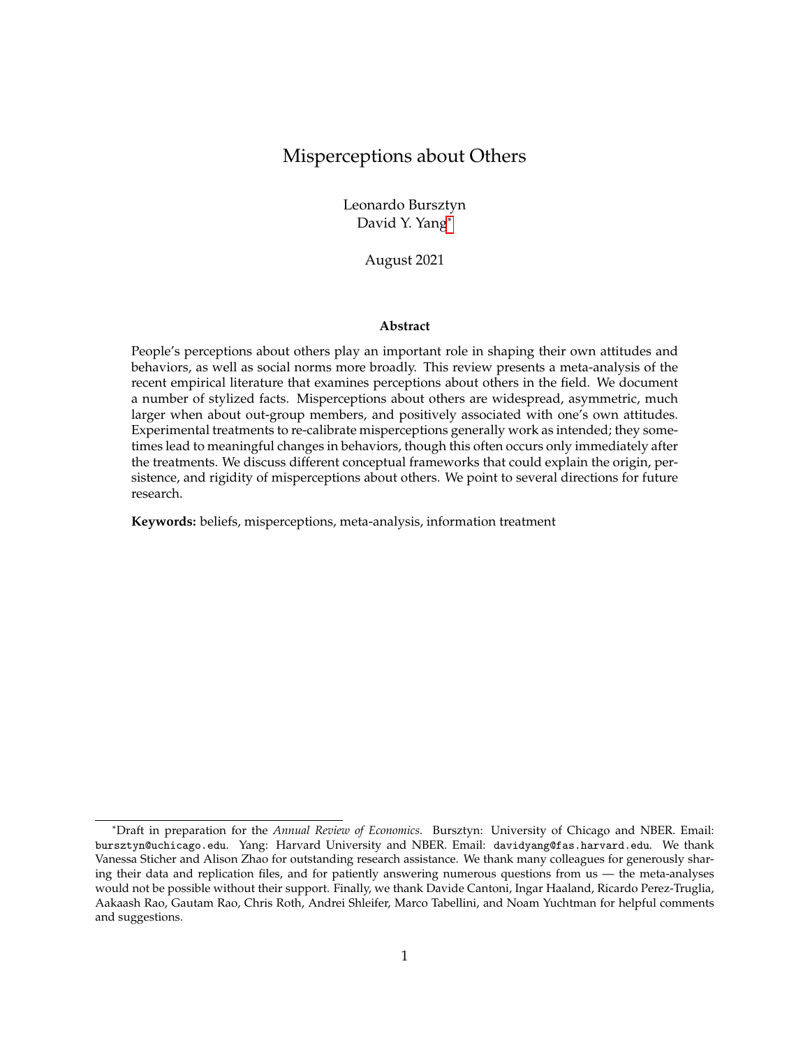# Misperceptions about Others

Leonardo Bursztyn
David Y. Yang[*]

August 2021

**Abstract**

People's perceptions about others play an important role in shaping their own attitudes and behaviors, as well as social norms more broadly. This review presents a meta-analysis of the recent empirical literature that examines perceptions about others in the field. We document a number of stylized facts. Misperceptions about others are widespread, asymmetric, much larger when about out-group members, and positively associated with one's own attitudes. Experimental treatments to re-calibrate misperceptions generally work as intended; they sometimes lead to meaningful changes in behaviors, though this often occurs only immediately after the treatments. We discuss different conceptual frameworks that could explain the origin, persistence, and rigidity of misperceptions about others. We point to several directions for future research.

**Keywords:** beliefs, misperceptions, meta-analysis, information treatment

---

[*] Draft in preparation for the *Annual Review of Economics*. Bursztyn: University of Chicago and NBER. Email: bursztyn@uchicago.edu. Yang: Harvard University and NBER. Email: davidyang@fas.harvard.edu. We thank Vanessa Sticher and Alison Zhao for outstanding research assistance. We thank many colleagues for generously sharing their data and replication files, and for patiently answering numerous questions from us — the meta-analyses would not be possible without their support. Finally, we thank Davide Cantoni, Ingar Haaland, Ricardo Perez-Truglia, Aakaash Rao, Gautam Rao, Chris Roth, Andrei Shleifer, Marco Tabellini, and Noam Yuchtman for helpful comments and suggestions.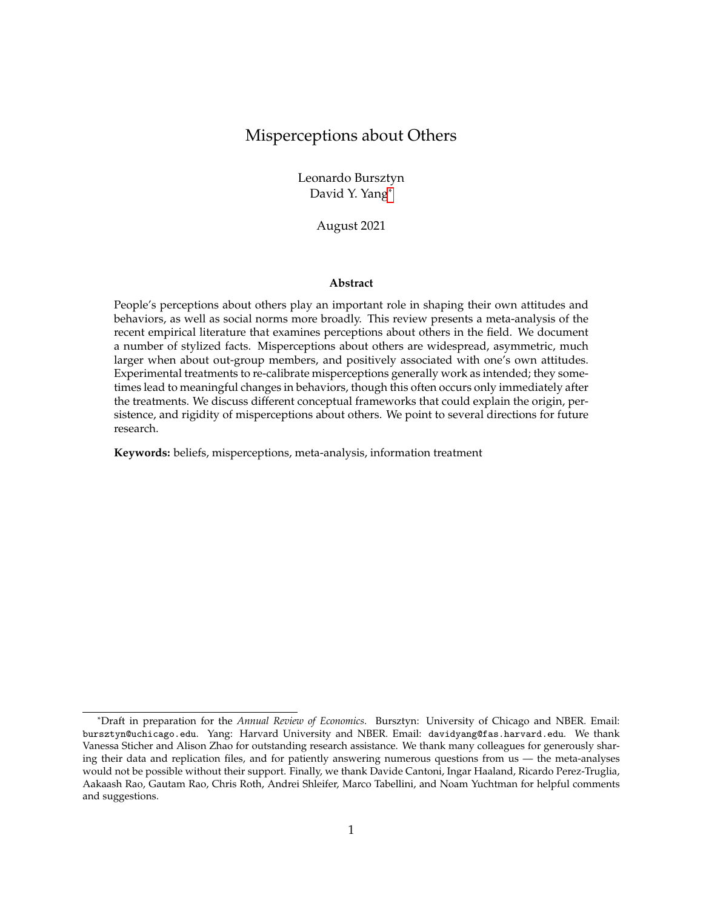# Misperceptions about Others

Leonardo Bursztyn
David Y. Yang*

August 2021

**Abstract**

People's perceptions about others play an important role in shaping their own attitudes and behaviors, as well as social norms more broadly. This review presents a meta-analysis of the recent empirical literature that examines perceptions about others in the field. We document a number of stylized facts. Misperceptions about others are widespread, asymmetric, much larger when about out-group members, and positively associated with one's own attitudes. Experimental treatments to re-calibrate misperceptions generally work as intended; they sometimes lead to meaningful changes in behaviors, though this often occurs only immediately after the treatments. We discuss different conceptual frameworks that could explain the origin, persistence, and rigidity of misperceptions about others. We point to several directions for future research.

**Keywords:** beliefs, misperceptions, meta-analysis, information treatment

---

*Draft in preparation for the *Annual Review of Economics*. Bursztyn: University of Chicago and NBER. Email: bursztyn@uchicago.edu. Yang: Harvard University and NBER. Email: davidyang@fas.harvard.edu. We thank Vanessa Sticher and Alison Zhao for outstanding research assistance. We thank many colleagues for generously sharing their data and replication files, and for patiently answering numerous questions from us — the meta-analyses would not be possible without their support. Finally, we thank Davide Cantoni, Ingar Haaland, Ricardo Perez-Truglia, Aakaash Rao, Gautam Rao, Chris Roth, Andrei Shleifer, Marco Tabellini, and Noam Yuchtman for helpful comments and suggestions.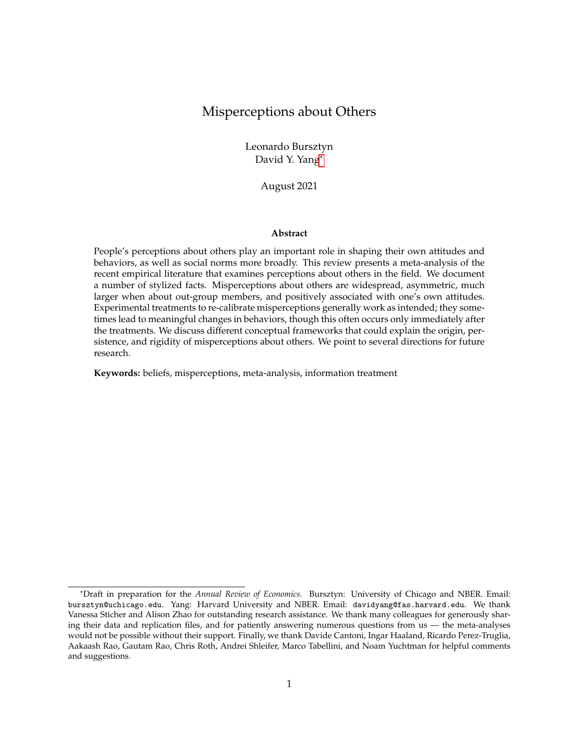# Misperceptions about Others

Leonardo Bursztyn
David Y. Yang*

August 2021

**Abstract**

People's perceptions about others play an important role in shaping their own attitudes and behaviors, as well as social norms more broadly. This review presents a meta-analysis of the recent empirical literature that examines perceptions about others in the field. We document a number of stylized facts. Misperceptions about others are widespread, asymmetric, much larger when about out-group members, and positively associated with one's own attitudes. Experimental treatments to re-calibrate misperceptions generally work as intended; they sometimes lead to meaningful changes in behaviors, though this often occurs only immediately after the treatments. We discuss different conceptual frameworks that could explain the origin, persistence, and rigidity of misperceptions about others. We point to several directions for future research.

**Keywords:** beliefs, misperceptions, meta-analysis, information treatment

---

*Draft in preparation for the *Annual Review of Economics*. Bursztyn: University of Chicago and NBER. Email: bursztyn@uchicago.edu. Yang: Harvard University and NBER. Email: davidyang@fas.harvard.edu. We thank Vanessa Sticher and Alison Zhao for outstanding research assistance. We thank many colleagues for generously sharing their data and replication files, and for patiently answering numerous questions from us — the meta-analyses would not be possible without their support. Finally, we thank Davide Cantoni, Ingar Haaland, Ricardo Perez-Truglia, Aakaash Rao, Gautam Rao, Chris Roth, Andrei Shleifer, Marco Tabellini, and Noam Yuchtman for helpful comments and suggestions.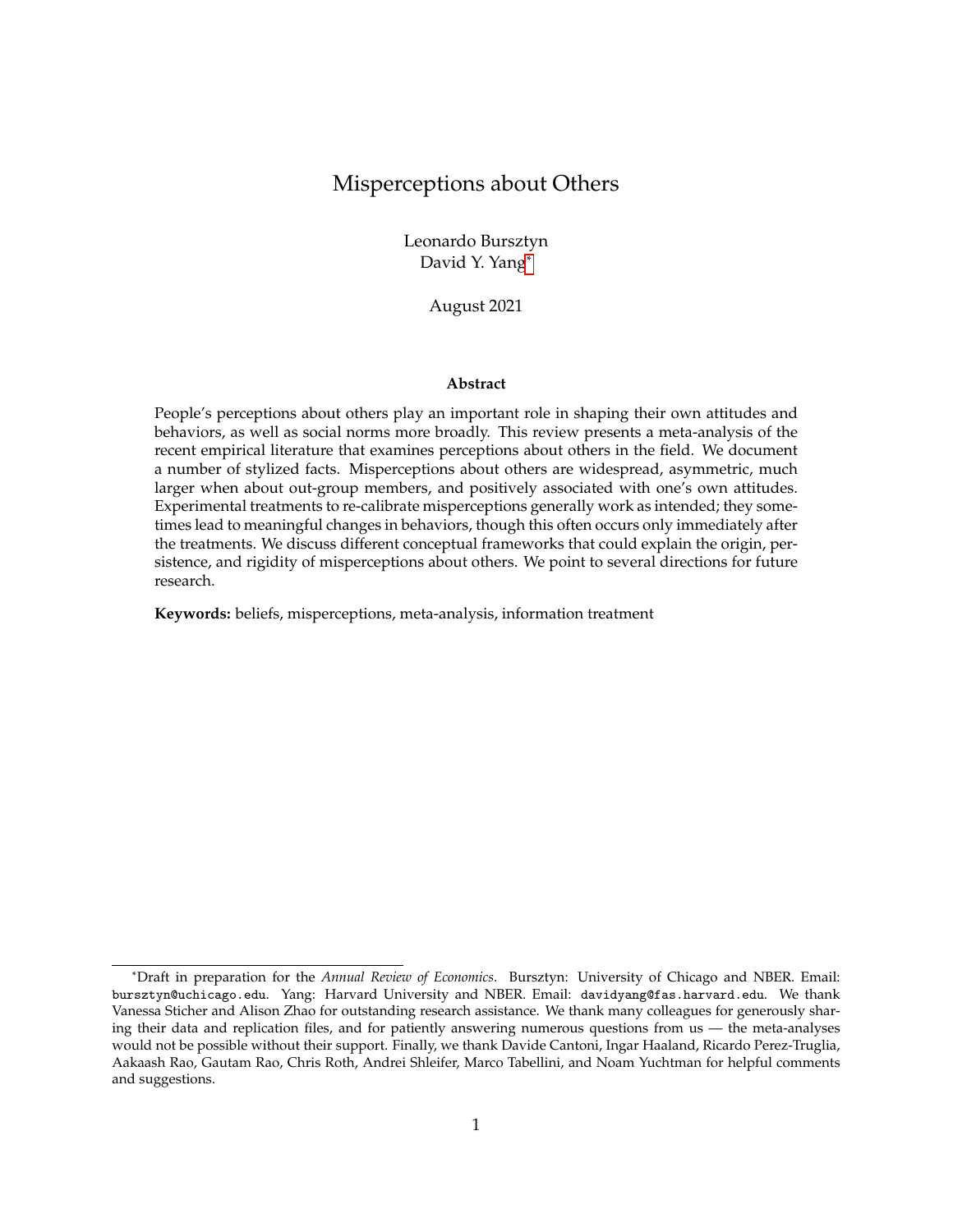# Misperceptions about Others

Leonardo Bursztyn
David Y. Yang*

August 2021

**Abstract**

People's perceptions about others play an important role in shaping their own attitudes and behaviors, as well as social norms more broadly. This review presents a meta-analysis of the recent empirical literature that examines perceptions about others in the field. We document a number of stylized facts. Misperceptions about others are widespread, asymmetric, much larger when about out-group members, and positively associated with one's own attitudes. Experimental treatments to re-calibrate misperceptions generally work as intended; they sometimes lead to meaningful changes in behaviors, though this often occurs only immediately after the treatments. We discuss different conceptual frameworks that could explain the origin, persistence, and rigidity of misperceptions about others. We point to several directions for future research.

**Keywords:** beliefs, misperceptions, meta-analysis, information treatment

---

*Draft in preparation for the *Annual Review of Economics*. Bursztyn: University of Chicago and NBER. Email: bursztyn@uchicago.edu. Yang: Harvard University and NBER. Email: davidyang@fas.harvard.edu. We thank Vanessa Sticher and Alison Zhao for outstanding research assistance. We thank many colleagues for generously sharing their data and replication files, and for patiently answering numerous questions from us — the meta-analyses would not be possible without their support. Finally, we thank Davide Cantoni, Ingar Haaland, Ricardo Perez-Truglia, Aakaash Rao, Gautam Rao, Chris Roth, Andrei Shleifer, Marco Tabellini, and Noam Yuchtman for helpful comments and suggestions.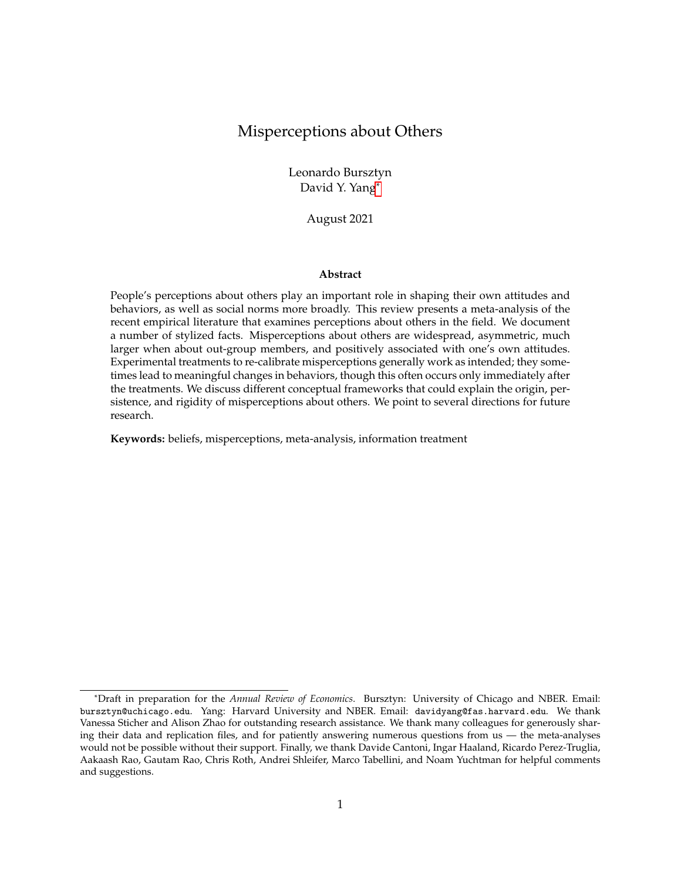# Misperceptions about Others

Leonardo Bursztyn
David Y. Yang[*]

August 2021

**Abstract**

People's perceptions about others play an important role in shaping their own attitudes and behaviors, as well as social norms more broadly. This review presents a meta-analysis of the recent empirical literature that examines perceptions about others in the field. We document a number of stylized facts. Misperceptions about others are widespread, asymmetric, much larger when about out-group members, and positively associated with one's own attitudes. Experimental treatments to re-calibrate misperceptions generally work as intended; they sometimes lead to meaningful changes in behaviors, though this often occurs only immediately after the treatments. We discuss different conceptual frameworks that could explain the origin, persistence, and rigidity of misperceptions about others. We point to several directions for future research.

**Keywords:** beliefs, misperceptions, meta-analysis, information treatment

---

[*] Draft in preparation for the *Annual Review of Economics*. Bursztyn: University of Chicago and NBER. Email: bursztyn@uchicago.edu. Yang: Harvard University and NBER. Email: davidyang@fas.harvard.edu. We thank Vanessa Sticher and Alison Zhao for outstanding research assistance. We thank many colleagues for generously sharing their data and replication files, and for patiently answering numerous questions from us — the meta-analyses would not be possible without their support. Finally, we thank Davide Cantoni, Ingar Haaland, Ricardo Perez-Truglia, Aakaash Rao, Gautam Rao, Chris Roth, Andrei Shleifer, Marco Tabellini, and Noam Yuchtman for helpful comments and suggestions.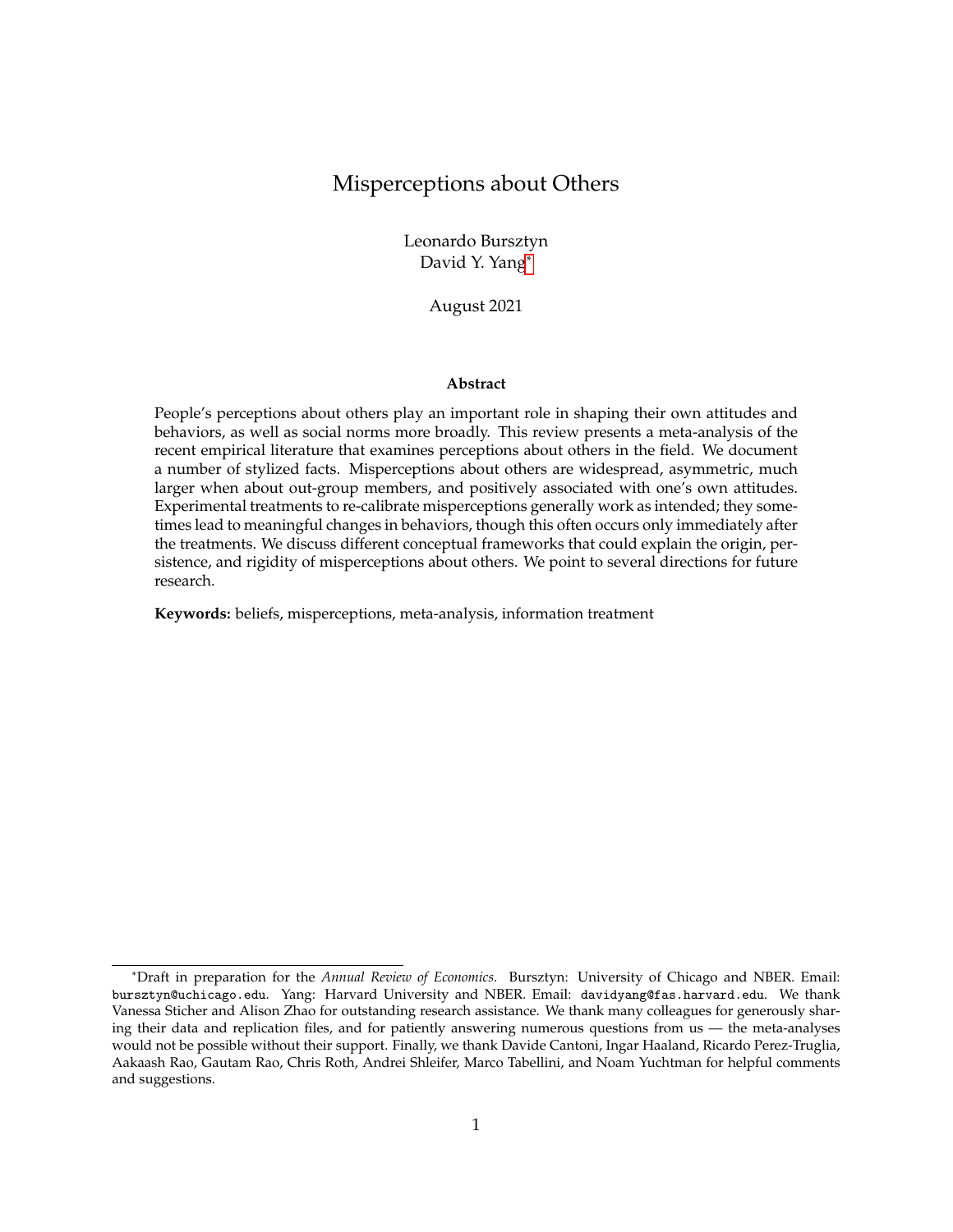# Misperceptions about Others

Leonardo Bursztyn
David Y. Yang*

August 2021

**Abstract**

People's perceptions about others play an important role in shaping their own attitudes and behaviors, as well as social norms more broadly. This review presents a meta-analysis of the recent empirical literature that examines perceptions about others in the field. We document a number of stylized facts. Misperceptions about others are widespread, asymmetric, much larger when about out-group members, and positively associated with one's own attitudes. Experimental treatments to re-calibrate misperceptions generally work as intended; they sometimes lead to meaningful changes in behaviors, though this often occurs only immediately after the treatments. We discuss different conceptual frameworks that could explain the origin, persistence, and rigidity of misperceptions about others. We point to several directions for future research.

**Keywords:** beliefs, misperceptions, meta-analysis, information treatment

*Draft in preparation for the *Annual Review of Economics*. Bursztyn: University of Chicago and NBER. Email: bursztyn@uchicago.edu. Yang: Harvard University and NBER. Email: davidyang@fas.harvard.edu. We thank Vanessa Sticher and Alison Zhao for outstanding research assistance. We thank many colleagues for generously sharing their data and replication files, and for patiently answering numerous questions from us — the meta-analyses would not be possible without their support. Finally, we thank Davide Cantoni, Ingar Haaland, Ricardo Perez-Truglia, Aakaash Rao, Gautam Rao, Chris Roth, Andrei Shleifer, Marco Tabellini, and Noam Yuchtman for helpful comments and suggestions.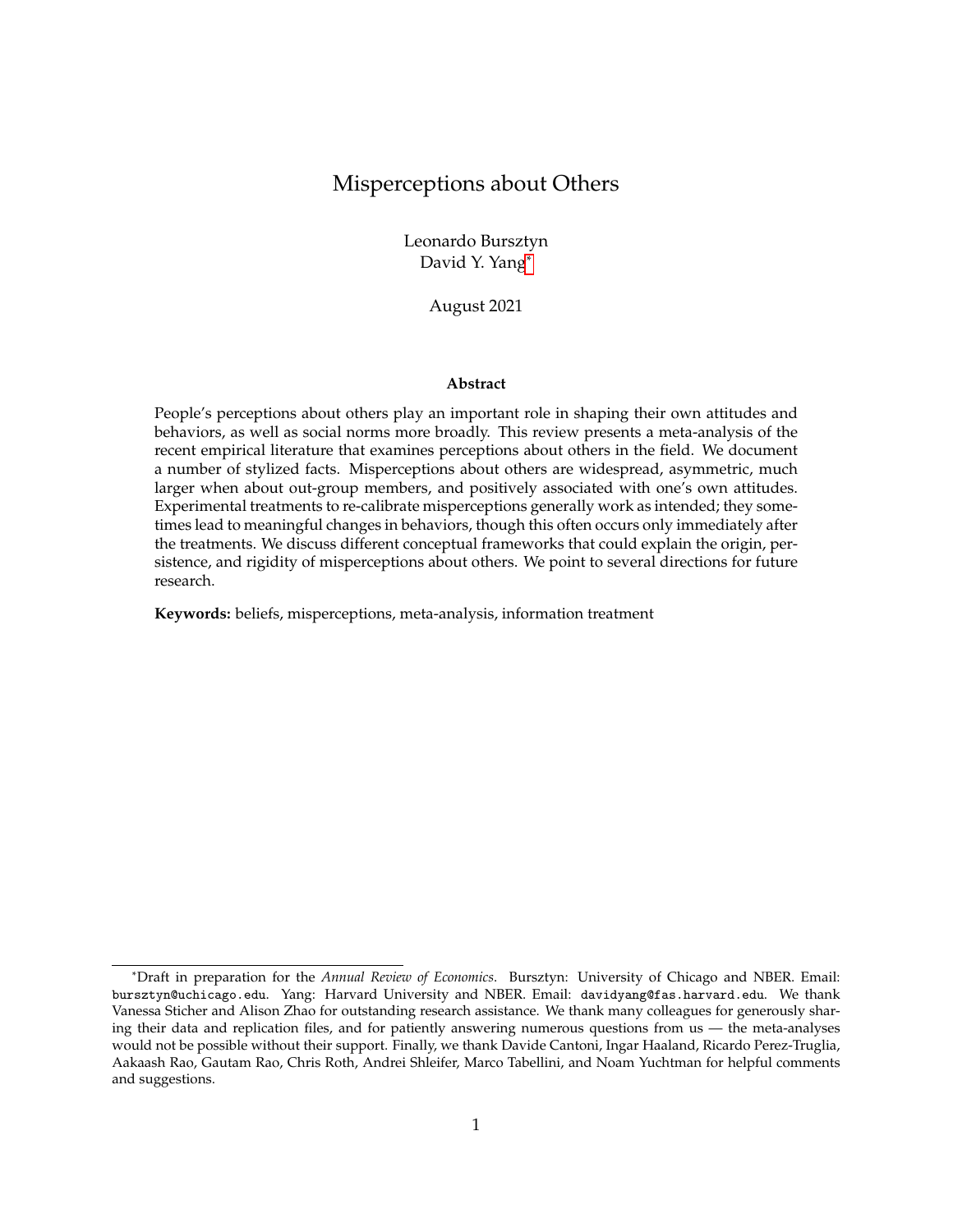# Misperceptions about Others

Leonardo Bursztyn
David Y. Yang*

August 2021

**Abstract**

People's perceptions about others play an important role in shaping their own attitudes and behaviors, as well as social norms more broadly. This review presents a meta-analysis of the recent empirical literature that examines perceptions about others in the field. We document a number of stylized facts. Misperceptions about others are widespread, asymmetric, much larger when about out-group members, and positively associated with one's own attitudes. Experimental treatments to re-calibrate misperceptions generally work as intended; they sometimes lead to meaningful changes in behaviors, though this often occurs only immediately after the treatments. We discuss different conceptual frameworks that could explain the origin, persistence, and rigidity of misperceptions about others. We point to several directions for future research.

**Keywords:** beliefs, misperceptions, meta-analysis, information treatment

---

*Draft in preparation for the *Annual Review of Economics*. Bursztyn: University of Chicago and NBER. Email: bursztyn@uchicago.edu. Yang: Harvard University and NBER. Email: davidyang@fas.harvard.edu. We thank Vanessa Sticher and Alison Zhao for outstanding research assistance. We thank many colleagues for generously sharing their data and replication files, and for patiently answering numerous questions from us — the meta-analyses would not be possible without their support. Finally, we thank Davide Cantoni, Ingar Haaland, Ricardo Perez-Truglia, Aakaash Rao, Gautam Rao, Chris Roth, Andrei Shleifer, Marco Tabellini, and Noam Yuchtman for helpful comments and suggestions.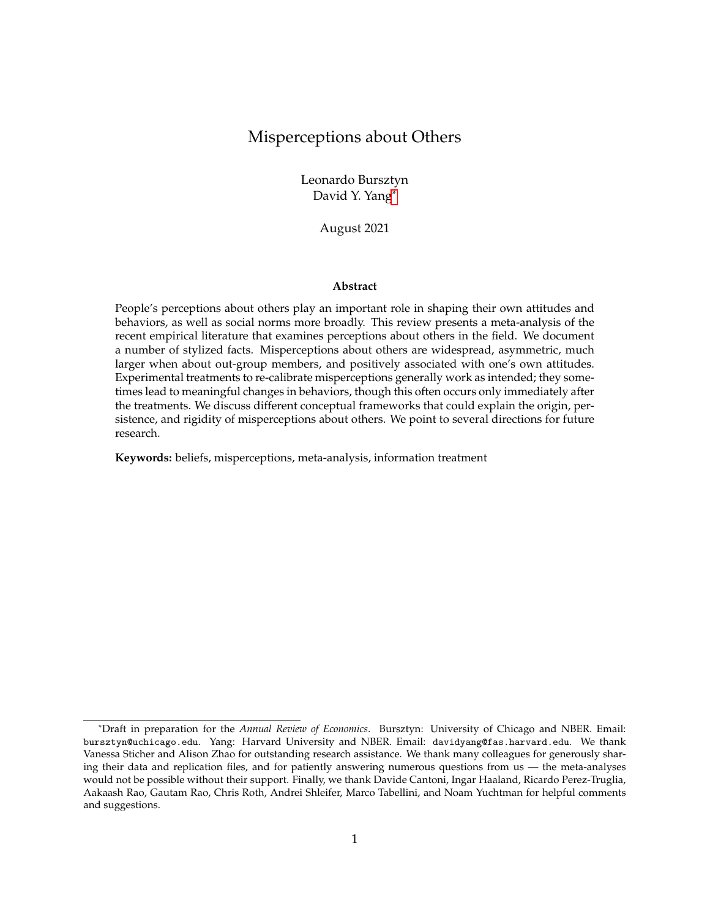# Misperceptions about Others

Leonardo Bursztyn
David Y. Yang*

August 2021

**Abstract**

People's perceptions about others play an important role in shaping their own attitudes and behaviors, as well as social norms more broadly. This review presents a meta-analysis of the recent empirical literature that examines perceptions about others in the field. We document a number of stylized facts. Misperceptions about others are widespread, asymmetric, much larger when about out-group members, and positively associated with one's own attitudes. Experimental treatments to re-calibrate misperceptions generally work as intended; they sometimes lead to meaningful changes in behaviors, though this often occurs only immediately after the treatments. We discuss different conceptual frameworks that could explain the origin, persistence, and rigidity of misperceptions about others. We point to several directions for future research.

**Keywords:** beliefs, misperceptions, meta-analysis, information treatment

---

*Draft in preparation for the *Annual Review of Economics*. Bursztyn: University of Chicago and NBER. Email: bursztyn@uchicago.edu. Yang: Harvard University and NBER. Email: davidyang@fas.harvard.edu. We thank Vanessa Sticher and Alison Zhao for outstanding research assistance. We thank many colleagues for generously sharing their data and replication files, and for patiently answering numerous questions from us — the meta-analyses would not be possible without their support. Finally, we thank Davide Cantoni, Ingar Haaland, Ricardo Perez-Truglia, Aakaash Rao, Gautam Rao, Chris Roth, Andrei Shleifer, Marco Tabellini, and Noam Yuchtman for helpful comments and suggestions.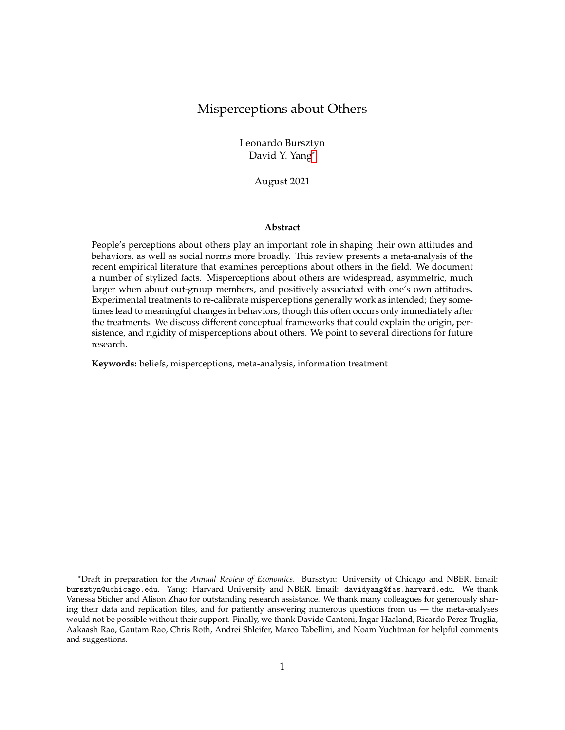# Misperceptions about Others

Leonardo Bursztyn
David Y. Yang[*]

August 2021

**Abstract**

People's perceptions about others play an important role in shaping their own attitudes and behaviors, as well as social norms more broadly. This review presents a meta-analysis of the recent empirical literature that examines perceptions about others in the field. We document a number of stylized facts. Misperceptions about others are widespread, asymmetric, much larger when about out-group members, and positively associated with one's own attitudes. Experimental treatments to re-calibrate misperceptions generally work as intended; they sometimes lead to meaningful changes in behaviors, though this often occurs only immediately after the treatments. We discuss different conceptual frameworks that could explain the origin, persistence, and rigidity of misperceptions about others. We point to several directions for future research.

**Keywords:** beliefs, misperceptions, meta-analysis, information treatment

---

[*]Draft in preparation for the *Annual Review of Economics*. Bursztyn: University of Chicago and NBER. Email: bursztyn@uchicago.edu. Yang: Harvard University and NBER. Email: davidyang@fas.harvard.edu. We thank Vanessa Sticher and Alison Zhao for outstanding research assistance. We thank many colleagues for generously sharing their data and replication files, and for patiently answering numerous questions from us — the meta-analyses would not be possible without their support. Finally, we thank Davide Cantoni, Ingar Haaland, Ricardo Perez-Truglia, Aakaash Rao, Gautam Rao, Chris Roth, Andrei Shleifer, Marco Tabellini, and Noam Yuchtman for helpful comments and suggestions.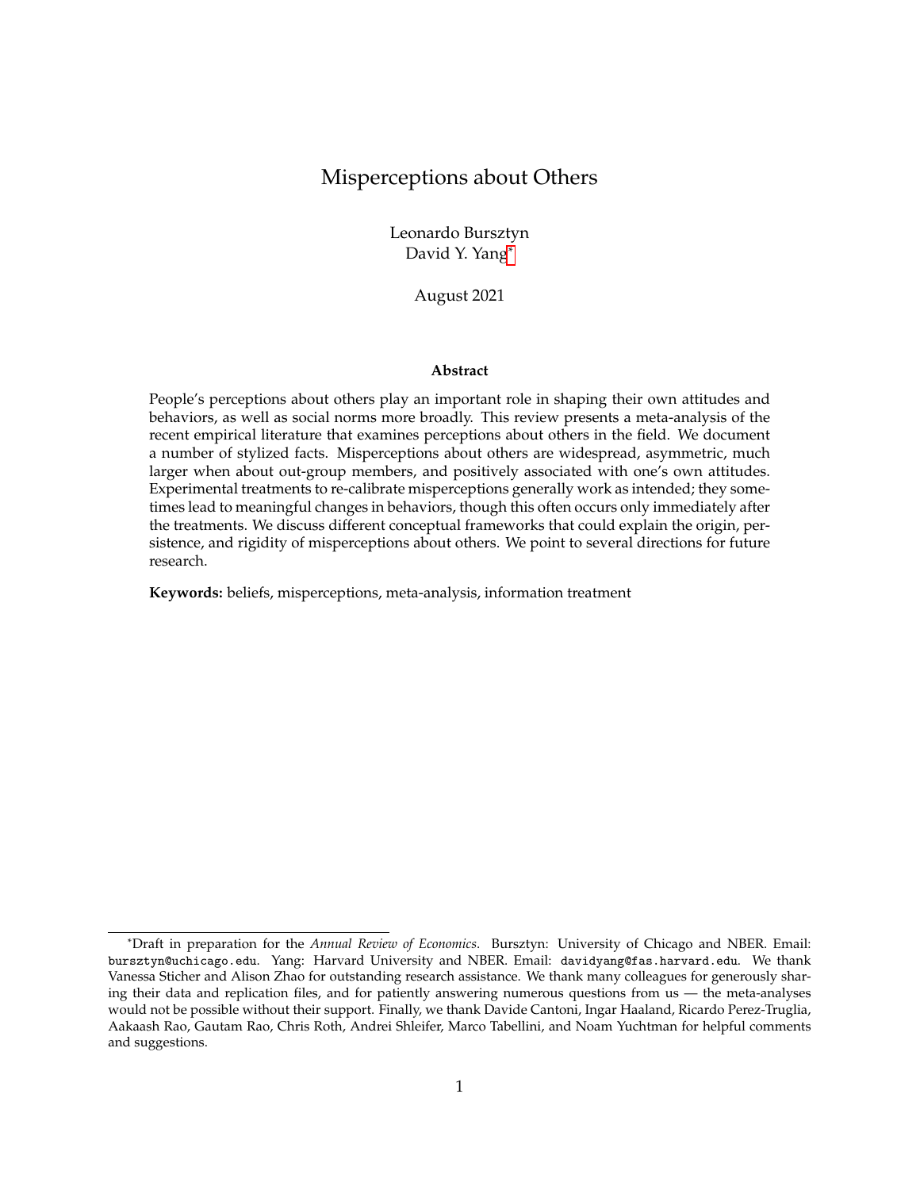# Misperceptions about Others

Leonardo Bursztyn
David Y. Yang*

August 2021

**Abstract**

People's perceptions about others play an important role in shaping their own attitudes and behaviors, as well as social norms more broadly. This review presents a meta-analysis of the recent empirical literature that examines perceptions about others in the field. We document a number of stylized facts. Misperceptions about others are widespread, asymmetric, much larger when about out-group members, and positively associated with one's own attitudes. Experimental treatments to re-calibrate misperceptions generally work as intended; they sometimes lead to meaningful changes in behaviors, though this often occurs only immediately after the treatments. We discuss different conceptual frameworks that could explain the origin, persistence, and rigidity of misperceptions about others. We point to several directions for future research.

**Keywords:** beliefs, misperceptions, meta-analysis, information treatment

*Draft in preparation for the *Annual Review of Economics*. Bursztyn: University of Chicago and NBER. Email: bursztyn@uchicago.edu. Yang: Harvard University and NBER. Email: davidyang@fas.harvard.edu. We thank Vanessa Sticher and Alison Zhao for outstanding research assistance. We thank many colleagues for generously sharing their data and replication files, and for patiently answering numerous questions from us — the meta-analyses would not be possible without their support. Finally, we thank Davide Cantoni, Ingar Haaland, Ricardo Perez-Truglia, Aakaash Rao, Gautam Rao, Chris Roth, Andrei Shleifer, Marco Tabellini, and Noam Yuchtman for helpful comments and suggestions.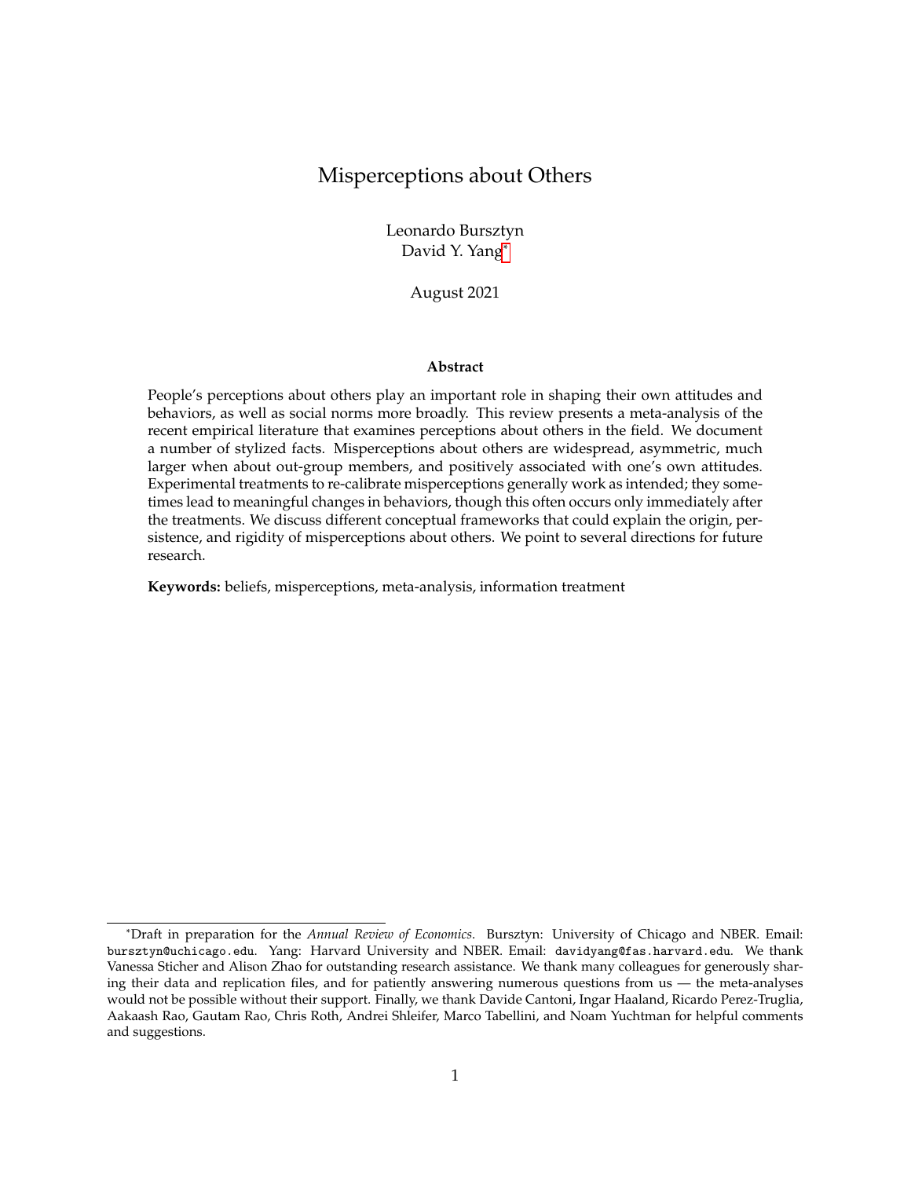# Misperceptions about Others

Leonardo Bursztyn
David Y. Yang*

August 2021

**Abstract**

People's perceptions about others play an important role in shaping their own attitudes and behaviors, as well as social norms more broadly. This review presents a meta-analysis of the recent empirical literature that examines perceptions about others in the field. We document a number of stylized facts. Misperceptions about others are widespread, asymmetric, much larger when about out-group members, and positively associated with one's own attitudes. Experimental treatments to re-calibrate misperceptions generally work as intended; they sometimes lead to meaningful changes in behaviors, though this often occurs only immediately after the treatments. We discuss different conceptual frameworks that could explain the origin, persistence, and rigidity of misperceptions about others. We point to several directions for future research.

**Keywords:** beliefs, misperceptions, meta-analysis, information treatment

---

*Draft in preparation for the *Annual Review of Economics*. Bursztyn: University of Chicago and NBER. Email: bursztyn@uchicago.edu. Yang: Harvard University and NBER. Email: davidyang@fas.harvard.edu. We thank Vanessa Sticher and Alison Zhao for outstanding research assistance. We thank many colleagues for generously sharing their data and replication files, and for patiently answering numerous questions from us — the meta-analyses would not be possible without their support. Finally, we thank Davide Cantoni, Ingar Haaland, Ricardo Perez-Truglia, Aakaash Rao, Gautam Rao, Chris Roth, Andrei Shleifer, Marco Tabellini, and Noam Yuchtman for helpful comments and suggestions.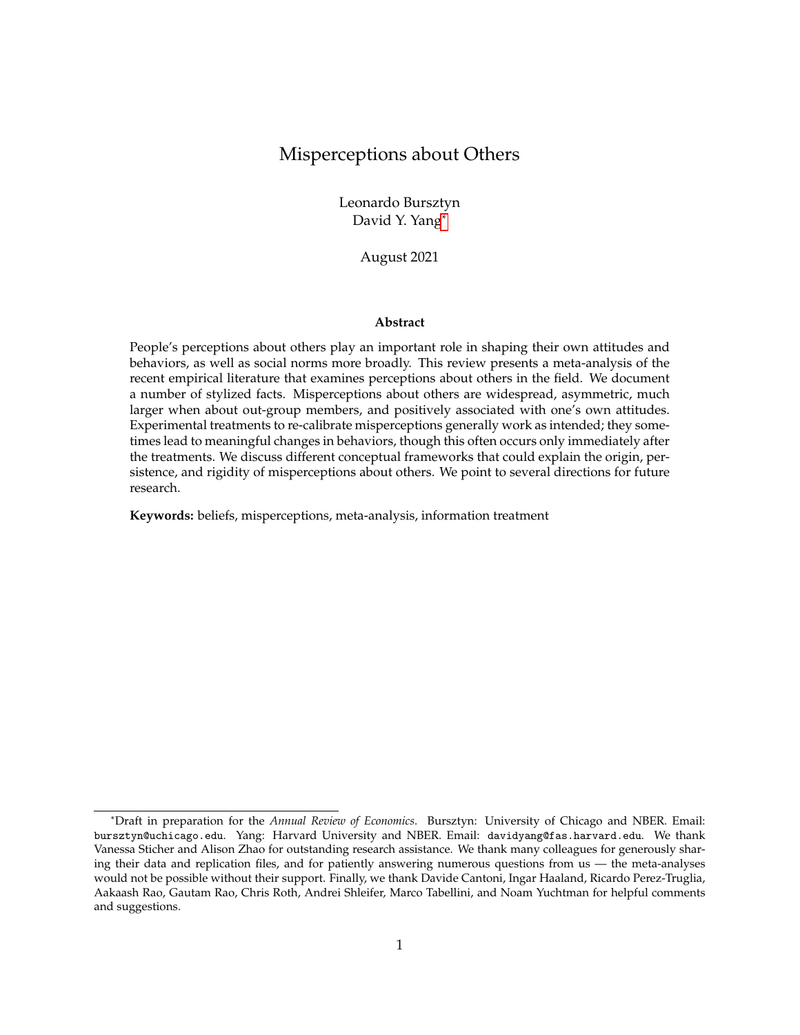# Misperceptions about Others

Leonardo Bursztyn
David Y. Yang*

August 2021

**Abstract**

People's perceptions about others play an important role in shaping their own attitudes and behaviors, as well as social norms more broadly. This review presents a meta-analysis of the recent empirical literature that examines perceptions about others in the field. We document a number of stylized facts. Misperceptions about others are widespread, asymmetric, much larger when about out-group members, and positively associated with one's own attitudes. Experimental treatments to re-calibrate misperceptions generally work as intended; they sometimes lead to meaningful changes in behaviors, though this often occurs only immediately after the treatments. We discuss different conceptual frameworks that could explain the origin, persistence, and rigidity of misperceptions about others. We point to several directions for future research.

**Keywords:** beliefs, misperceptions, meta-analysis, information treatment

*Draft in preparation for the *Annual Review of Economics*. Bursztyn: University of Chicago and NBER. Email: bursztyn@uchicago.edu. Yang: Harvard University and NBER. Email: davidyang@fas.harvard.edu. We thank Vanessa Sticher and Alison Zhao for outstanding research assistance. We thank many colleagues for generously sharing their data and replication files, and for patiently answering numerous questions from us — the meta-analyses would not be possible without their support. Finally, we thank Davide Cantoni, Ingar Haaland, Ricardo Perez-Truglia, Aakaash Rao, Gautam Rao, Chris Roth, Andrei Shleifer, Marco Tabellini, and Noam Yuchtman for helpful comments and suggestions.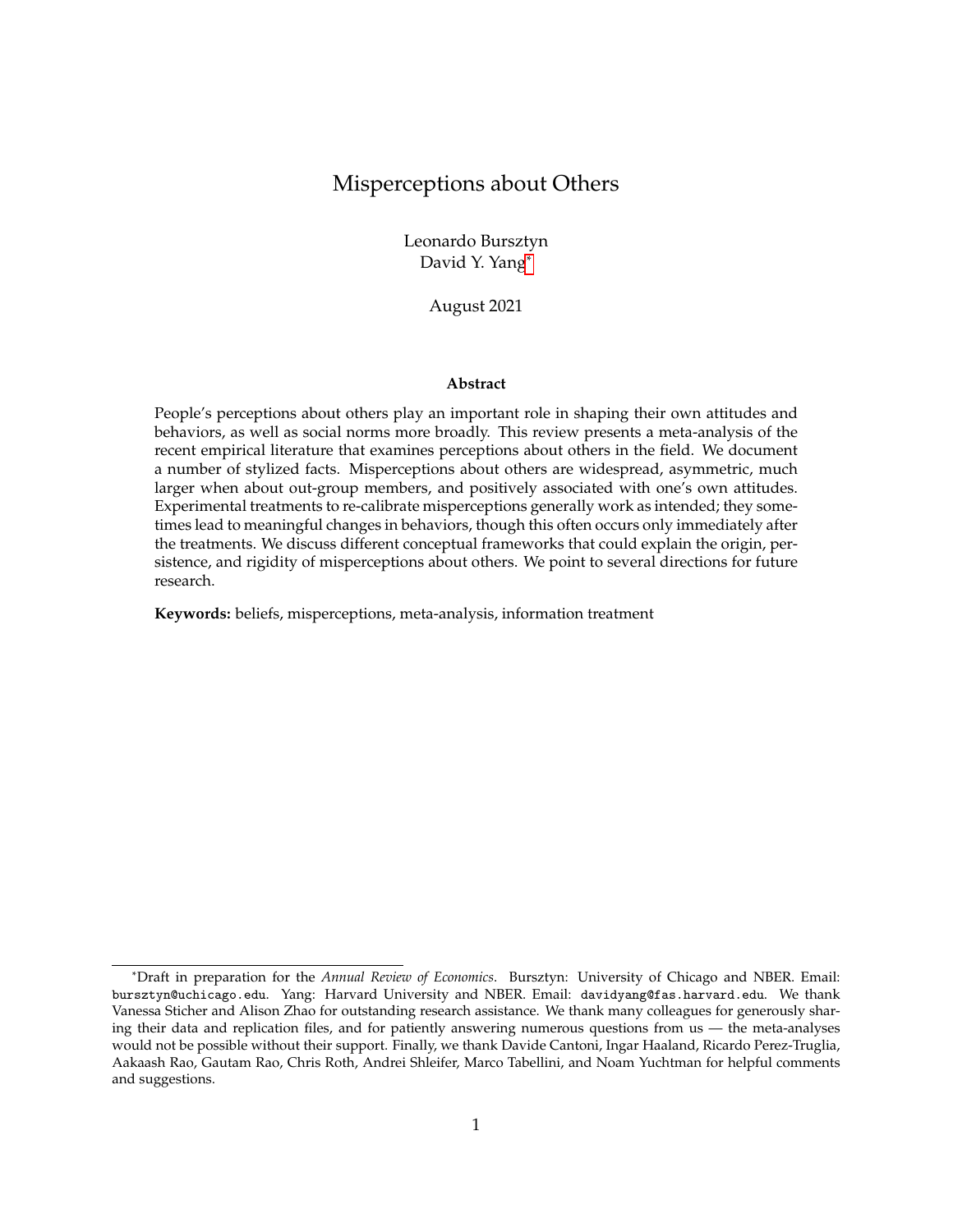# Misperceptions about Others

Leonardo Bursztyn
David Y. Yang[*]

August 2021

**Abstract**

People's perceptions about others play an important role in shaping their own attitudes and behaviors, as well as social norms more broadly. This review presents a meta-analysis of the recent empirical literature that examines perceptions about others in the field. We document a number of stylized facts. Misperceptions about others are widespread, asymmetric, much larger when about out-group members, and positively associated with one's own attitudes. Experimental treatments to re-calibrate misperceptions generally work as intended; they sometimes lead to meaningful changes in behaviors, though this often occurs only immediately after the treatments. We discuss different conceptual frameworks that could explain the origin, persistence, and rigidity of misperceptions about others. We point to several directions for future research.

**Keywords:** beliefs, misperceptions, meta-analysis, information treatment

---

[*]Draft in preparation for the *Annual Review of Economics*. Bursztyn: University of Chicago and NBER. Email: bursztyn@uchicago.edu. Yang: Harvard University and NBER. Email: davidyang@fas.harvard.edu. We thank Vanessa Sticher and Alison Zhao for outstanding research assistance. We thank many colleagues for generously sharing their data and replication files, and for patiently answering numerous questions from us — the meta-analyses would not be possible without their support. Finally, we thank Davide Cantoni, Ingar Haaland, Ricardo Perez-Truglia, Aakaash Rao, Gautam Rao, Chris Roth, Andrei Shleifer, Marco Tabellini, and Noam Yuchtman for helpful comments and suggestions.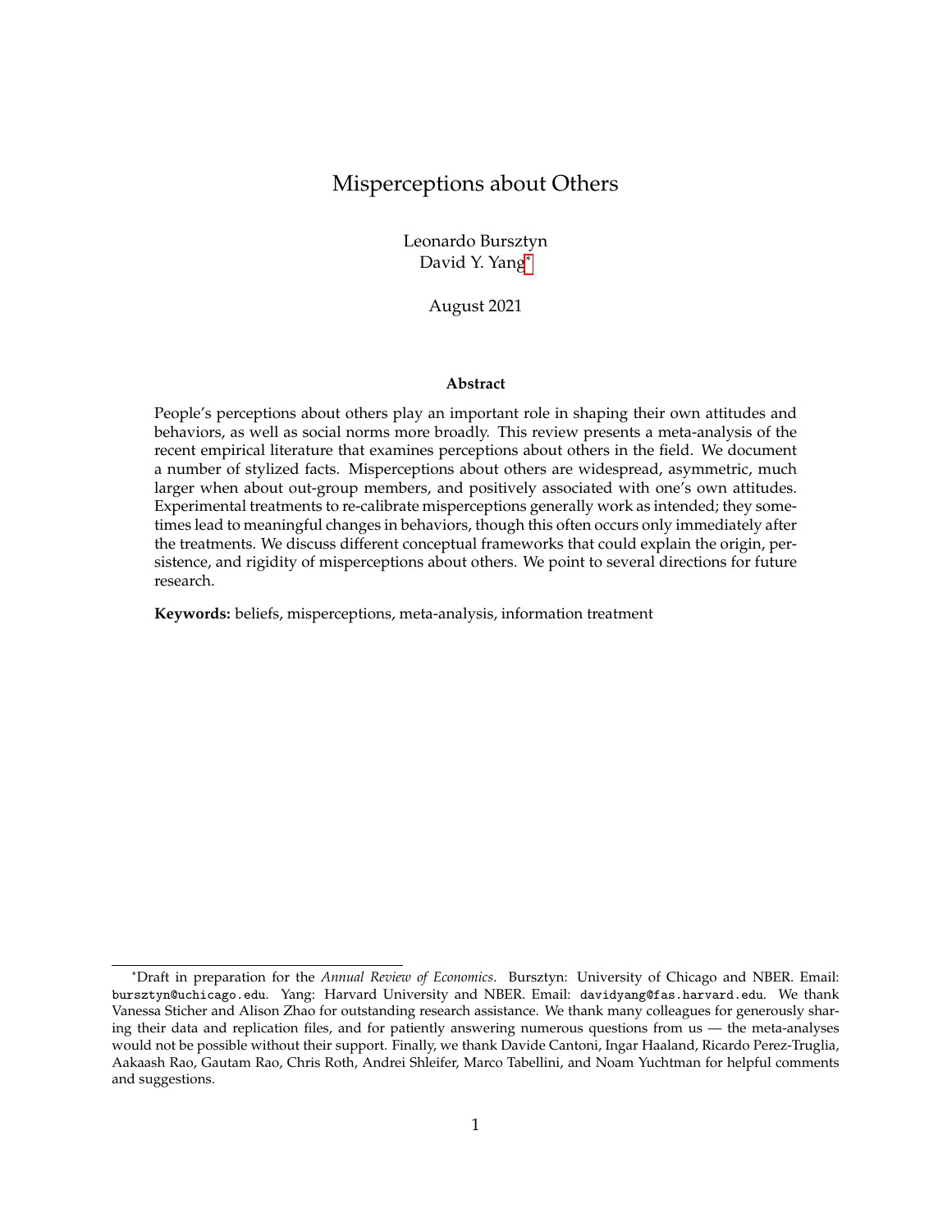# Misperceptions about Others

Leonardo Bursztyn
David Y. Yang[*]

August 2021

**Abstract**

People's perceptions about others play an important role in shaping their own attitudes and behaviors, as well as social norms more broadly. This review presents a meta-analysis of the recent empirical literature that examines perceptions about others in the field. We document a number of stylized facts. Misperceptions about others are widespread, asymmetric, much larger when about out-group members, and positively associated with one's own attitudes. Experimental treatments to re-calibrate misperceptions generally work as intended; they sometimes lead to meaningful changes in behaviors, though this often occurs only immediately after the treatments. We discuss different conceptual frameworks that could explain the origin, persistence, and rigidity of misperceptions about others. We point to several directions for future research.

**Keywords:** beliefs, misperceptions, meta-analysis, information treatment

---

[*]Draft in preparation for the *Annual Review of Economics*. Bursztyn: University of Chicago and NBER. Email: bursztyn@uchicago.edu. Yang: Harvard University and NBER. Email: davidyang@fas.harvard.edu. We thank Vanessa Sticher and Alison Zhao for outstanding research assistance. We thank many colleagues for generously sharing their data and replication files, and for patiently answering numerous questions from us — the meta-analyses would not be possible without their support. Finally, we thank Davide Cantoni, Ingar Haaland, Ricardo Perez-Truglia, Aakaash Rao, Gautam Rao, Chris Roth, Andrei Shleifer, Marco Tabellini, and Noam Yuchtman for helpful comments and suggestions.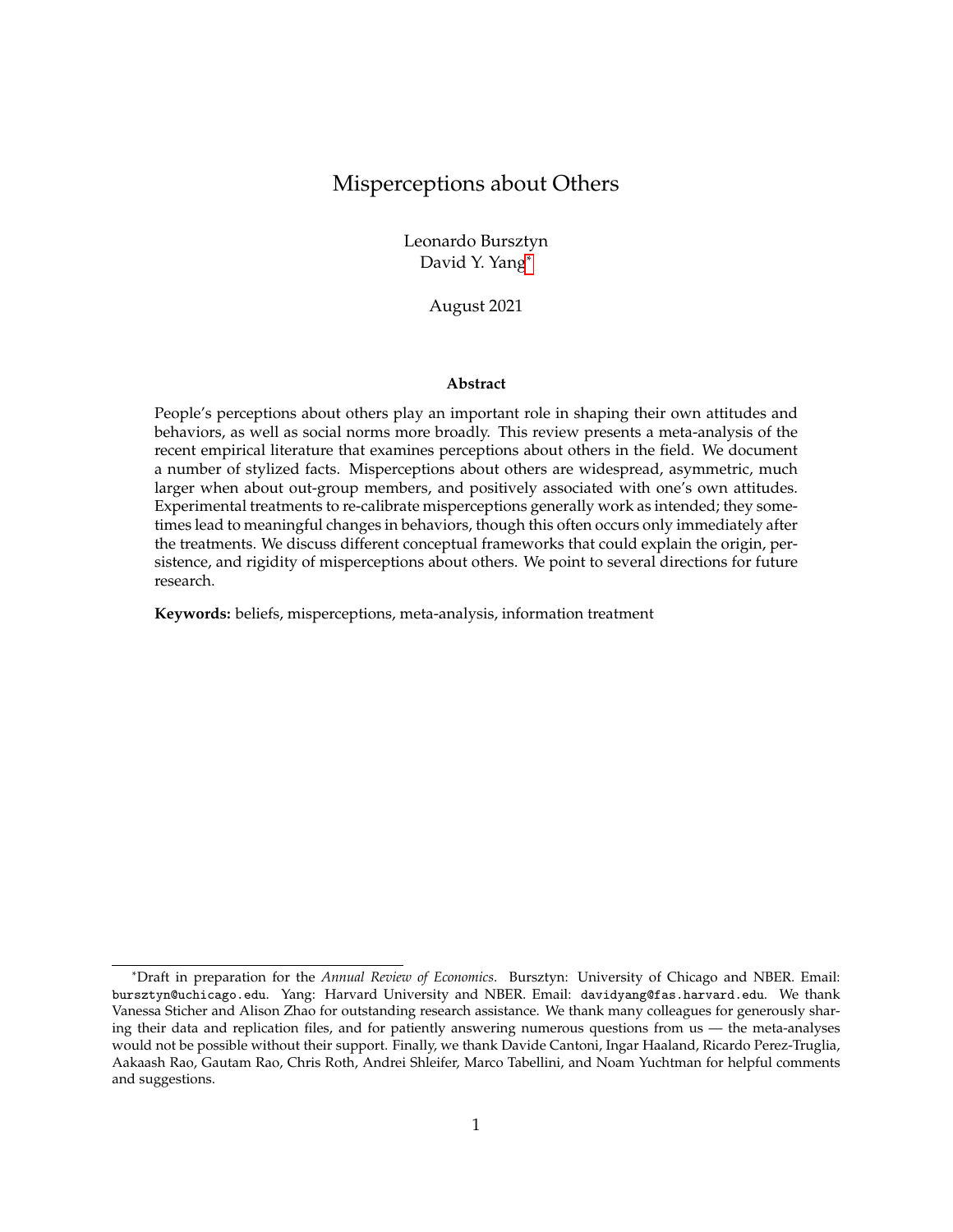# Misperceptions about Others

Leonardo Bursztyn
David Y. Yang*

August 2021

**Abstract**

People's perceptions about others play an important role in shaping their own attitudes and behaviors, as well as social norms more broadly. This review presents a meta-analysis of the recent empirical literature that examines perceptions about others in the field. We document a number of stylized facts. Misperceptions about others are widespread, asymmetric, much larger when about out-group members, and positively associated with one's own attitudes. Experimental treatments to re-calibrate misperceptions generally work as intended; they sometimes lead to meaningful changes in behaviors, though this often occurs only immediately after the treatments. We discuss different conceptual frameworks that could explain the origin, persistence, and rigidity of misperceptions about others. We point to several directions for future research.

**Keywords:** beliefs, misperceptions, meta-analysis, information treatment

*Draft in preparation for the *Annual Review of Economics*. Bursztyn: University of Chicago and NBER. Email: bursztyn@uchicago.edu. Yang: Harvard University and NBER. Email: davidyang@fas.harvard.edu. We thank Vanessa Sticher and Alison Zhao for outstanding research assistance. We thank many colleagues for generously sharing their data and replication files, and for patiently answering numerous questions from us — the meta-analyses would not be possible without their support. Finally, we thank Davide Cantoni, Ingar Haaland, Ricardo Perez-Truglia, Aakaash Rao, Gautam Rao, Chris Roth, Andrei Shleifer, Marco Tabellini, and Noam Yuchtman for helpful comments and suggestions.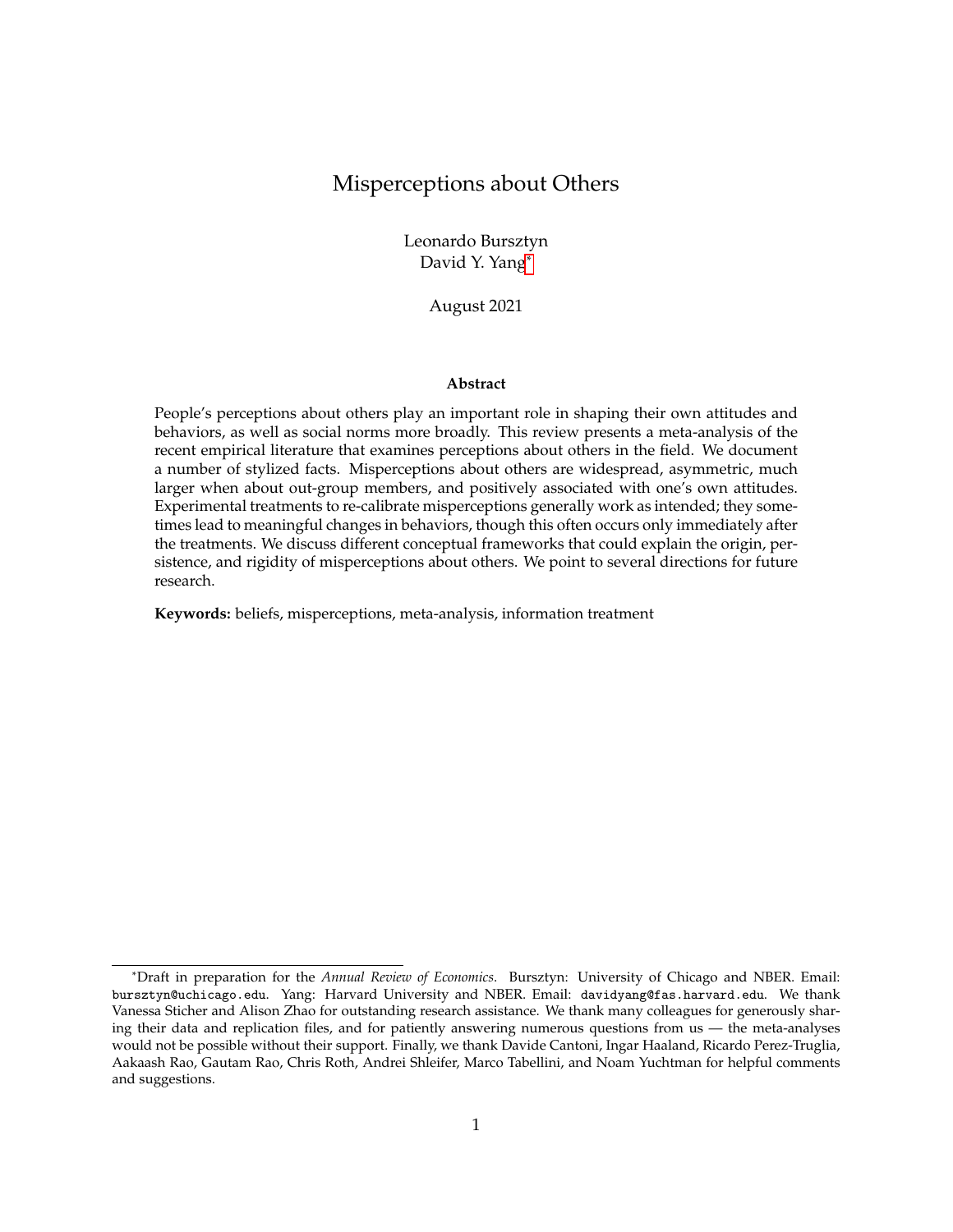# Misperceptions about Others

Leonardo Bursztyn
David Y. Yang[*]

August 2021

**Abstract**

People's perceptions about others play an important role in shaping their own attitudes and behaviors, as well as social norms more broadly. This review presents a meta-analysis of the recent empirical literature that examines perceptions about others in the field. We document a number of stylized facts. Misperceptions about others are widespread, asymmetric, much larger when about out-group members, and positively associated with one's own attitudes. Experimental treatments to re-calibrate misperceptions generally work as intended; they sometimes lead to meaningful changes in behaviors, though this often occurs only immediately after the treatments. We discuss different conceptual frameworks that could explain the origin, persistence, and rigidity of misperceptions about others. We point to several directions for future research.

**Keywords:** beliefs, misperceptions, meta-analysis, information treatment

---

[*]Draft in preparation for the *Annual Review of Economics*. Bursztyn: University of Chicago and NBER. Email: bursztyn@uchicago.edu. Yang: Harvard University and NBER. Email: davidyang@fas.harvard.edu. We thank Vanessa Sticher and Alison Zhao for outstanding research assistance. We thank many colleagues for generously sharing their data and replication files, and for patiently answering numerous questions from us — the meta-analyses would not be possible without their support. Finally, we thank Davide Cantoni, Ingar Haaland, Ricardo Perez-Truglia, Aakaash Rao, Gautam Rao, Chris Roth, Andrei Shleifer, Marco Tabellini, and Noam Yuchtman for helpful comments and suggestions.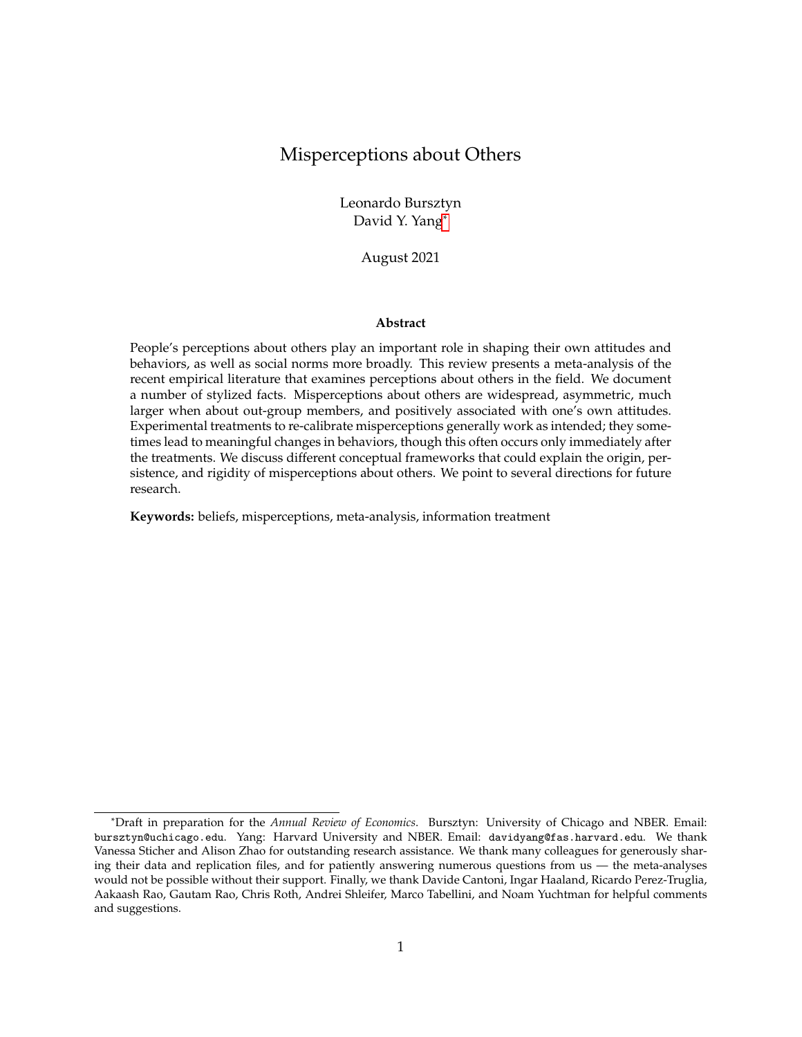# Misperceptions about Others

Leonardo Bursztyn
David Y. Yang[*]

August 2021

**Abstract**

People's perceptions about others play an important role in shaping their own attitudes and behaviors, as well as social norms more broadly. This review presents a meta-analysis of the recent empirical literature that examines perceptions about others in the field. We document a number of stylized facts. Misperceptions about others are widespread, asymmetric, much larger when about out-group members, and positively associated with one's own attitudes. Experimental treatments to re-calibrate misperceptions generally work as intended; they sometimes lead to meaningful changes in behaviors, though this often occurs only immediately after the treatments. We discuss different conceptual frameworks that could explain the origin, persistence, and rigidity of misperceptions about others. We point to several directions for future research.

**Keywords:** beliefs, misperceptions, meta-analysis, information treatment

---

[*]Draft in preparation for the *Annual Review of Economics*. Bursztyn: University of Chicago and NBER. Email: bursztyn@uchicago.edu. Yang: Harvard University and NBER. Email: davidyang@fas.harvard.edu. We thank Vanessa Sticher and Alison Zhao for outstanding research assistance. We thank many colleagues for generously sharing their data and replication files, and for patiently answering numerous questions from us — the meta-analyses would not be possible without their support. Finally, we thank Davide Cantoni, Ingar Haaland, Ricardo Perez-Truglia, Aakaash Rao, Gautam Rao, Chris Roth, Andrei Shleifer, Marco Tabellini, and Noam Yuchtman for helpful comments and suggestions.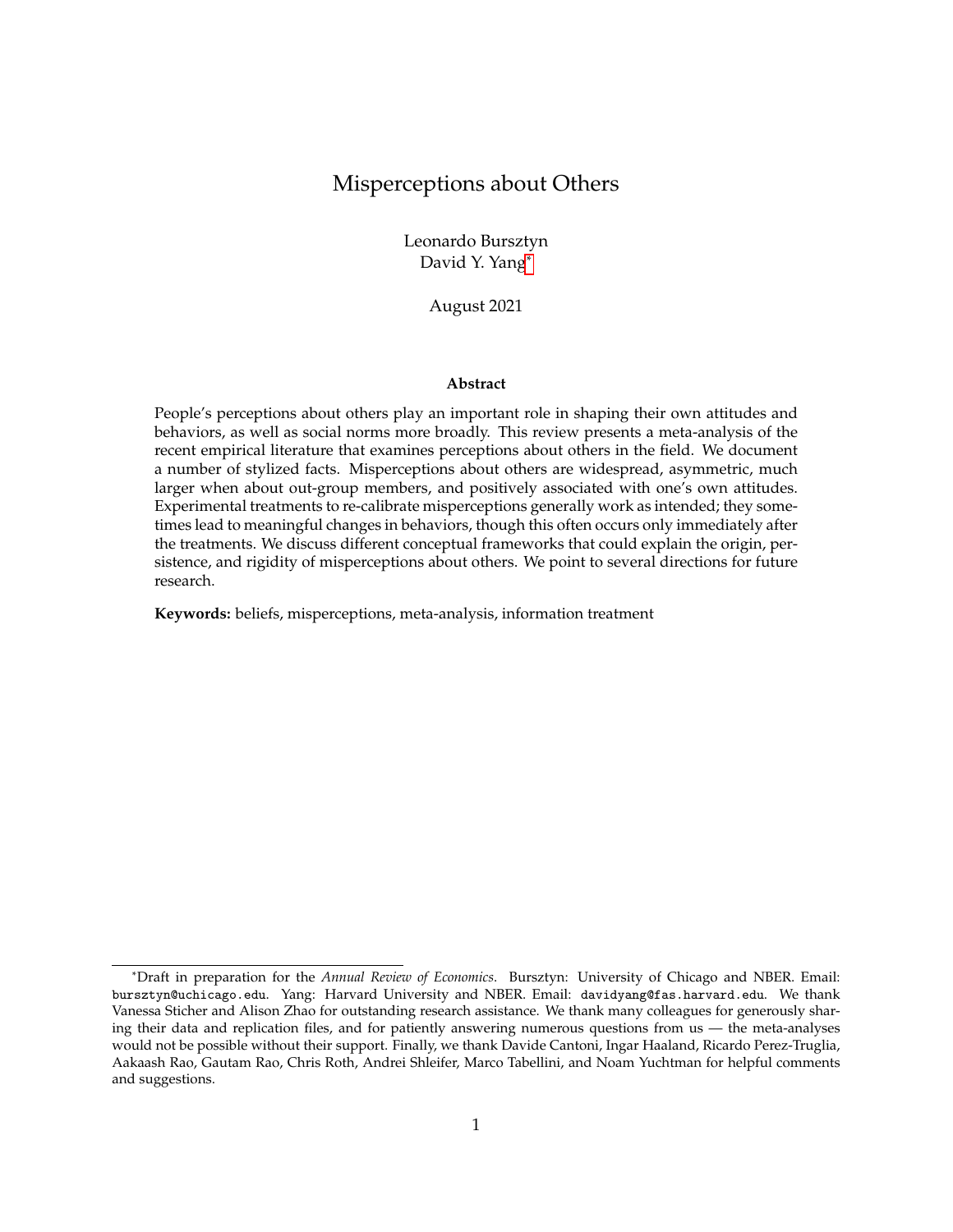# Misperceptions about Others

Leonardo Bursztyn
David Y. Yang[*]

August 2021

**Abstract**

People's perceptions about others play an important role in shaping their own attitudes and behaviors, as well as social norms more broadly. This review presents a meta-analysis of the recent empirical literature that examines perceptions about others in the field. We document a number of stylized facts. Misperceptions about others are widespread, asymmetric, much larger when about out-group members, and positively associated with one's own attitudes. Experimental treatments to re-calibrate misperceptions generally work as intended; they sometimes lead to meaningful changes in behaviors, though this often occurs only immediately after the treatments. We discuss different conceptual frameworks that could explain the origin, persistence, and rigidity of misperceptions about others. We point to several directions for future research.

**Keywords:** beliefs, misperceptions, meta-analysis, information treatment

[*]Draft in preparation for the *Annual Review of Economics*. Bursztyn: University of Chicago and NBER. Email: bursztyn@uchicago.edu. Yang: Harvard University and NBER. Email: davidyang@fas.harvard.edu. We thank Vanessa Sticher and Alison Zhao for outstanding research assistance. We thank many colleagues for generously sharing their data and replication files, and for patiently answering numerous questions from us — the meta-analyses would not be possible without their support. Finally, we thank Davide Cantoni, Ingar Haaland, Ricardo Perez-Truglia, Aakaash Rao, Gautam Rao, Chris Roth, Andrei Shleifer, Marco Tabellini, and Noam Yuchtman for helpful comments and suggestions.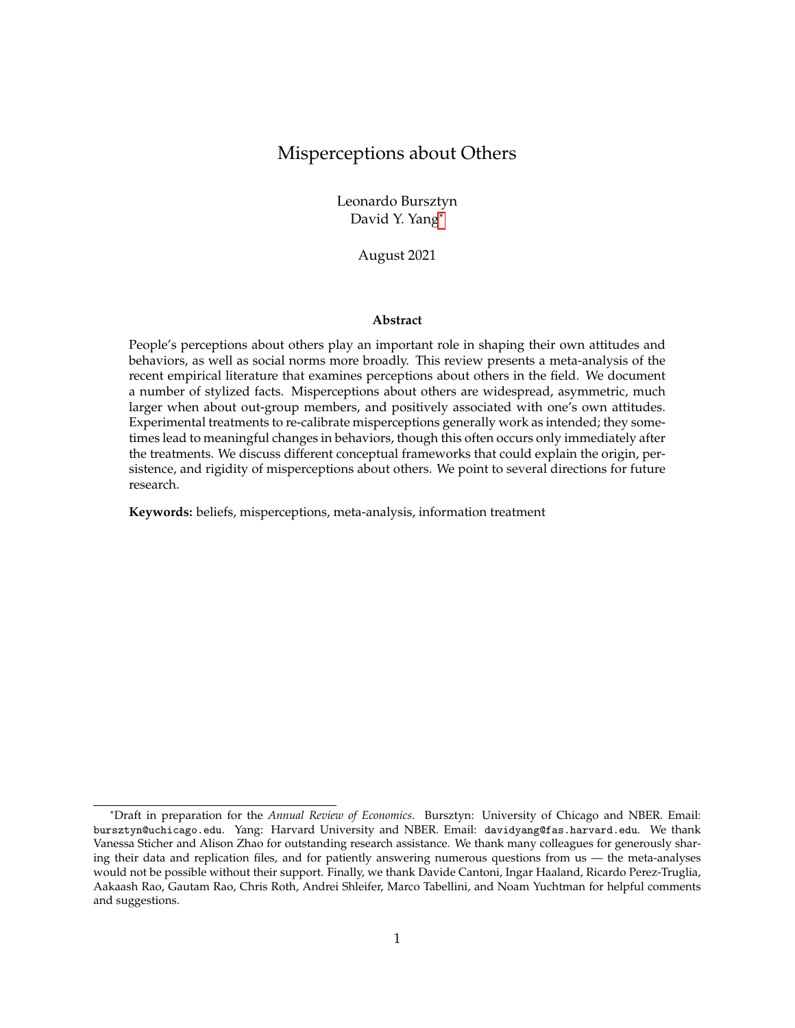# Misperceptions about Others

Leonardo Bursztyn
David Y. Yang*

August 2021

**Abstract**

People's perceptions about others play an important role in shaping their own attitudes and behaviors, as well as social norms more broadly. This review presents a meta-analysis of the recent empirical literature that examines perceptions about others in the field. We document a number of stylized facts. Misperceptions about others are widespread, asymmetric, much larger when about out-group members, and positively associated with one's own attitudes. Experimental treatments to re-calibrate misperceptions generally work as intended; they sometimes lead to meaningful changes in behaviors, though this often occurs only immediately after the treatments. We discuss different conceptual frameworks that could explain the origin, persistence, and rigidity of misperceptions about others. We point to several directions for future research.

**Keywords:** beliefs, misperceptions, meta-analysis, information treatment

---

*Draft in preparation for the *Annual Review of Economics*. Bursztyn: University of Chicago and NBER. Email: bursztyn@uchicago.edu. Yang: Harvard University and NBER. Email: davidyang@fas.harvard.edu. We thank Vanessa Sticher and Alison Zhao for outstanding research assistance. We thank many colleagues for generously sharing their data and replication files, and for patiently answering numerous questions from us — the meta-analyses would not be possible without their support. Finally, we thank Davide Cantoni, Ingar Haaland, Ricardo Perez-Truglia, Aakaash Rao, Gautam Rao, Chris Roth, Andrei Shleifer, Marco Tabellini, and Noam Yuchtman for helpful comments and suggestions.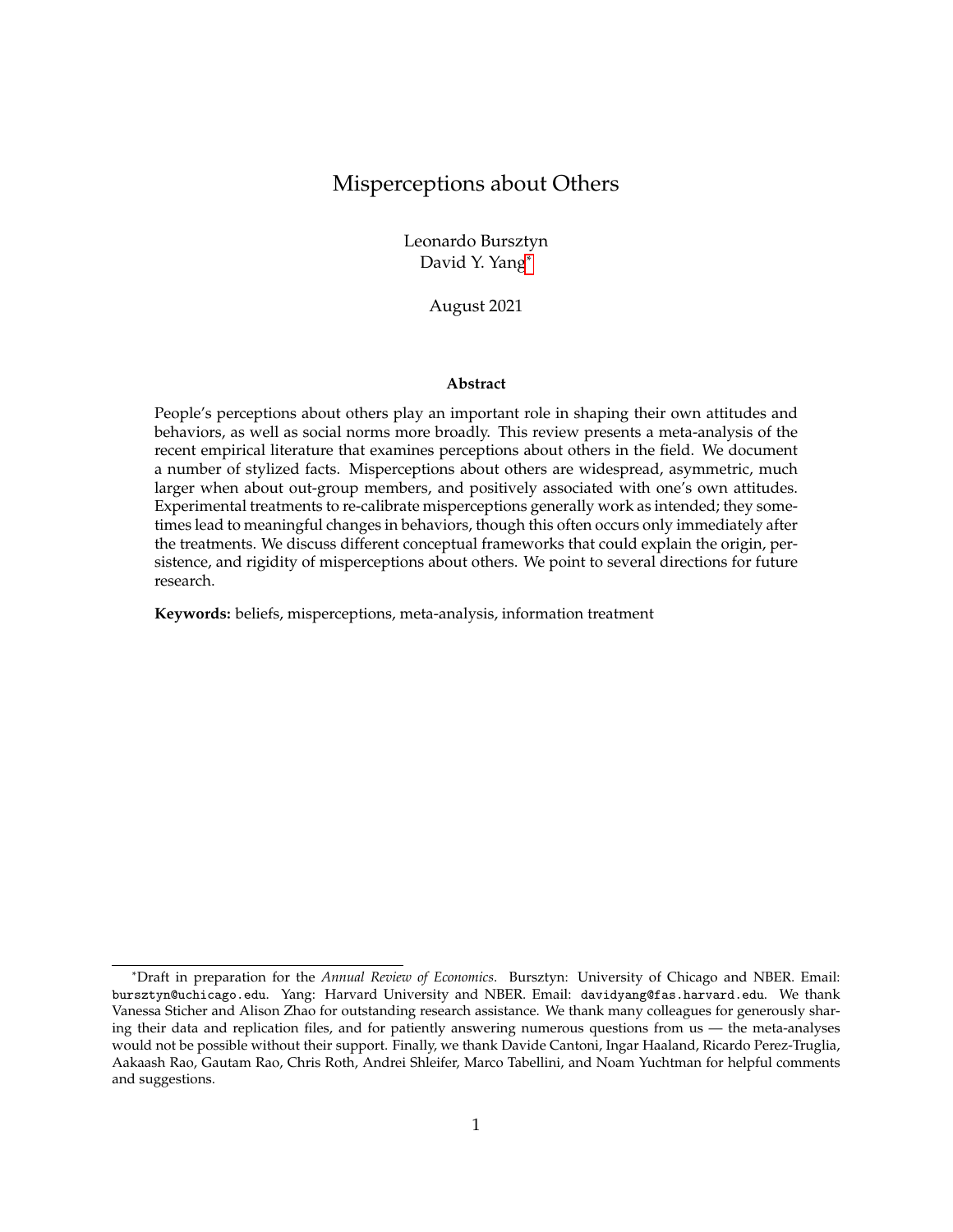# Misperceptions about Others

Leonardo Bursztyn
David Y. Yang*

August 2021

**Abstract**

People's perceptions about others play an important role in shaping their own attitudes and behaviors, as well as social norms more broadly. This review presents a meta-analysis of the recent empirical literature that examines perceptions about others in the field. We document a number of stylized facts. Misperceptions about others are widespread, asymmetric, much larger when about out-group members, and positively associated with one's own attitudes. Experimental treatments to re-calibrate misperceptions generally work as intended; they sometimes lead to meaningful changes in behaviors, though this often occurs only immediately after the treatments. We discuss different conceptual frameworks that could explain the origin, persistence, and rigidity of misperceptions about others. We point to several directions for future research.

**Keywords:** beliefs, misperceptions, meta-analysis, information treatment

---

*Draft in preparation for the *Annual Review of Economics*. Bursztyn: University of Chicago and NBER. Email: bursztyn@uchicago.edu. Yang: Harvard University and NBER. Email: davidyang@fas.harvard.edu. We thank Vanessa Sticher and Alison Zhao for outstanding research assistance. We thank many colleagues for generously sharing their data and replication files, and for patiently answering numerous questions from us — the meta-analyses would not be possible without their support. Finally, we thank Davide Cantoni, Ingar Haaland, Ricardo Perez-Truglia, Aakaash Rao, Gautam Rao, Chris Roth, Andrei Shleifer, Marco Tabellini, and Noam Yuchtman for helpful comments and suggestions.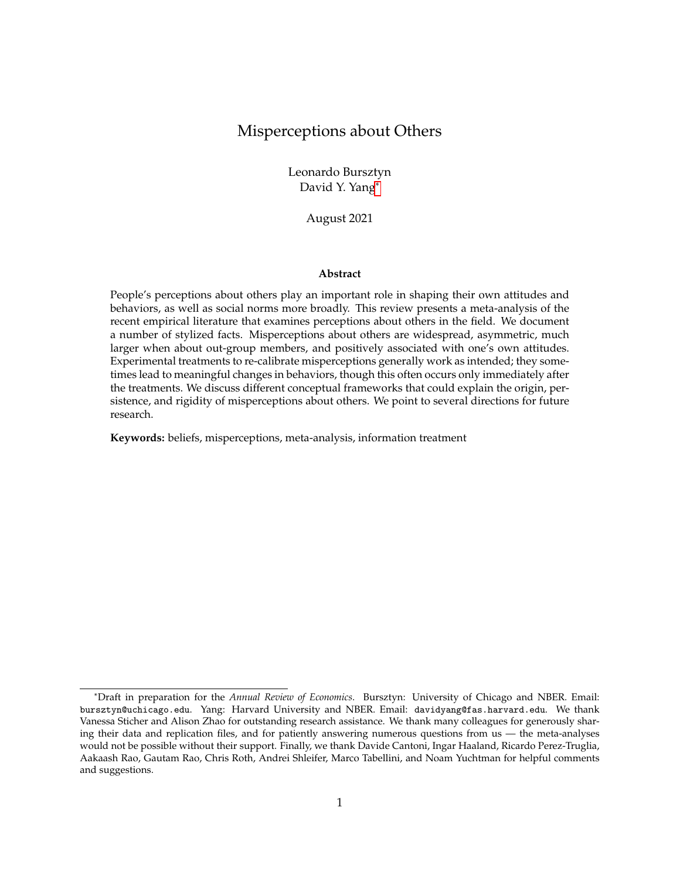# Misperceptions about Others

Leonardo Bursztyn
David Y. Yang*

August 2021

**Abstract**

People's perceptions about others play an important role in shaping their own attitudes and behaviors, as well as social norms more broadly. This review presents a meta-analysis of the recent empirical literature that examines perceptions about others in the field. We document a number of stylized facts. Misperceptions about others are widespread, asymmetric, much larger when about out-group members, and positively associated with one's own attitudes. Experimental treatments to re-calibrate misperceptions generally work as intended; they sometimes lead to meaningful changes in behaviors, though this often occurs only immediately after the treatments. We discuss different conceptual frameworks that could explain the origin, persistence, and rigidity of misperceptions about others. We point to several directions for future research.

**Keywords:** beliefs, misperceptions, meta-analysis, information treatment

---

*Draft in preparation for the *Annual Review of Economics*. Bursztyn: University of Chicago and NBER. Email: bursztyn@uchicago.edu. Yang: Harvard University and NBER. Email: davidyang@fas.harvard.edu. We thank Vanessa Sticher and Alison Zhao for outstanding research assistance. We thank many colleagues for generously sharing their data and replication files, and for patiently answering numerous questions from us — the meta-analyses would not be possible without their support. Finally, we thank Davide Cantoni, Ingar Haaland, Ricardo Perez-Truglia, Aakaash Rao, Gautam Rao, Chris Roth, Andrei Shleifer, Marco Tabellini, and Noam Yuchtman for helpful comments and suggestions.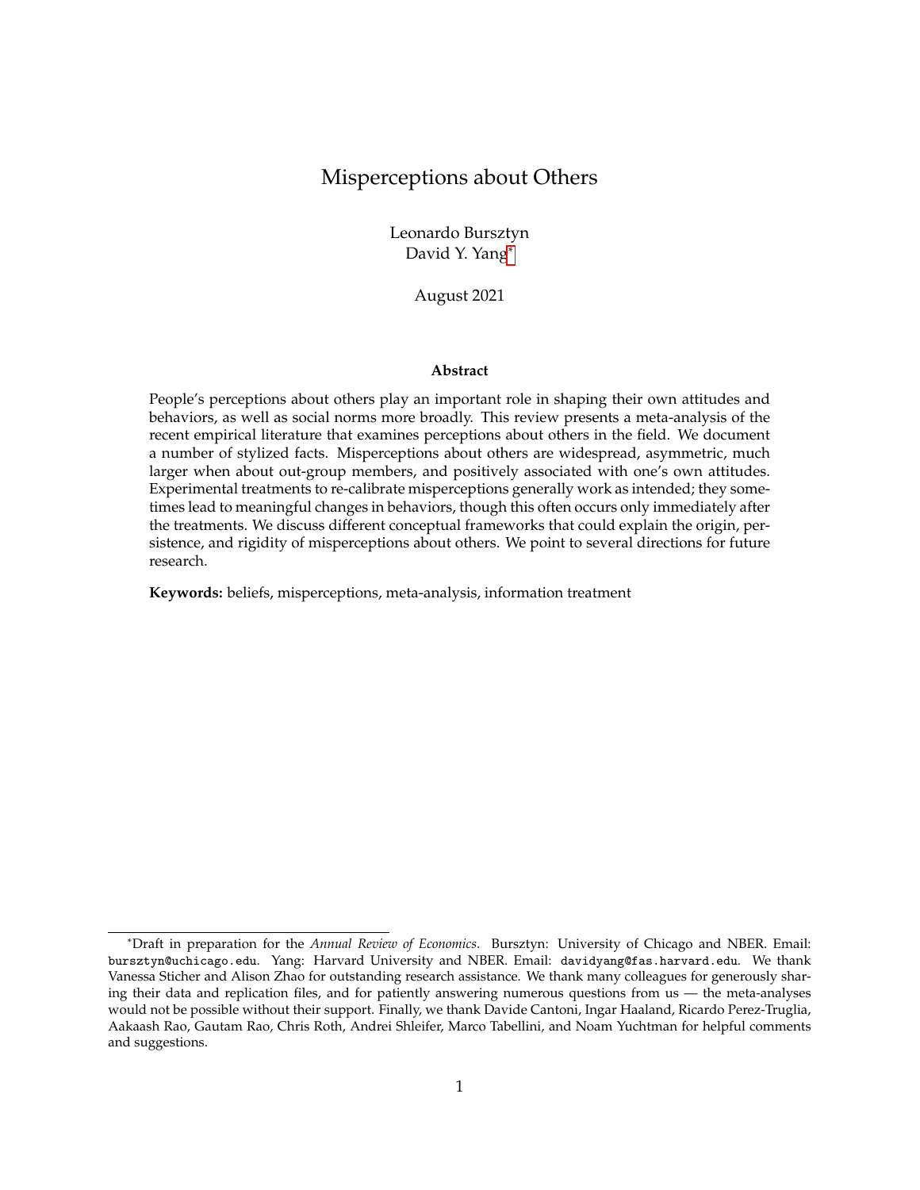# Misperceptions about Others

Leonardo Bursztyn
David Y. Yang[*]

August 2021

**Abstract**

People's perceptions about others play an important role in shaping their own attitudes and behaviors, as well as social norms more broadly. This review presents a meta-analysis of the recent empirical literature that examines perceptions about others in the field. We document a number of stylized facts. Misperceptions about others are widespread, asymmetric, much larger when about out-group members, and positively associated with one's own attitudes. Experimental treatments to re-calibrate misperceptions generally work as intended; they sometimes lead to meaningful changes in behaviors, though this often occurs only immediately after the treatments. We discuss different conceptual frameworks that could explain the origin, persistence, and rigidity of misperceptions about others. We point to several directions for future research.

**Keywords:** beliefs, misperceptions, meta-analysis, information treatment

---

[*]Draft in preparation for the *Annual Review of Economics*. Bursztyn: University of Chicago and NBER. Email: bursztyn@uchicago.edu. Yang: Harvard University and NBER. Email: davidyang@fas.harvard.edu. We thank Vanessa Sticher and Alison Zhao for outstanding research assistance. We thank many colleagues for generously sharing their data and replication files, and for patiently answering numerous questions from us — the meta-analyses would not be possible without their support. Finally, we thank Davide Cantoni, Ingar Haaland, Ricardo Perez-Truglia, Aakaash Rao, Gautam Rao, Chris Roth, Andrei Shleifer, Marco Tabellini, and Noam Yuchtman for helpful comments and suggestions.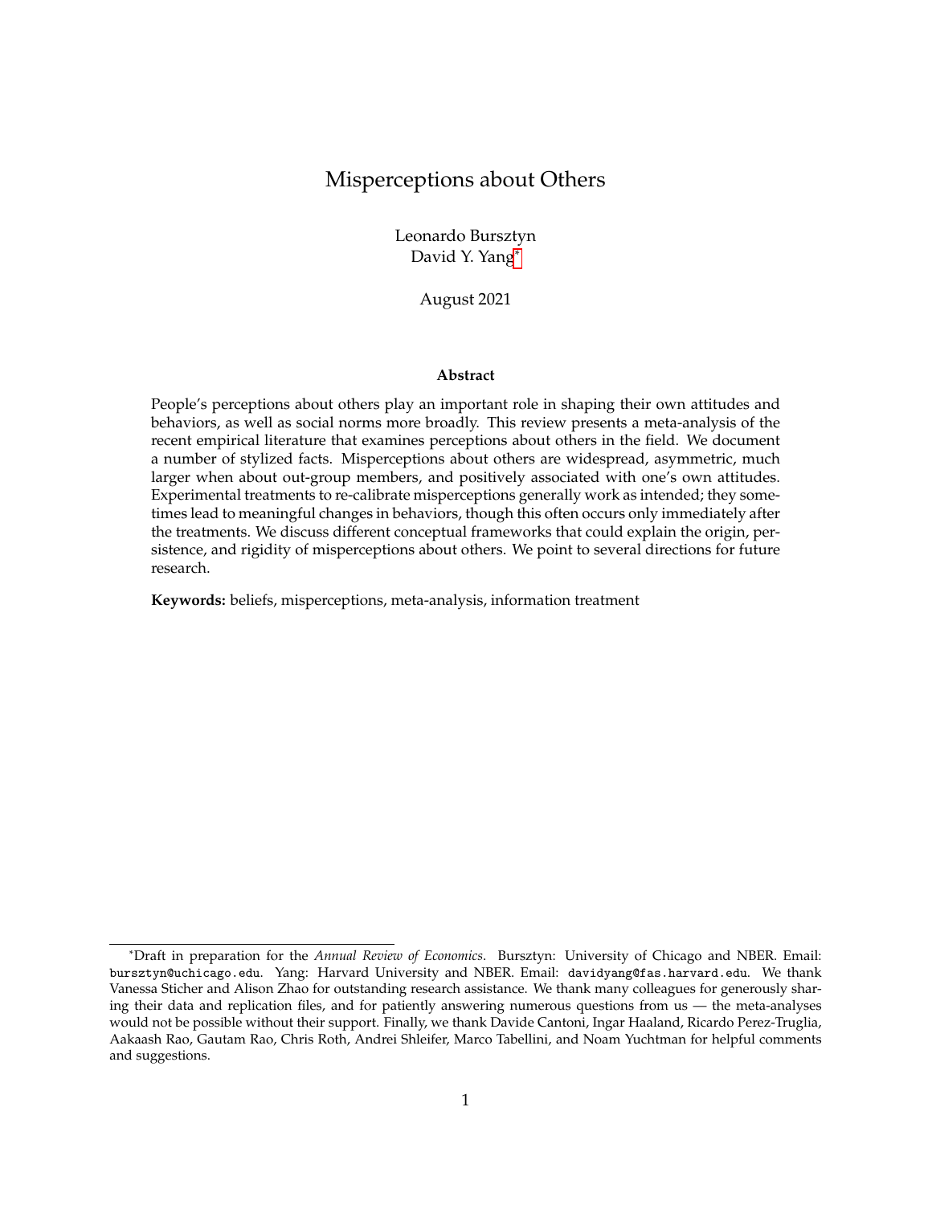# Misperceptions about Others

Leonardo Bursztyn
David Y. Yang[*]

August 2021

**Abstract**

People's perceptions about others play an important role in shaping their own attitudes and behaviors, as well as social norms more broadly. This review presents a meta-analysis of the recent empirical literature that examines perceptions about others in the field. We document a number of stylized facts. Misperceptions about others are widespread, asymmetric, much larger when about out-group members, and positively associated with one's own attitudes. Experimental treatments to re-calibrate misperceptions generally work as intended; they sometimes lead to meaningful changes in behaviors, though this often occurs only immediately after the treatments. We discuss different conceptual frameworks that could explain the origin, persistence, and rigidity of misperceptions about others. We point to several directions for future research.

**Keywords:** beliefs, misperceptions, meta-analysis, information treatment

---

[*]Draft in preparation for the *Annual Review of Economics*. Bursztyn: University of Chicago and NBER. Email: bursztyn@uchicago.edu. Yang: Harvard University and NBER. Email: davidyang@fas.harvard.edu. We thank Vanessa Sticher and Alison Zhao for outstanding research assistance. We thank many colleagues for generously sharing their data and replication files, and for patiently answering numerous questions from us — the meta-analyses would not be possible without their support. Finally, we thank Davide Cantoni, Ingar Haaland, Ricardo Perez-Truglia, Aakaash Rao, Gautam Rao, Chris Roth, Andrei Shleifer, Marco Tabellini, and Noam Yuchtman for helpful comments and suggestions.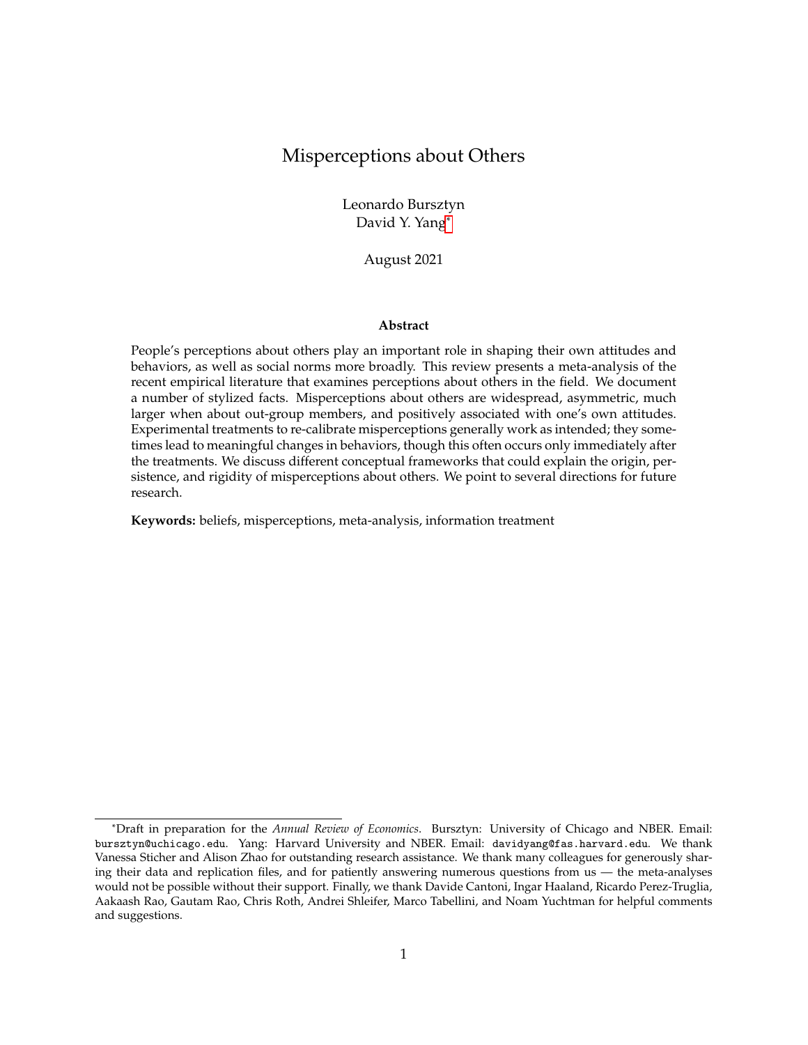# Misperceptions about Others

Leonardo Bursztyn
David Y. Yang*

August 2021

**Abstract**

People's perceptions about others play an important role in shaping their own attitudes and behaviors, as well as social norms more broadly. This review presents a meta-analysis of the recent empirical literature that examines perceptions about others in the field. We document a number of stylized facts. Misperceptions about others are widespread, asymmetric, much larger when about out-group members, and positively associated with one's own attitudes. Experimental treatments to re-calibrate misperceptions generally work as intended; they sometimes lead to meaningful changes in behaviors, though this often occurs only immediately after the treatments. We discuss different conceptual frameworks that could explain the origin, persistence, and rigidity of misperceptions about others. We point to several directions for future research.

**Keywords:** beliefs, misperceptions, meta-analysis, information treatment

---

*Draft in preparation for the *Annual Review of Economics*. Bursztyn: University of Chicago and NBER. Email: bursztyn@uchicago.edu. Yang: Harvard University and NBER. Email: davidyang@fas.harvard.edu. We thank Vanessa Sticher and Alison Zhao for outstanding research assistance. We thank many colleagues for generously sharing their data and replication files, and for patiently answering numerous questions from us — the meta-analyses would not be possible without their support. Finally, we thank Davide Cantoni, Ingar Haaland, Ricardo Perez-Truglia, Aakaash Rao, Gautam Rao, Chris Roth, Andrei Shleifer, Marco Tabellini, and Noam Yuchtman for helpful comments and suggestions.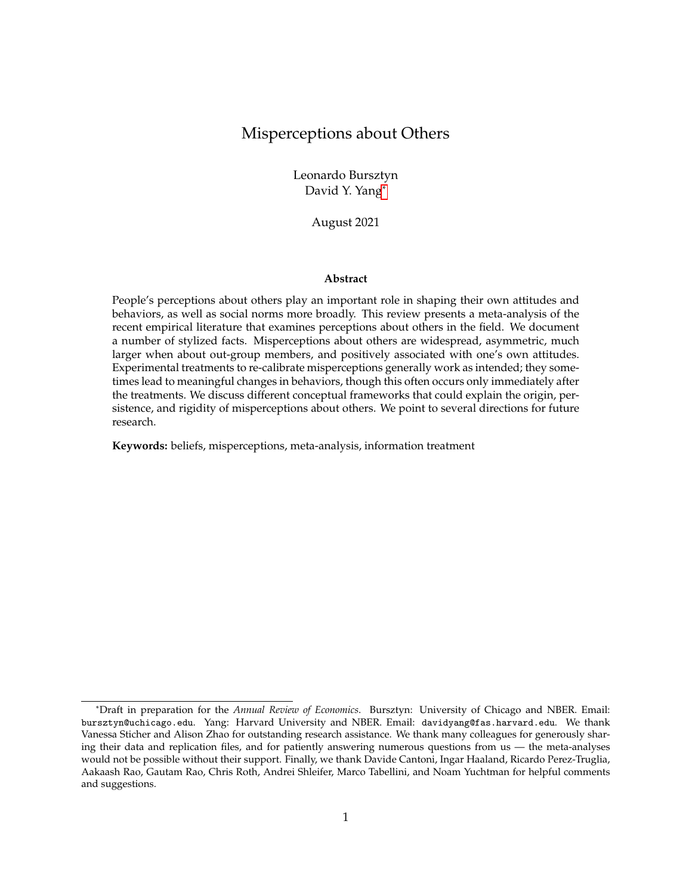# Misperceptions about Others

Leonardo Bursztyn
David Y. Yang[*]

August 2021

**Abstract**

People's perceptions about others play an important role in shaping their own attitudes and behaviors, as well as social norms more broadly. This review presents a meta-analysis of the recent empirical literature that examines perceptions about others in the field. We document a number of stylized facts. Misperceptions about others are widespread, asymmetric, much larger when about out-group members, and positively associated with one's own attitudes. Experimental treatments to re-calibrate misperceptions generally work as intended; they sometimes lead to meaningful changes in behaviors, though this often occurs only immediately after the treatments. We discuss different conceptual frameworks that could explain the origin, persistence, and rigidity of misperceptions about others. We point to several directions for future research.

**Keywords:** beliefs, misperceptions, meta-analysis, information treatment

---

[*]Draft in preparation for the *Annual Review of Economics*. Bursztyn: University of Chicago and NBER. Email: bursztyn@uchicago.edu. Yang: Harvard University and NBER. Email: davidyang@fas.harvard.edu. We thank Vanessa Sticher and Alison Zhao for outstanding research assistance. We thank many colleagues for generously sharing their data and replication files, and for patiently answering numerous questions from us — the meta-analyses would not be possible without their support. Finally, we thank Davide Cantoni, Ingar Haaland, Ricardo Perez-Truglia, Aakaash Rao, Gautam Rao, Chris Roth, Andrei Shleifer, Marco Tabellini, and Noam Yuchtman for helpful comments and suggestions.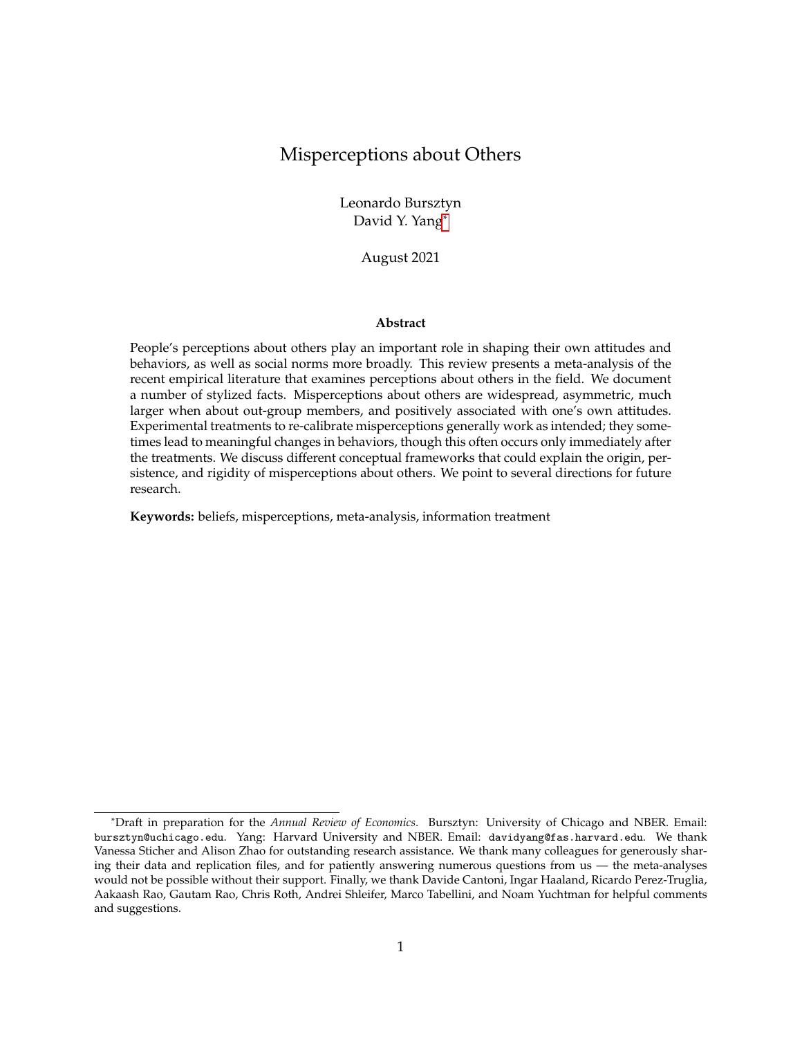# Misperceptions about Others

Leonardo Bursztyn
David Y. Yang[*]

August 2021

### Abstract

People's perceptions about others play an important role in shaping their own attitudes and behaviors, as well as social norms more broadly. This review presents a meta-analysis of the recent empirical literature that examines perceptions about others in the field. We document a number of stylized facts. Misperceptions about others are widespread, asymmetric, much larger when about out-group members, and positively associated with one's own attitudes. Experimental treatments to re-calibrate misperceptions generally work as intended; they sometimes lead to meaningful changes in behaviors, though this often occurs only immediately after the treatments. We discuss different conceptual frameworks that could explain the origin, persistence, and rigidity of misperceptions about others. We point to several directions for future research.

**Keywords:** beliefs, misperceptions, meta-analysis, information treatment

[*]Draft in preparation for the *Annual Review of Economics*. Bursztyn: University of Chicago and NBER. Email: bursztyn@uchicago.edu. Yang: Harvard University and NBER. Email: davidyang@fas.harvard.edu. We thank Vanessa Sticher and Alison Zhao for outstanding research assistance. We thank many colleagues for generously sharing their data and replication files, and for patiently answering numerous questions from us — the meta-analyses would not be possible without their support. Finally, we thank Davide Cantoni, Ingar Haaland, Ricardo Perez-Truglia, Aakaash Rao, Gautam Rao, Chris Roth, Andrei Shleifer, Marco Tabellini, and Noam Yuchtman for helpful comments and suggestions.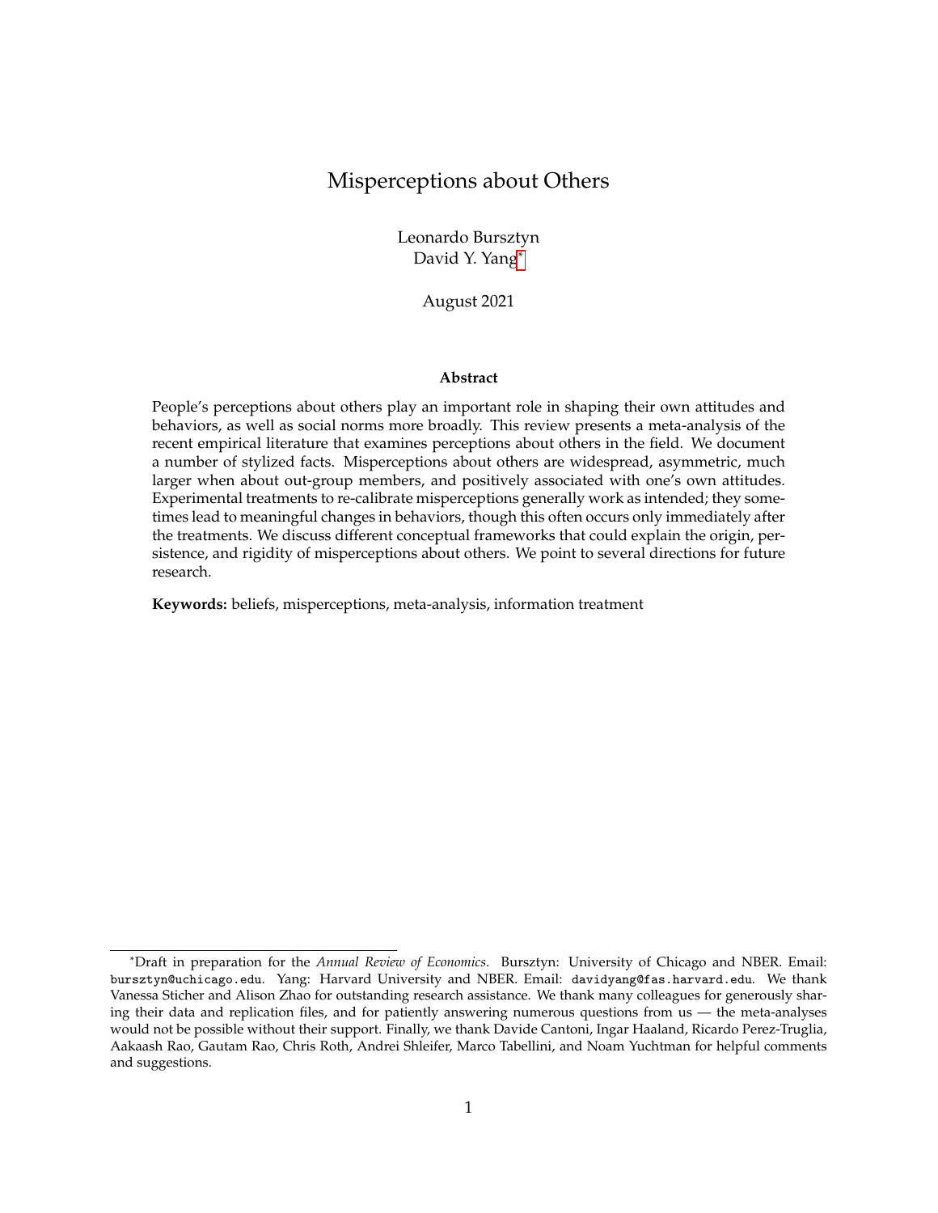# Misperceptions about Others

Leonardo Bursztyn
David Y. Yang[*]

August 2021

**Abstract**

People's perceptions about others play an important role in shaping their own attitudes and behaviors, as well as social norms more broadly. This review presents a meta-analysis of the recent empirical literature that examines perceptions about others in the field. We document a number of stylized facts. Misperceptions about others are widespread, asymmetric, much larger when about out-group members, and positively associated with one's own attitudes. Experimental treatments to re-calibrate misperceptions generally work as intended; they sometimes lead to meaningful changes in behaviors, though this often occurs only immediately after the treatments. We discuss different conceptual frameworks that could explain the origin, persistence, and rigidity of misperceptions about others. We point to several directions for future research.

**Keywords:** beliefs, misperceptions, meta-analysis, information treatment

---

[*] Draft in preparation for the *Annual Review of Economics*. Bursztyn: University of Chicago and NBER. Email: bursztyn@uchicago.edu. Yang: Harvard University and NBER. Email: davidyang@fas.harvard.edu. We thank Vanessa Sticher and Alison Zhao for outstanding research assistance. We thank many colleagues for generously sharing their data and replication files, and for patiently answering numerous questions from us — the meta-analyses would not be possible without their support. Finally, we thank Davide Cantoni, Ingar Haaland, Ricardo Perez-Truglia, Aakaash Rao, Gautam Rao, Chris Roth, Andrei Shleifer, Marco Tabellini, and Noam Yuchtman for helpful comments and suggestions.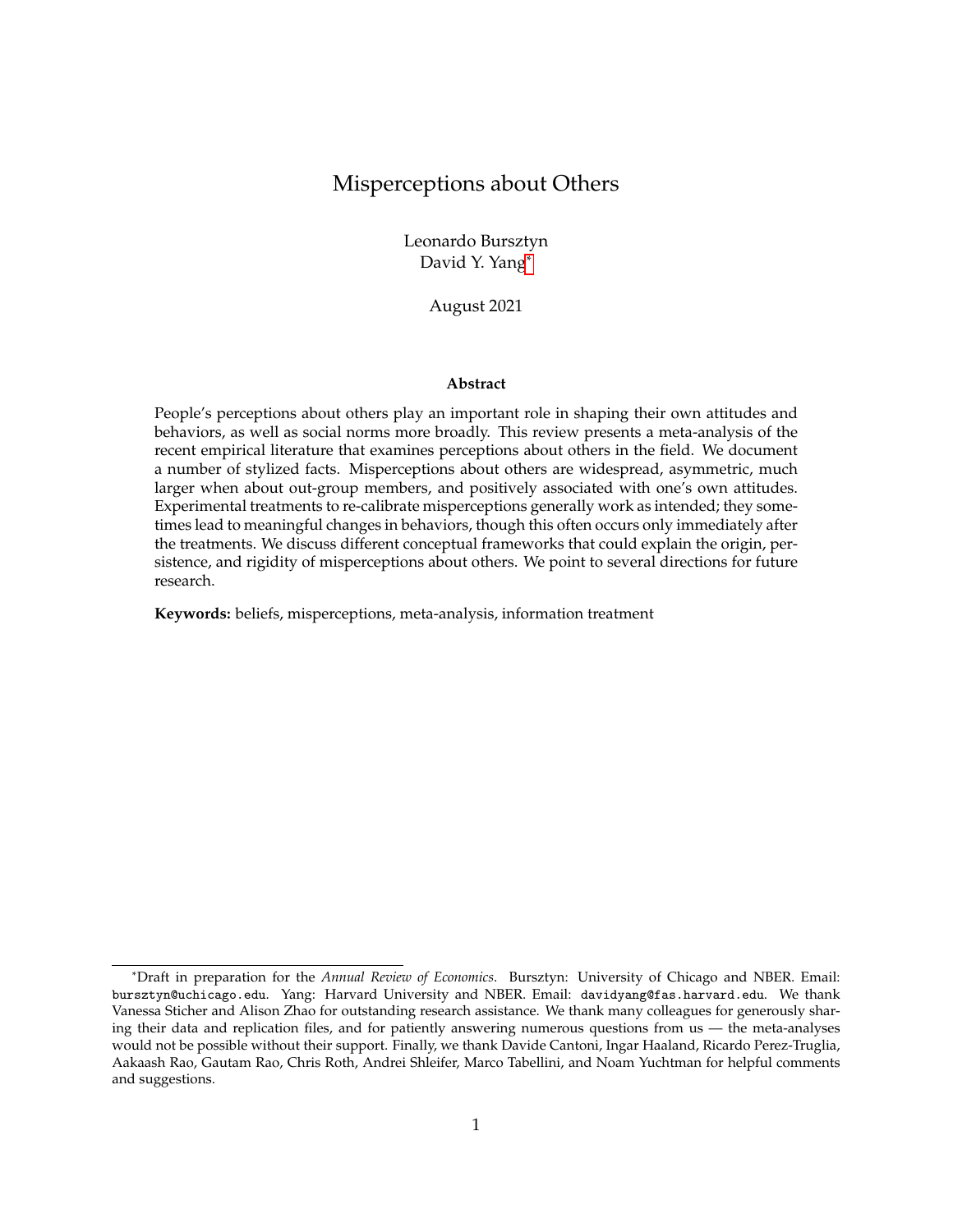# Misperceptions about Others

Leonardo Bursztyn
David Y. Yang[*]

August 2021

**Abstract**

People's perceptions about others play an important role in shaping their own attitudes and behaviors, as well as social norms more broadly. This review presents a meta-analysis of the recent empirical literature that examines perceptions about others in the field. We document a number of stylized facts. Misperceptions about others are widespread, asymmetric, much larger when about out-group members, and positively associated with one's own attitudes. Experimental treatments to re-calibrate misperceptions generally work as intended; they sometimes lead to meaningful changes in behaviors, though this often occurs only immediately after the treatments. We discuss different conceptual frameworks that could explain the origin, persistence, and rigidity of misperceptions about others. We point to several directions for future research.

**Keywords:** beliefs, misperceptions, meta-analysis, information treatment

[*]Draft in preparation for the *Annual Review of Economics*. Bursztyn: University of Chicago and NBER. Email: bursztyn@uchicago.edu. Yang: Harvard University and NBER. Email: davidyang@fas.harvard.edu. We thank Vanessa Sticher and Alison Zhao for outstanding research assistance. We thank many colleagues for generously sharing their data and replication files, and for patiently answering numerous questions from us — the meta-analyses would not be possible without their support. Finally, we thank Davide Cantoni, Ingar Haaland, Ricardo Perez-Truglia, Aakaash Rao, Gautam Rao, Chris Roth, Andrei Shleifer, Marco Tabellini, and Noam Yuchtman for helpful comments and suggestions.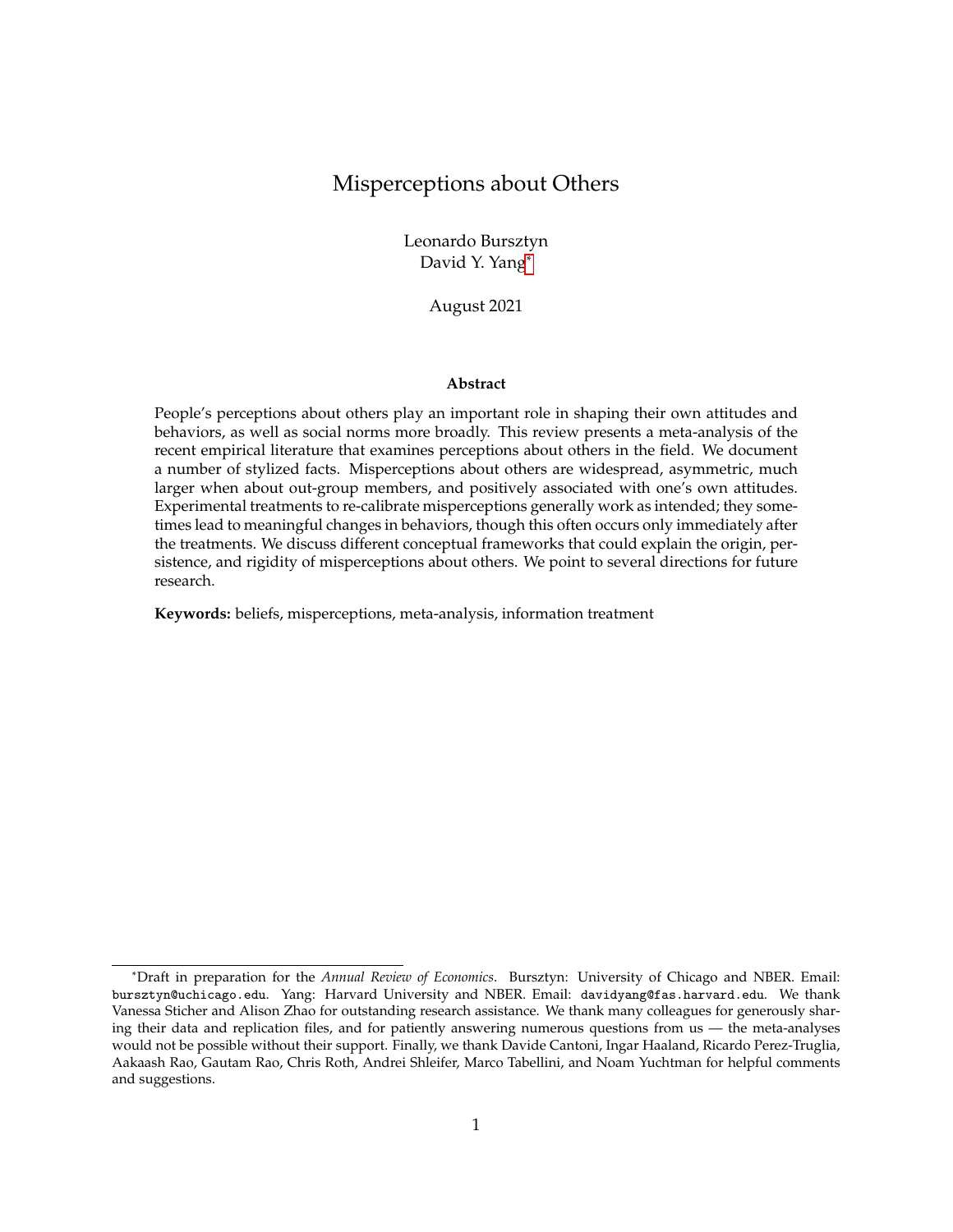# Misperceptions about Others

Leonardo Bursztyn
David Y. Yang[*]

August 2021

**Abstract**

People's perceptions about others play an important role in shaping their own attitudes and behaviors, as well as social norms more broadly. This review presents a meta-analysis of the recent empirical literature that examines perceptions about others in the field. We document a number of stylized facts. Misperceptions about others are widespread, asymmetric, much larger when about out-group members, and positively associated with one's own attitudes. Experimental treatments to re-calibrate misperceptions generally work as intended; they sometimes lead to meaningful changes in behaviors, though this often occurs only immediately after the treatments. We discuss different conceptual frameworks that could explain the origin, persistence, and rigidity of misperceptions about others. We point to several directions for future research.

**Keywords:** beliefs, misperceptions, meta-analysis, information treatment

---

[*]Draft in preparation for the *Annual Review of Economics*. Bursztyn: University of Chicago and NBER. Email: bursztyn@uchicago.edu. Yang: Harvard University and NBER. Email: davidyang@fas.harvard.edu. We thank Vanessa Sticher and Alison Zhao for outstanding research assistance. We thank many colleagues for generously sharing their data and replication files, and for patiently answering numerous questions from us — the meta-analyses would not be possible without their support. Finally, we thank Davide Cantoni, Ingar Haaland, Ricardo Perez-Truglia, Aakaash Rao, Gautam Rao, Chris Roth, Andrei Shleifer, Marco Tabellini, and Noam Yuchtman for helpful comments and suggestions.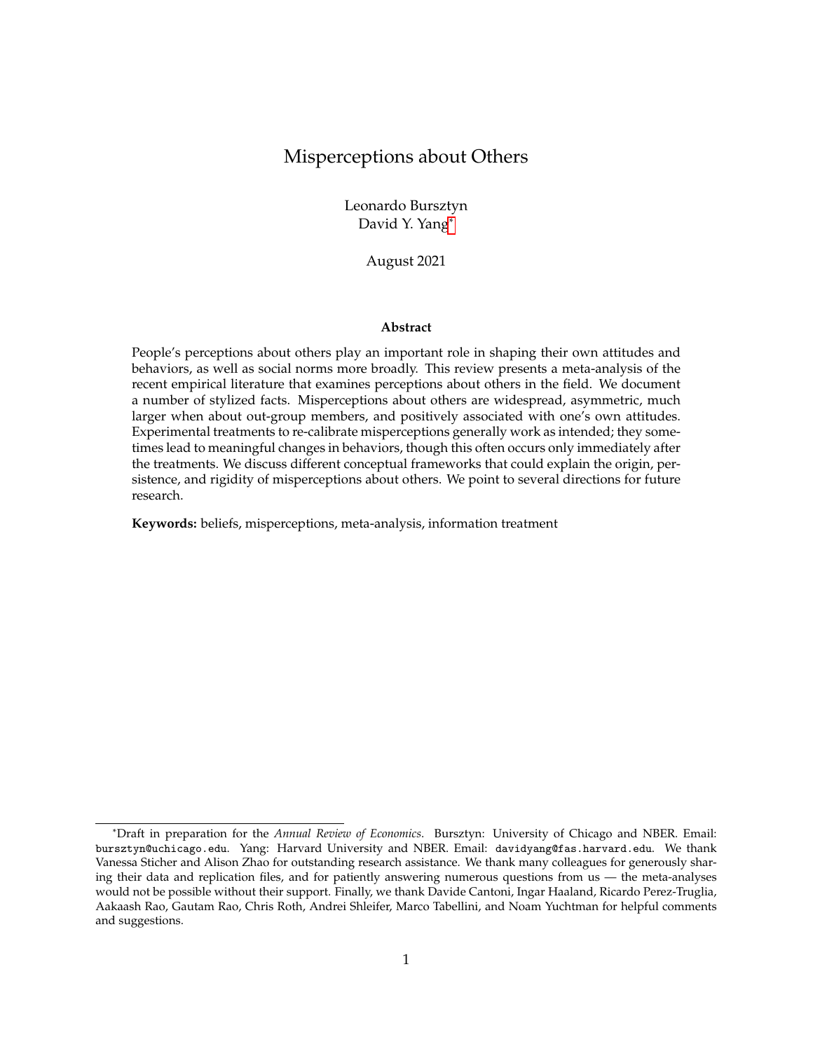# Misperceptions about Others

Leonardo Bursztyn
David Y. Yang[*]

August 2021

**Abstract**

People's perceptions about others play an important role in shaping their own attitudes and behaviors, as well as social norms more broadly. This review presents a meta-analysis of the recent empirical literature that examines perceptions about others in the field. We document a number of stylized facts. Misperceptions about others are widespread, asymmetric, much larger when about out-group members, and positively associated with one's own attitudes. Experimental treatments to re-calibrate misperceptions generally work as intended; they sometimes lead to meaningful changes in behaviors, though this often occurs only immediately after the treatments. We discuss different conceptual frameworks that could explain the origin, persistence, and rigidity of misperceptions about others. We point to several directions for future research.

**Keywords:** beliefs, misperceptions, meta-analysis, information treatment

---

[*]Draft in preparation for the *Annual Review of Economics*. Bursztyn: University of Chicago and NBER. Email: bursztyn@uchicago.edu. Yang: Harvard University and NBER. Email: davidyang@fas.harvard.edu. We thank Vanessa Sticher and Alison Zhao for outstanding research assistance. We thank many colleagues for generously sharing their data and replication files, and for patiently answering numerous questions from us — the meta-analyses would not be possible without their support. Finally, we thank Davide Cantoni, Ingar Haaland, Ricardo Perez-Truglia, Aakaash Rao, Gautam Rao, Chris Roth, Andrei Shleifer, Marco Tabellini, and Noam Yuchtman for helpful comments and suggestions.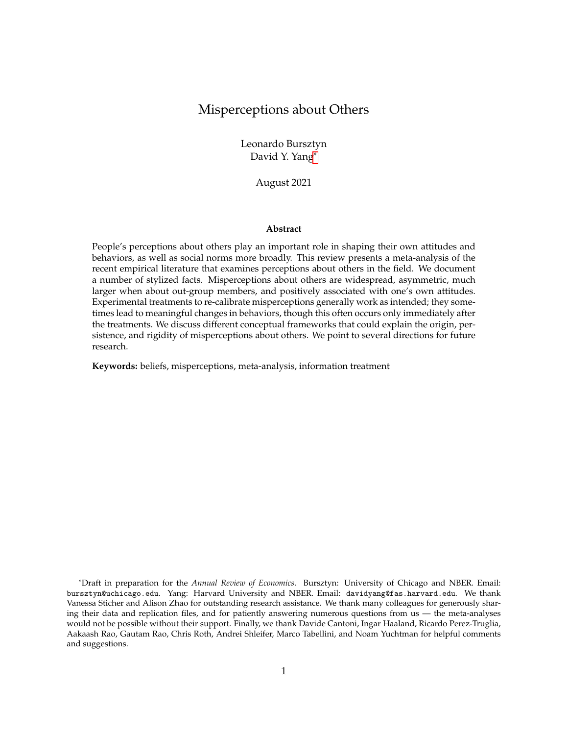# Misperceptions about Others

Leonardo Bursztyn
David Y. Yang[*]

August 2021

### Abstract

People's perceptions about others play an important role in shaping their own attitudes and behaviors, as well as social norms more broadly. This review presents a meta-analysis of the recent empirical literature that examines perceptions about others in the field. We document a number of stylized facts. Misperceptions about others are widespread, asymmetric, much larger when about out-group members, and positively associated with one's own attitudes. Experimental treatments to re-calibrate misperceptions generally work as intended; they sometimes lead to meaningful changes in behaviors, though this often occurs only immediately after the treatments. We discuss different conceptual frameworks that could explain the origin, persistence, and rigidity of misperceptions about others. We point to several directions for future research.

**Keywords:** beliefs, misperceptions, meta-analysis, information treatment

---

[*]Draft in preparation for the *Annual Review of Economics*. Bursztyn: University of Chicago and NBER. Email: bursztyn@uchicago.edu. Yang: Harvard University and NBER. Email: davidyang@fas.harvard.edu. We thank Vanessa Sticher and Alison Zhao for outstanding research assistance. We thank many colleagues for generously sharing their data and replication files, and for patiently answering numerous questions from us — the meta-analyses would not be possible without their support. Finally, we thank Davide Cantoni, Ingar Haaland, Ricardo Perez-Truglia, Aakaash Rao, Gautam Rao, Chris Roth, Andrei Shleifer, Marco Tabellini, and Noam Yuchtman for helpful comments and suggestions.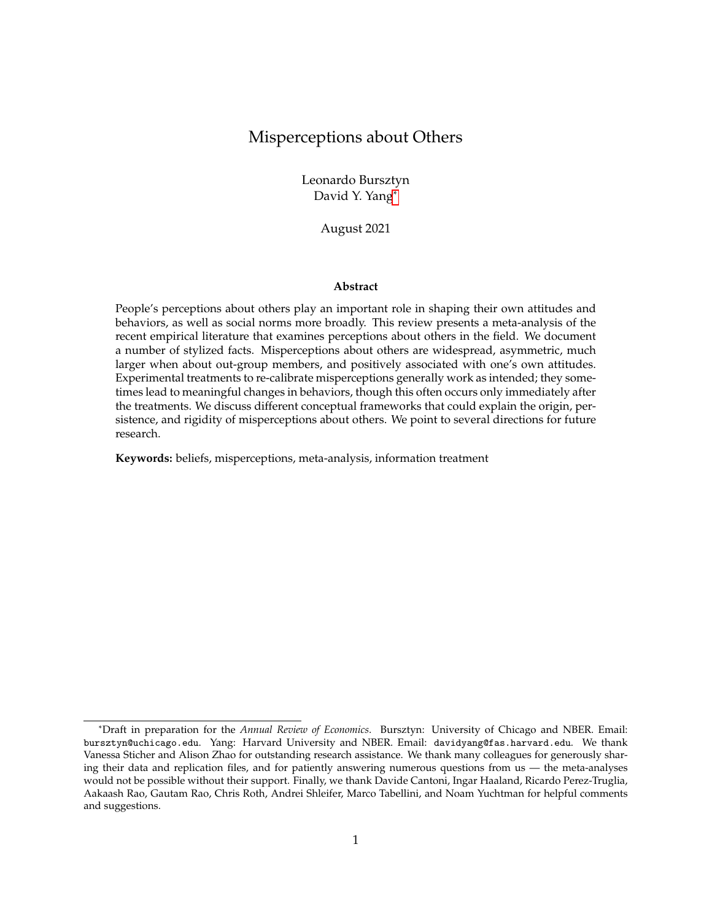# Misperceptions about Others

Leonardo Bursztyn
David Y. Yang[*]

August 2021

**Abstract**

People's perceptions about others play an important role in shaping their own attitudes and behaviors, as well as social norms more broadly. This review presents a meta-analysis of the recent empirical literature that examines perceptions about others in the field. We document a number of stylized facts. Misperceptions about others are widespread, asymmetric, much larger when about out-group members, and positively associated with one's own attitudes. Experimental treatments to re-calibrate misperceptions generally work as intended; they sometimes lead to meaningful changes in behaviors, though this often occurs only immediately after the treatments. We discuss different conceptual frameworks that could explain the origin, persistence, and rigidity of misperceptions about others. We point to several directions for future research.

**Keywords:** beliefs, misperceptions, meta-analysis, information treatment

---

[*]Draft in preparation for the *Annual Review of Economics*. Bursztyn: University of Chicago and NBER. Email: bursztyn@uchicago.edu. Yang: Harvard University and NBER. Email: davidyang@fas.harvard.edu. We thank Vanessa Sticher and Alison Zhao for outstanding research assistance. We thank many colleagues for generously sharing their data and replication files, and for patiently answering numerous questions from us — the meta-analyses would not be possible without their support. Finally, we thank Davide Cantoni, Ingar Haaland, Ricardo Perez-Truglia, Aakaash Rao, Gautam Rao, Chris Roth, Andrei Shleifer, Marco Tabellini, and Noam Yuchtman for helpful comments and suggestions.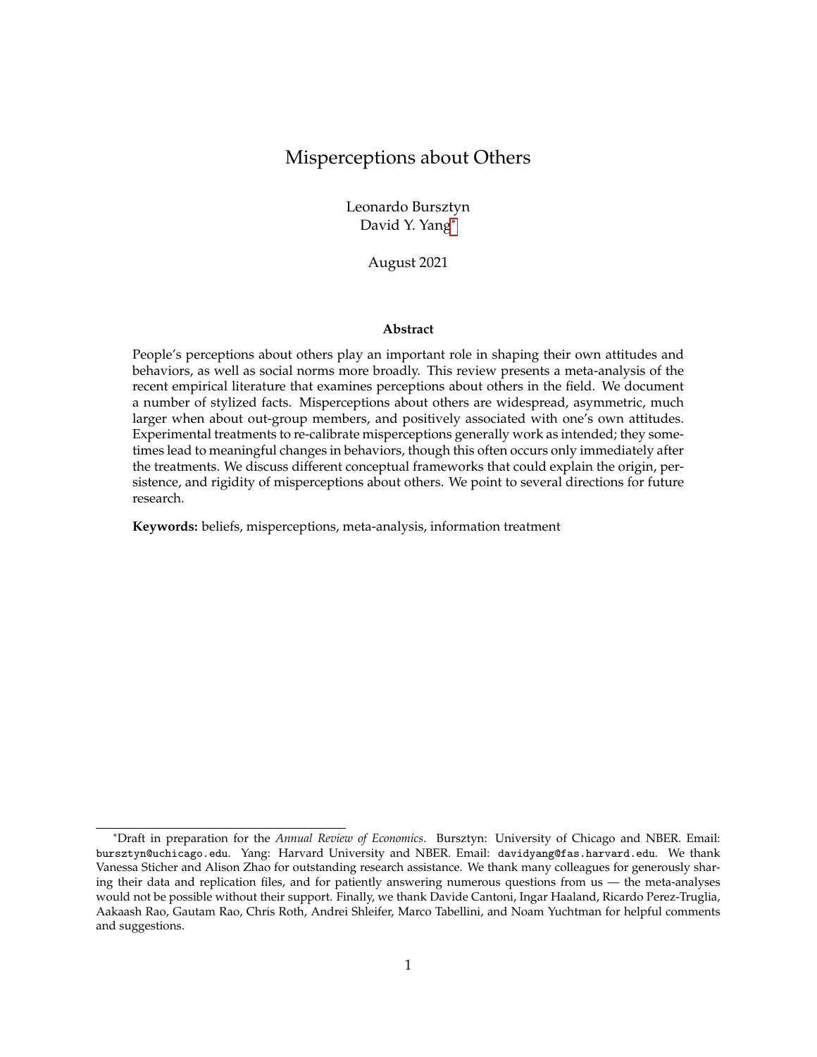# Misperceptions about Others

Leonardo Bursztyn
David Y. Yang[*]

August 2021

### Abstract

People's perceptions about others play an important role in shaping their own attitudes and behaviors, as well as social norms more broadly. This review presents a meta-analysis of the recent empirical literature that examines perceptions about others in the field. We document a number of stylized facts. Misperceptions about others are widespread, asymmetric, much larger when about out-group members, and positively associated with one's own attitudes. Experimental treatments to re-calibrate misperceptions generally work as intended; they sometimes lead to meaningful changes in behaviors, though this often occurs only immediately after the treatments. We discuss different conceptual frameworks that could explain the origin, persistence, and rigidity of misperceptions about others. We point to several directions for future research.

**Keywords:** beliefs, misperceptions, meta-analysis, information treatment

---

[*]Draft in preparation for the *Annual Review of Economics*. Bursztyn: University of Chicago and NBER. Email: bursztyn@uchicago.edu. Yang: Harvard University and NBER. Email: davidyang@fas.harvard.edu. We thank Vanessa Sticher and Alison Zhao for outstanding research assistance. We thank many colleagues for generously sharing their data and replication files, and for patiently answering numerous questions from us — the meta-analyses would not be possible without their support. Finally, we thank Davide Cantoni, Ingar Haaland, Ricardo Perez-Truglia, Aakaash Rao, Gautam Rao, Chris Roth, Andrei Shleifer, Marco Tabellini, and Noam Yuchtman for helpful comments and suggestions.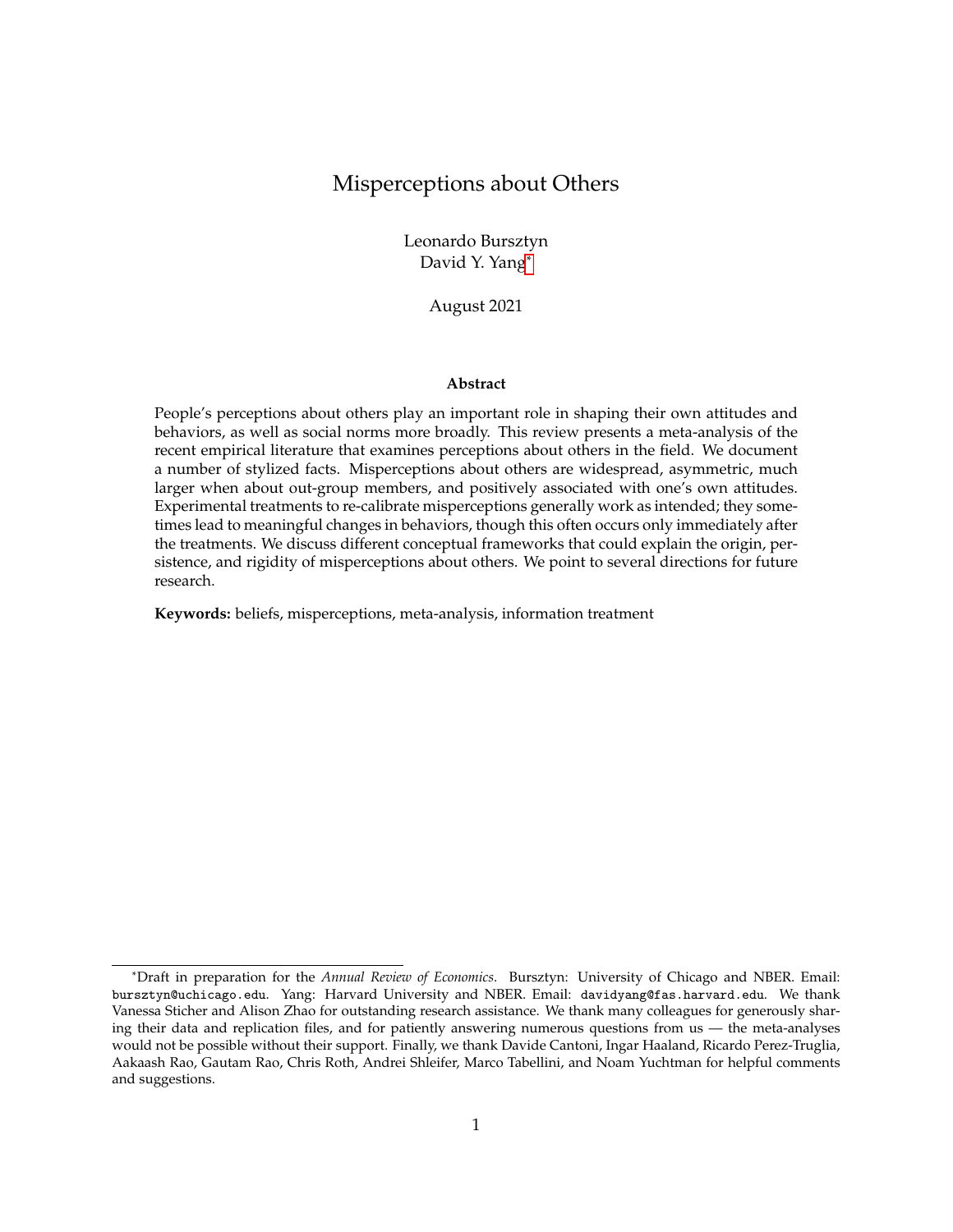# Misperceptions about Others

Leonardo Bursztyn
David Y. Yang[*]

August 2021

**Abstract**

People's perceptions about others play an important role in shaping their own attitudes and behaviors, as well as social norms more broadly. This review presents a meta-analysis of the recent empirical literature that examines perceptions about others in the field. We document a number of stylized facts. Misperceptions about others are widespread, asymmetric, much larger when about out-group members, and positively associated with one's own attitudes. Experimental treatments to re-calibrate misperceptions generally work as intended; they sometimes lead to meaningful changes in behaviors, though this often occurs only immediately after the treatments. We discuss different conceptual frameworks that could explain the origin, persistence, and rigidity of misperceptions about others. We point to several directions for future research.

**Keywords:** beliefs, misperceptions, meta-analysis, information treatment

---

[*]Draft in preparation for the *Annual Review of Economics*. Bursztyn: University of Chicago and NBER. Email: bursztyn@uchicago.edu. Yang: Harvard University and NBER. Email: davidyang@fas.harvard.edu. We thank Vanessa Sticher and Alison Zhao for outstanding research assistance. We thank many colleagues for generously sharing their data and replication files, and for patiently answering numerous questions from us — the meta-analyses would not be possible without their support. Finally, we thank Davide Cantoni, Ingar Haaland, Ricardo Perez-Truglia, Aakaash Rao, Gautam Rao, Chris Roth, Andrei Shleifer, Marco Tabellini, and Noam Yuchtman for helpful comments and suggestions.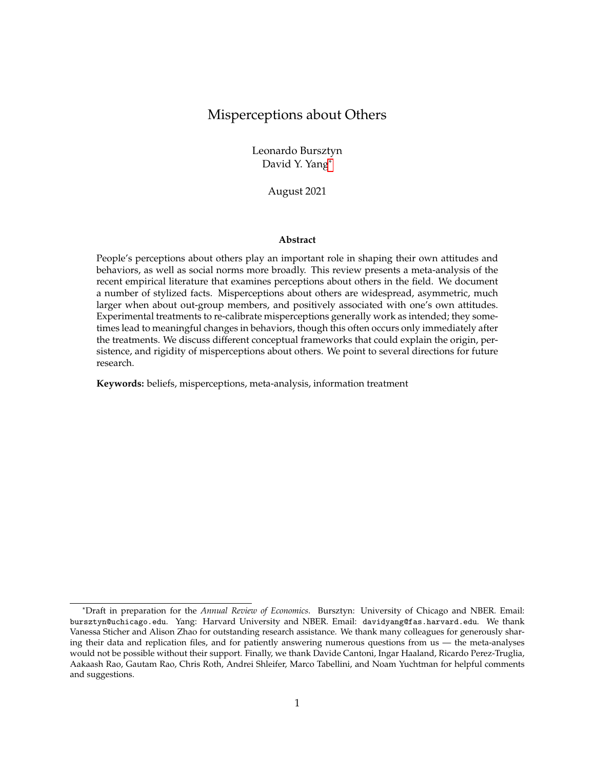# Misperceptions about Others

Leonardo Bursztyn
David Y. Yang*

August 2021

**Abstract**

People's perceptions about others play an important role in shaping their own attitudes and behaviors, as well as social norms more broadly. This review presents a meta-analysis of the recent empirical literature that examines perceptions about others in the field. We document a number of stylized facts. Misperceptions about others are widespread, asymmetric, much larger when about out-group members, and positively associated with one's own attitudes. Experimental treatments to re-calibrate misperceptions generally work as intended; they sometimes lead to meaningful changes in behaviors, though this often occurs only immediately after the treatments. We discuss different conceptual frameworks that could explain the origin, persistence, and rigidity of misperceptions about others. We point to several directions for future research.

**Keywords:** beliefs, misperceptions, meta-analysis, information treatment

---

*Draft in preparation for the *Annual Review of Economics*. Bursztyn: University of Chicago and NBER. Email: bursztyn@uchicago.edu. Yang: Harvard University and NBER. Email: davidyang@fas.harvard.edu. We thank Vanessa Sticher and Alison Zhao for outstanding research assistance. We thank many colleagues for generously sharing their data and replication files, and for patiently answering numerous questions from us — the meta-analyses would not be possible without their support. Finally, we thank Davide Cantoni, Ingar Haaland, Ricardo Perez-Truglia, Aakaash Rao, Gautam Rao, Chris Roth, Andrei Shleifer, Marco Tabellini, and Noam Yuchtman for helpful comments and suggestions.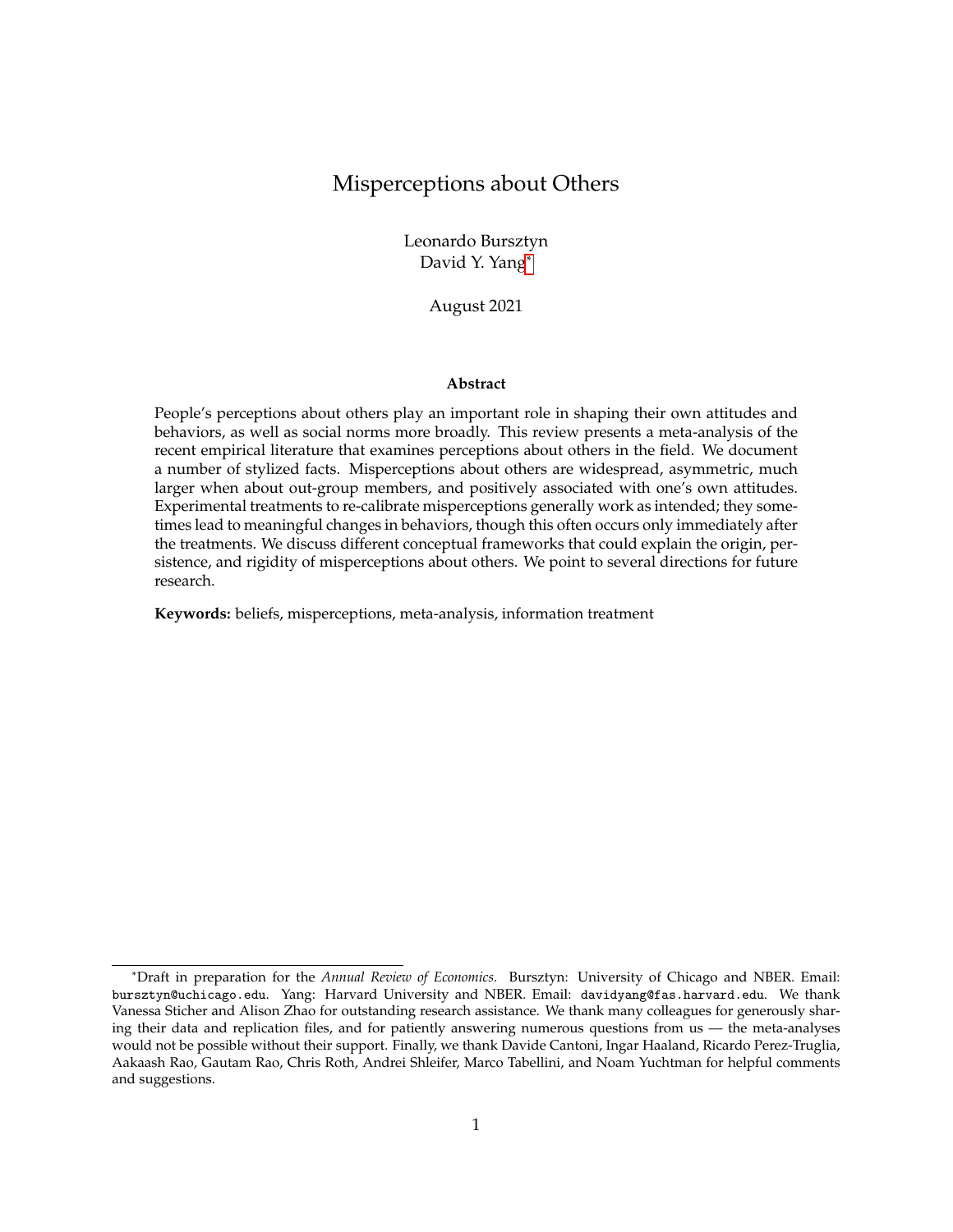# Misperceptions about Others

Leonardo Bursztyn
David Y. Yang*

August 2021

**Abstract**

People's perceptions about others play an important role in shaping their own attitudes and behaviors, as well as social norms more broadly. This review presents a meta-analysis of the recent empirical literature that examines perceptions about others in the field. We document a number of stylized facts. Misperceptions about others are widespread, asymmetric, much larger when about out-group members, and positively associated with one's own attitudes. Experimental treatments to re-calibrate misperceptions generally work as intended; they sometimes lead to meaningful changes in behaviors, though this often occurs only immediately after the treatments. We discuss different conceptual frameworks that could explain the origin, persistence, and rigidity of misperceptions about others. We point to several directions for future research.

**Keywords:** beliefs, misperceptions, meta-analysis, information treatment

---

*Draft in preparation for the *Annual Review of Economics*. Bursztyn: University of Chicago and NBER. Email: bursztyn@uchicago.edu. Yang: Harvard University and NBER. Email: davidyang@fas.harvard.edu. We thank Vanessa Sticher and Alison Zhao for outstanding research assistance. We thank many colleagues for generously sharing their data and replication files, and for patiently answering numerous questions from us — the meta-analyses would not be possible without their support. Finally, we thank Davide Cantoni, Ingar Haaland, Ricardo Perez-Truglia, Aakaash Rao, Gautam Rao, Chris Roth, Andrei Shleifer, Marco Tabellini, and Noam Yuchtman for helpful comments and suggestions.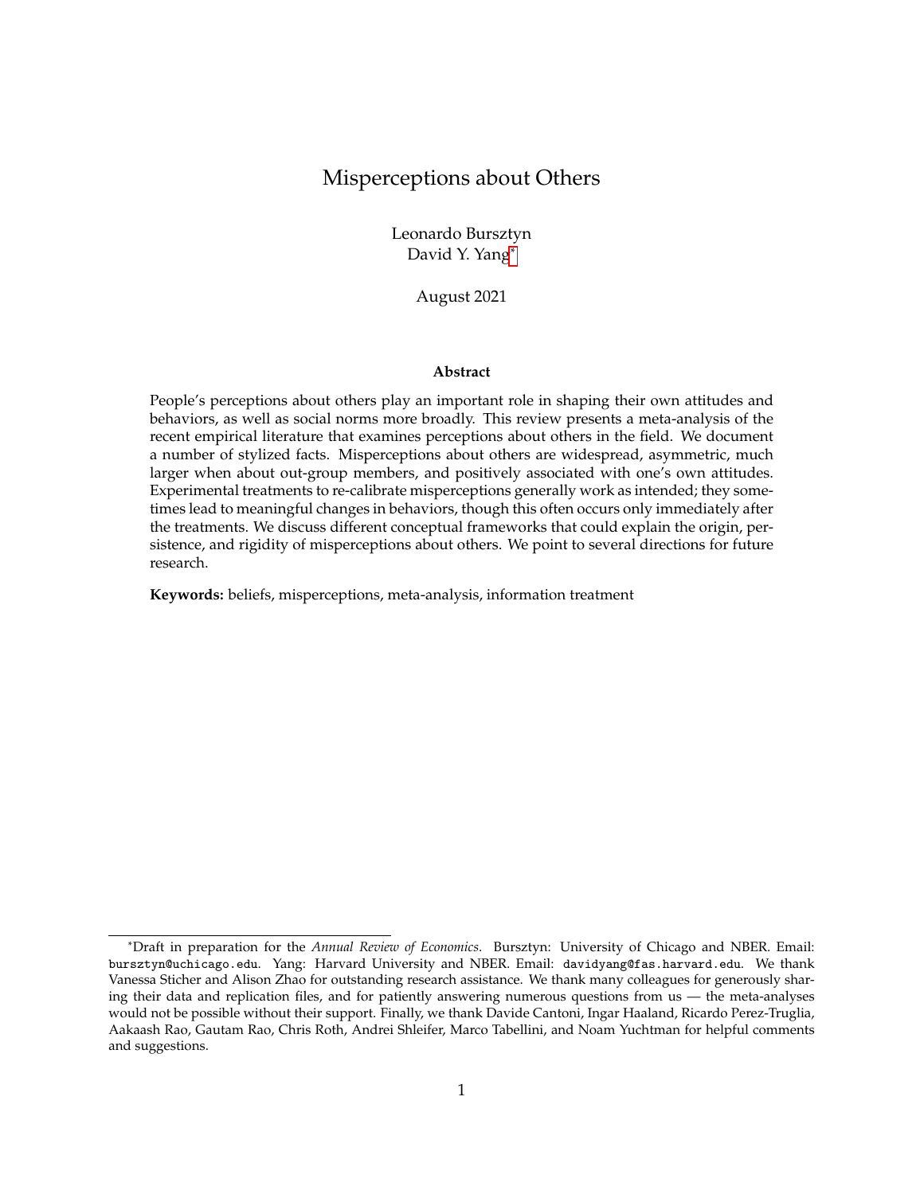# Misperceptions about Others

Leonardo Bursztyn
David Y. Yang[*]

August 2021

**Abstract**

People's perceptions about others play an important role in shaping their own attitudes and behaviors, as well as social norms more broadly. This review presents a meta-analysis of the recent empirical literature that examines perceptions about others in the field. We document a number of stylized facts. Misperceptions about others are widespread, asymmetric, much larger when about out-group members, and positively associated with one's own attitudes. Experimental treatments to re-calibrate misperceptions generally work as intended; they sometimes lead to meaningful changes in behaviors, though this often occurs only immediately after the treatments. We discuss different conceptual frameworks that could explain the origin, persistence, and rigidity of misperceptions about others. We point to several directions for future research.

**Keywords:** beliefs, misperceptions, meta-analysis, information treatment

---

[*]Draft in preparation for the *Annual Review of Economics*. Bursztyn: University of Chicago and NBER. Email: bursztyn@uchicago.edu. Yang: Harvard University and NBER. Email: davidyang@fas.harvard.edu. We thank Vanessa Sticher and Alison Zhao for outstanding research assistance. We thank many colleagues for generously sharing their data and replication files, and for patiently answering numerous questions from us — the meta-analyses would not be possible without their support. Finally, we thank Davide Cantoni, Ingar Haaland, Ricardo Perez-Truglia, Aakaash Rao, Gautam Rao, Chris Roth, Andrei Shleifer, Marco Tabellini, and Noam Yuchtman for helpful comments and suggestions.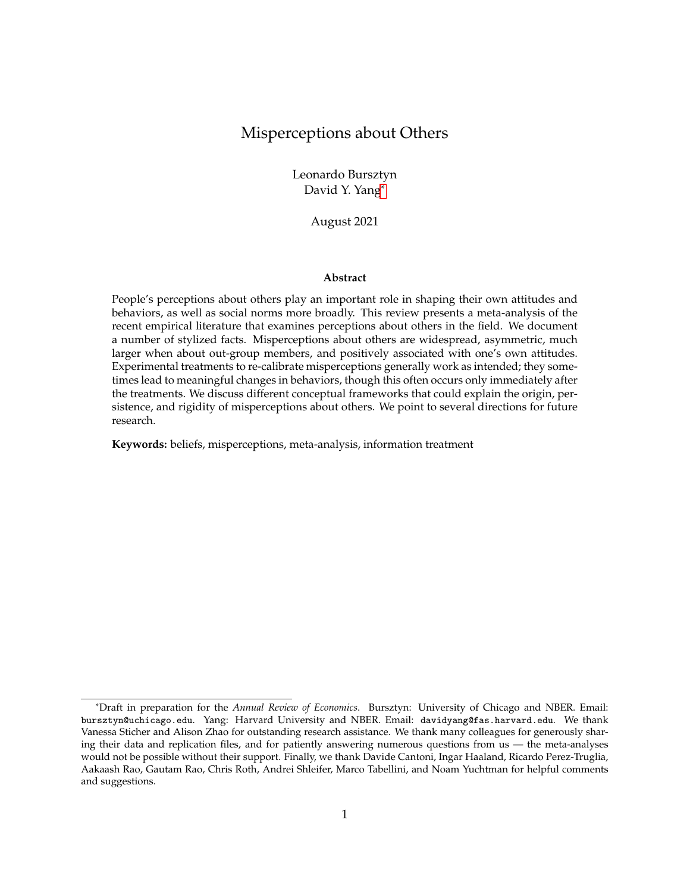# Misperceptions about Others

Leonardo Bursztyn
David Y. Yang[*]

August 2021

**Abstract**

People's perceptions about others play an important role in shaping their own attitudes and behaviors, as well as social norms more broadly. This review presents a meta-analysis of the recent empirical literature that examines perceptions about others in the field. We document a number of stylized facts. Misperceptions about others are widespread, asymmetric, much larger when about out-group members, and positively associated with one's own attitudes. Experimental treatments to re-calibrate misperceptions generally work as intended; they sometimes lead to meaningful changes in behaviors, though this often occurs only immediately after the treatments. We discuss different conceptual frameworks that could explain the origin, persistence, and rigidity of misperceptions about others. We point to several directions for future research.

**Keywords:** beliefs, misperceptions, meta-analysis, information treatment

---

[*]Draft in preparation for the *Annual Review of Economics*. Bursztyn: University of Chicago and NBER. Email: bursztyn@uchicago.edu. Yang: Harvard University and NBER. Email: davidyang@fas.harvard.edu. We thank Vanessa Sticher and Alison Zhao for outstanding research assistance. We thank many colleagues for generously sharing their data and replication files, and for patiently answering numerous questions from us — the meta-analyses would not be possible without their support. Finally, we thank Davide Cantoni, Ingar Haaland, Ricardo Perez-Truglia, Aakaash Rao, Gautam Rao, Chris Roth, Andrei Shleifer, Marco Tabellini, and Noam Yuchtman for helpful comments and suggestions.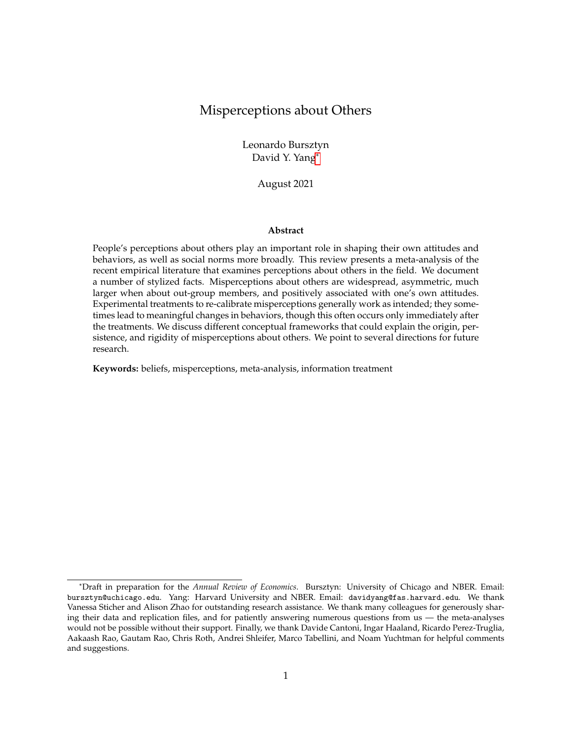# Misperceptions about Others

Leonardo Bursztyn
David Y. Yang[*]

August 2021

**Abstract**

People's perceptions about others play an important role in shaping their own attitudes and behaviors, as well as social norms more broadly. This review presents a meta-analysis of the recent empirical literature that examines perceptions about others in the field. We document a number of stylized facts. Misperceptions about others are widespread, asymmetric, much larger when about out-group members, and positively associated with one's own attitudes. Experimental treatments to re-calibrate misperceptions generally work as intended; they sometimes lead to meaningful changes in behaviors, though this often occurs only immediately after the treatments. We discuss different conceptual frameworks that could explain the origin, persistence, and rigidity of misperceptions about others. We point to several directions for future research.

**Keywords:** beliefs, misperceptions, meta-analysis, information treatment

---

[*]Draft in preparation for the *Annual Review of Economics*. Bursztyn: University of Chicago and NBER. Email: bursztyn@uchicago.edu. Yang: Harvard University and NBER. Email: davidyang@fas.harvard.edu. We thank Vanessa Sticher and Alison Zhao for outstanding research assistance. We thank many colleagues for generously sharing their data and replication files, and for patiently answering numerous questions from us — the meta-analyses would not be possible without their support. Finally, we thank Davide Cantoni, Ingar Haaland, Ricardo Perez-Truglia, Aakaash Rao, Gautam Rao, Chris Roth, Andrei Shleifer, Marco Tabellini, and Noam Yuchtman for helpful comments and suggestions.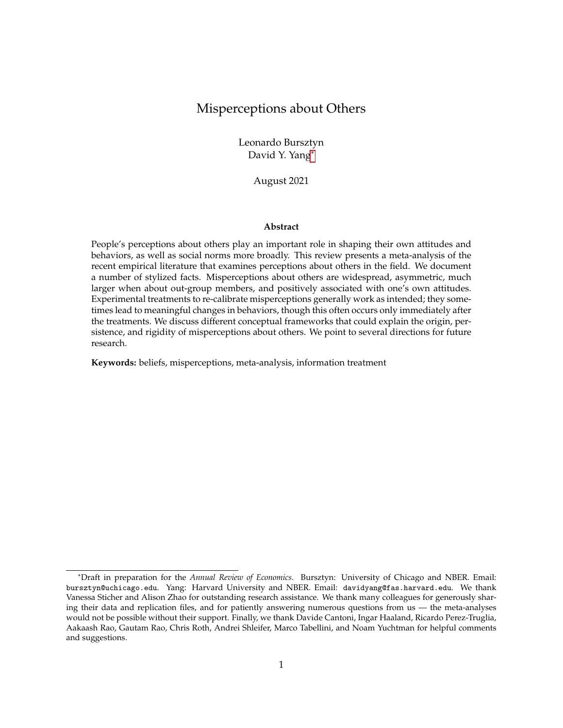# Misperceptions about Others

Leonardo Bursztyn
David Y. Yang[*]

August 2021

**Abstract**

People's perceptions about others play an important role in shaping their own attitudes and behaviors, as well as social norms more broadly. This review presents a meta-analysis of the recent empirical literature that examines perceptions about others in the field. We document a number of stylized facts. Misperceptions about others are widespread, asymmetric, much larger when about out-group members, and positively associated with one's own attitudes. Experimental treatments to re-calibrate misperceptions generally work as intended; they sometimes lead to meaningful changes in behaviors, though this often occurs only immediately after the treatments. We discuss different conceptual frameworks that could explain the origin, persistence, and rigidity of misperceptions about others. We point to several directions for future research.

**Keywords:** beliefs, misperceptions, meta-analysis, information treatment

[*]Draft in preparation for the *Annual Review of Economics*. Bursztyn: University of Chicago and NBER. Email: bursztyn@uchicago.edu. Yang: Harvard University and NBER. Email: davidyang@fas.harvard.edu. We thank Vanessa Sticher and Alison Zhao for outstanding research assistance. We thank many colleagues for generously sharing their data and replication files, and for patiently answering numerous questions from us — the meta-analyses would not be possible without their support. Finally, we thank Davide Cantoni, Ingar Haaland, Ricardo Perez-Truglia, Aakaash Rao, Gautam Rao, Chris Roth, Andrei Shleifer, Marco Tabellini, and Noam Yuchtman for helpful comments and suggestions.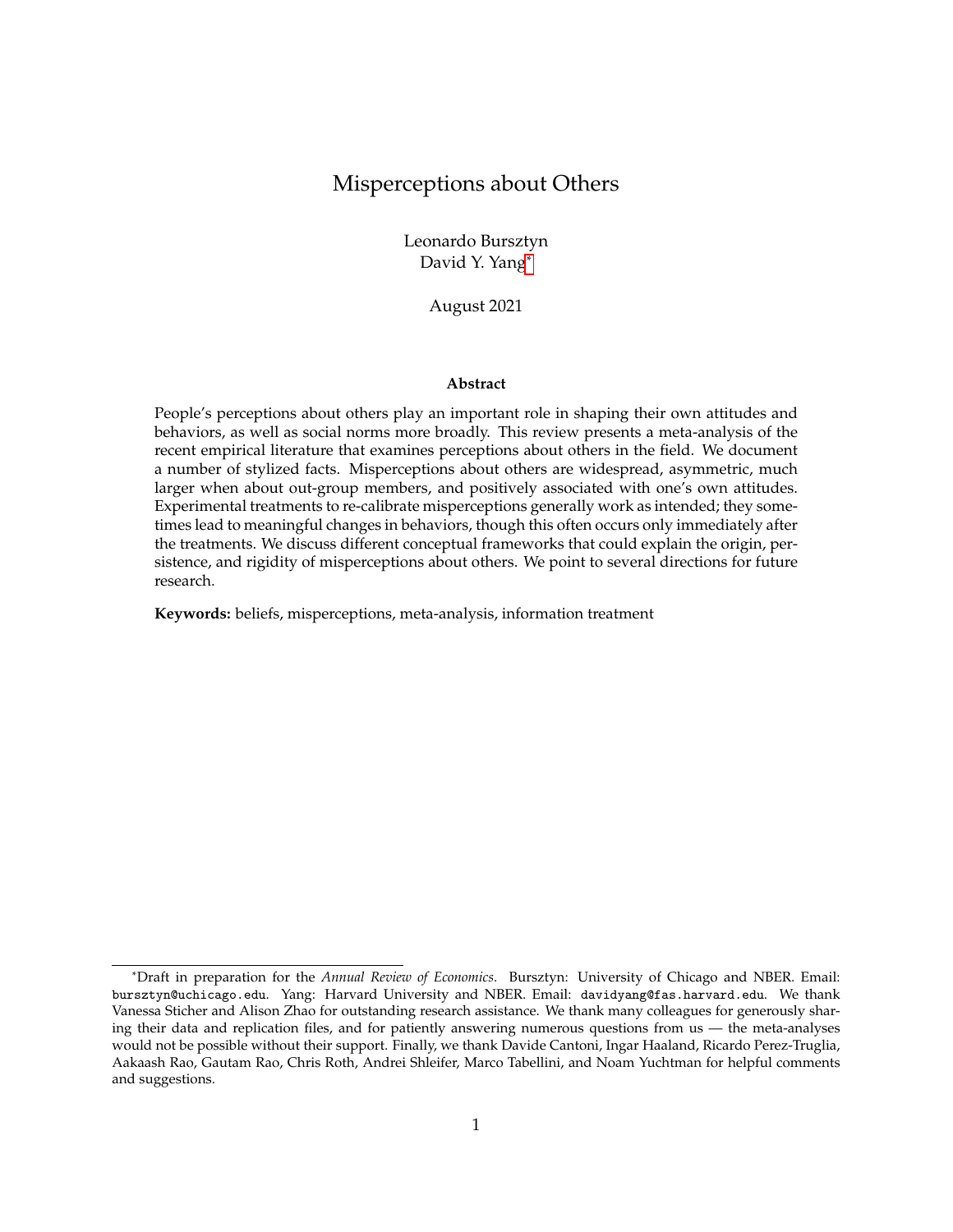# Misperceptions about Others

Leonardo Bursztyn
David Y. Yang*

August 2021

**Abstract**

People's perceptions about others play an important role in shaping their own attitudes and behaviors, as well as social norms more broadly. This review presents a meta-analysis of the recent empirical literature that examines perceptions about others in the field. We document a number of stylized facts. Misperceptions about others are widespread, asymmetric, much larger when about out-group members, and positively associated with one's own attitudes. Experimental treatments to re-calibrate misperceptions generally work as intended; they sometimes lead to meaningful changes in behaviors, though this often occurs only immediately after the treatments. We discuss different conceptual frameworks that could explain the origin, persistence, and rigidity of misperceptions about others. We point to several directions for future research.

**Keywords:** beliefs, misperceptions, meta-analysis, information treatment

---

*Draft in preparation for the *Annual Review of Economics*. Bursztyn: University of Chicago and NBER. Email: bursztyn@uchicago.edu. Yang: Harvard University and NBER. Email: davidyang@fas.harvard.edu. We thank Vanessa Sticher and Alison Zhao for outstanding research assistance. We thank many colleagues for generously sharing their data and replication files, and for patiently answering numerous questions from us — the meta-analyses would not be possible without their support. Finally, we thank Davide Cantoni, Ingar Haaland, Ricardo Perez-Truglia, Aakaash Rao, Gautam Rao, Chris Roth, Andrei Shleifer, Marco Tabellini, and Noam Yuchtman for helpful comments and suggestions.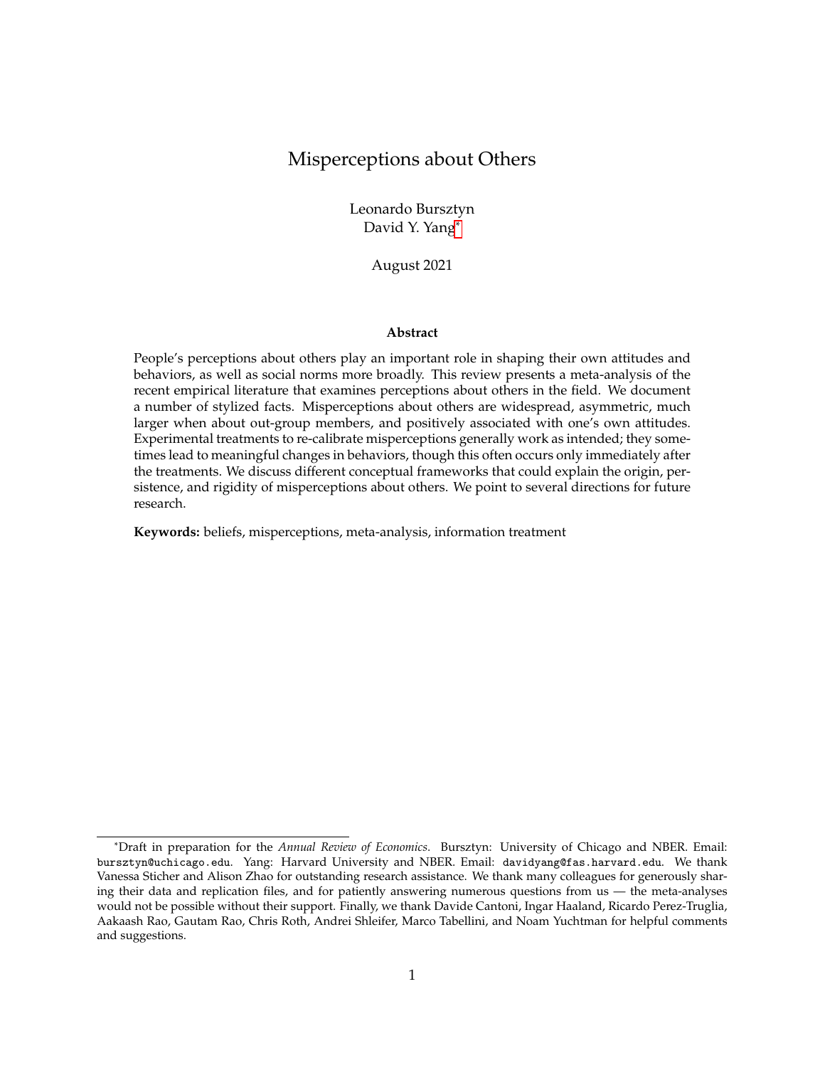# Misperceptions about Others

Leonardo Bursztyn
David Y. Yang[*]

August 2021

**Abstract**

People's perceptions about others play an important role in shaping their own attitudes and behaviors, as well as social norms more broadly. This review presents a meta-analysis of the recent empirical literature that examines perceptions about others in the field. We document a number of stylized facts. Misperceptions about others are widespread, asymmetric, much larger when about out-group members, and positively associated with one's own attitudes. Experimental treatments to re-calibrate misperceptions generally work as intended; they sometimes lead to meaningful changes in behaviors, though this often occurs only immediately after the treatments. We discuss different conceptual frameworks that could explain the origin, persistence, and rigidity of misperceptions about others. We point to several directions for future research.

**Keywords:** beliefs, misperceptions, meta-analysis, information treatment

---

[*]Draft in preparation for the *Annual Review of Economics*. Bursztyn: University of Chicago and NBER. Email: bursztyn@uchicago.edu. Yang: Harvard University and NBER. Email: davidyang@fas.harvard.edu. We thank Vanessa Sticher and Alison Zhao for outstanding research assistance. We thank many colleagues for generously sharing their data and replication files, and for patiently answering numerous questions from us — the meta-analyses would not be possible without their support. Finally, we thank Davide Cantoni, Ingar Haaland, Ricardo Perez-Truglia, Aakaash Rao, Gautam Rao, Chris Roth, Andrei Shleifer, Marco Tabellini, and Noam Yuchtman for helpful comments and suggestions.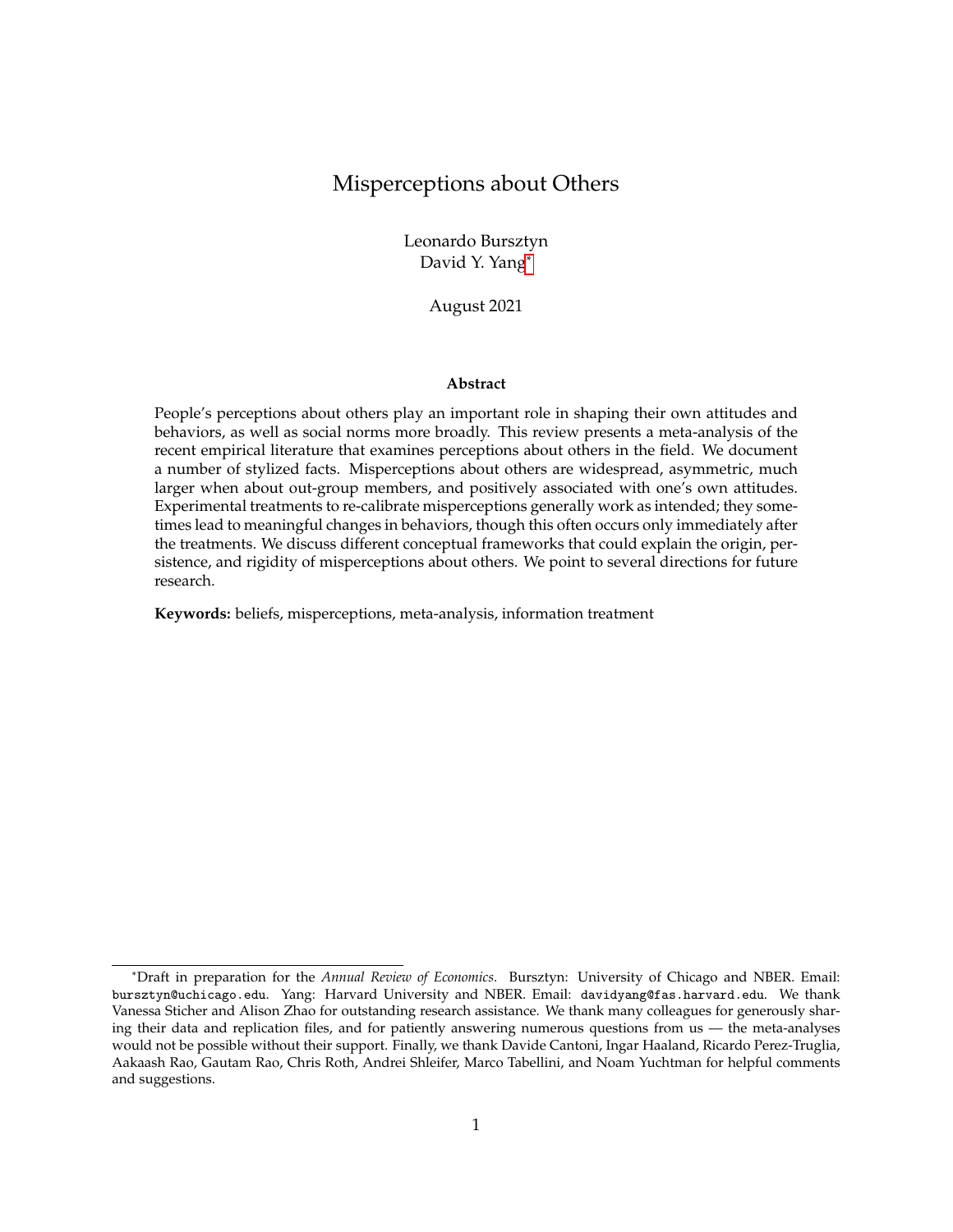# Misperceptions about Others

Leonardo Bursztyn
David Y. Yang*

August 2021

**Abstract**

People's perceptions about others play an important role in shaping their own attitudes and behaviors, as well as social norms more broadly. This review presents a meta-analysis of the recent empirical literature that examines perceptions about others in the field. We document a number of stylized facts. Misperceptions about others are widespread, asymmetric, much larger when about out-group members, and positively associated with one's own attitudes. Experimental treatments to re-calibrate misperceptions generally work as intended; they sometimes lead to meaningful changes in behaviors, though this often occurs only immediately after the treatments. We discuss different conceptual frameworks that could explain the origin, persistence, and rigidity of misperceptions about others. We point to several directions for future research.

**Keywords:** beliefs, misperceptions, meta-analysis, information treatment

*Draft in preparation for the *Annual Review of Economics*. Bursztyn: University of Chicago and NBER. Email: bursztyn@uchicago.edu. Yang: Harvard University and NBER. Email: davidyang@fas.harvard.edu. We thank Vanessa Sticher and Alison Zhao for outstanding research assistance. We thank many colleagues for generously sharing their data and replication files, and for patiently answering numerous questions from us — the meta-analyses would not be possible without their support. Finally, we thank Davide Cantoni, Ingar Haaland, Ricardo Perez-Truglia, Aakaash Rao, Gautam Rao, Chris Roth, Andrei Shleifer, Marco Tabellini, and Noam Yuchtman for helpful comments and suggestions.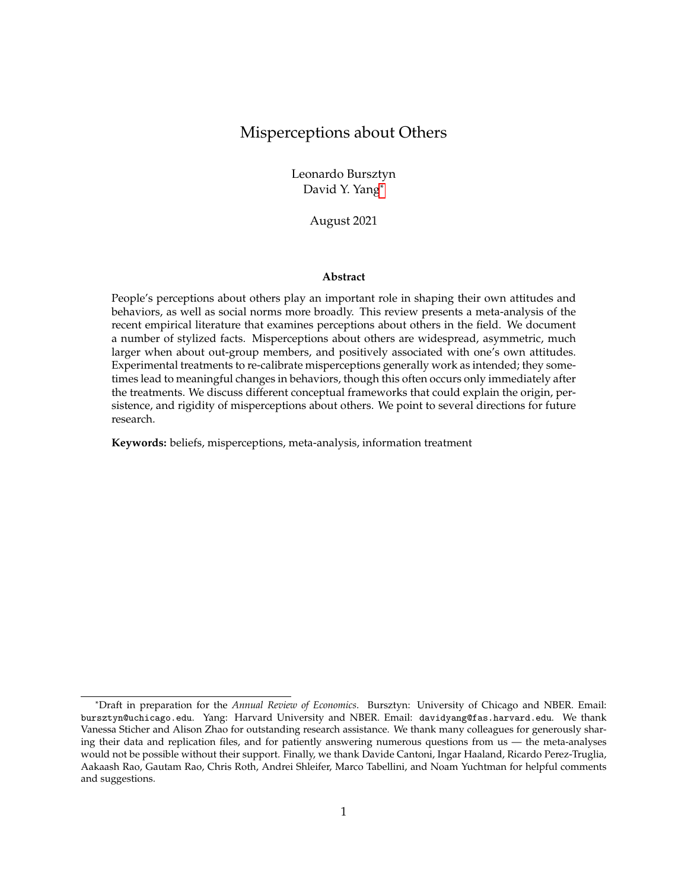# Misperceptions about Others

Leonardo Bursztyn
David Y. Yang*

August 2021

**Abstract**

People's perceptions about others play an important role in shaping their own attitudes and behaviors, as well as social norms more broadly. This review presents a meta-analysis of the recent empirical literature that examines perceptions about others in the field. We document a number of stylized facts. Misperceptions about others are widespread, asymmetric, much larger when about out-group members, and positively associated with one's own attitudes. Experimental treatments to re-calibrate misperceptions generally work as intended; they sometimes lead to meaningful changes in behaviors, though this often occurs only immediately after the treatments. We discuss different conceptual frameworks that could explain the origin, persistence, and rigidity of misperceptions about others. We point to several directions for future research.

**Keywords:** beliefs, misperceptions, meta-analysis, information treatment

*Draft in preparation for the *Annual Review of Economics*. Bursztyn: University of Chicago and NBER. Email: bursztyn@uchicago.edu. Yang: Harvard University and NBER. Email: davidyang@fas.harvard.edu. We thank Vanessa Sticher and Alison Zhao for outstanding research assistance. We thank many colleagues for generously sharing their data and replication files, and for patiently answering numerous questions from us — the meta-analyses would not be possible without their support. Finally, we thank Davide Cantoni, Ingar Haaland, Ricardo Perez-Truglia, Aakaash Rao, Gautam Rao, Chris Roth, Andrei Shleifer, Marco Tabellini, and Noam Yuchtman for helpful comments and suggestions.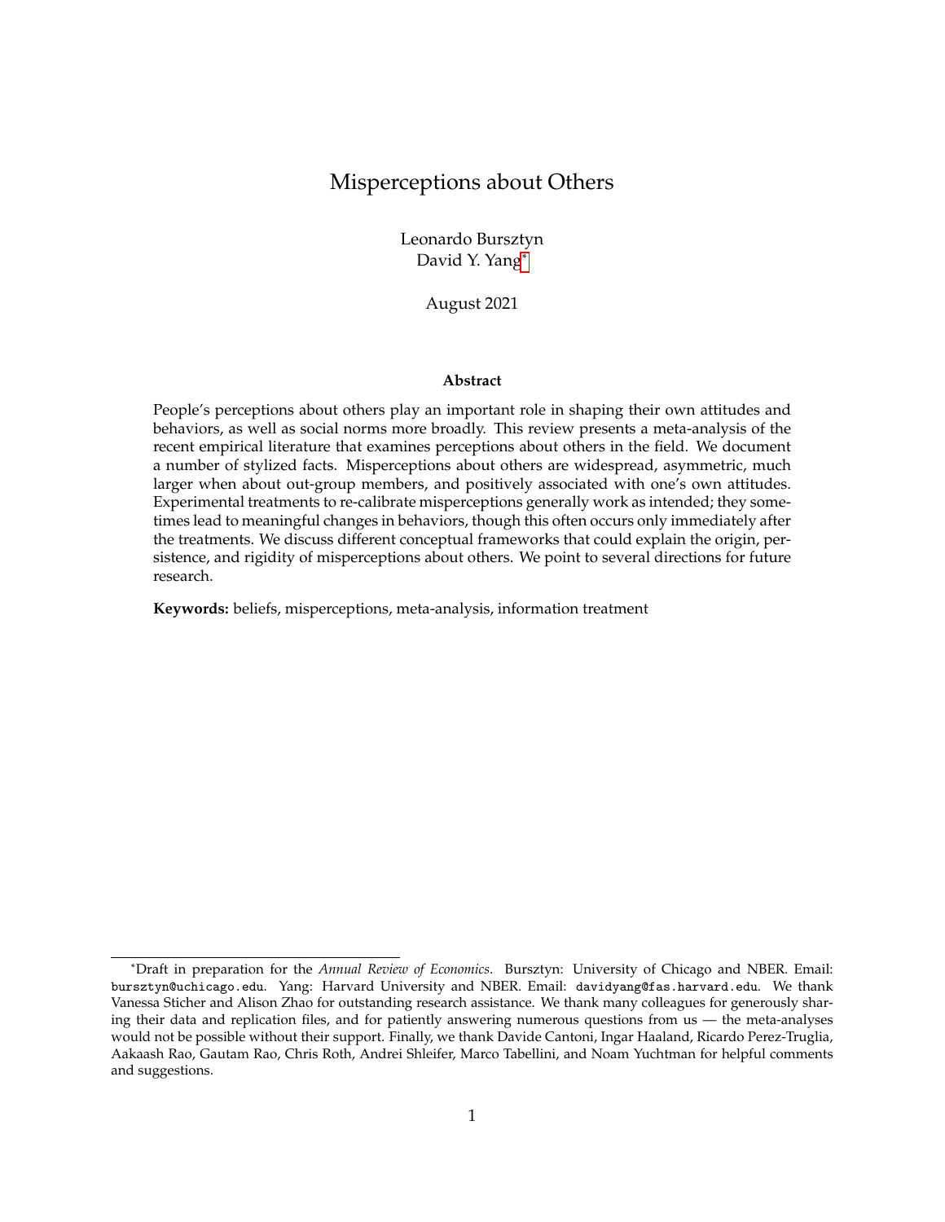# Misperceptions about Others

Leonardo Bursztyn
David Y. Yang[*]

August 2021

**Abstract**

People's perceptions about others play an important role in shaping their own attitudes and behaviors, as well as social norms more broadly. This review presents a meta-analysis of the recent empirical literature that examines perceptions about others in the field. We document a number of stylized facts. Misperceptions about others are widespread, asymmetric, much larger when about out-group members, and positively associated with one's own attitudes. Experimental treatments to re-calibrate misperceptions generally work as intended; they sometimes lead to meaningful changes in behaviors, though this often occurs only immediately after the treatments. We discuss different conceptual frameworks that could explain the origin, persistence, and rigidity of misperceptions about others. We point to several directions for future research.

**Keywords:** beliefs, misperceptions, meta-analysis, information treatment

---

[*]Draft in preparation for the *Annual Review of Economics*. Bursztyn: University of Chicago and NBER. Email: bursztyn@uchicago.edu. Yang: Harvard University and NBER. Email: davidyang@fas.harvard.edu. We thank Vanessa Sticher and Alison Zhao for outstanding research assistance. We thank many colleagues for generously sharing their data and replication files, and for patiently answering numerous questions from us — the meta-analyses would not be possible without their support. Finally, we thank Davide Cantoni, Ingar Haaland, Ricardo Perez-Truglia, Aakaash Rao, Gautam Rao, Chris Roth, Andrei Shleifer, Marco Tabellini, and Noam Yuchtman for helpful comments and suggestions.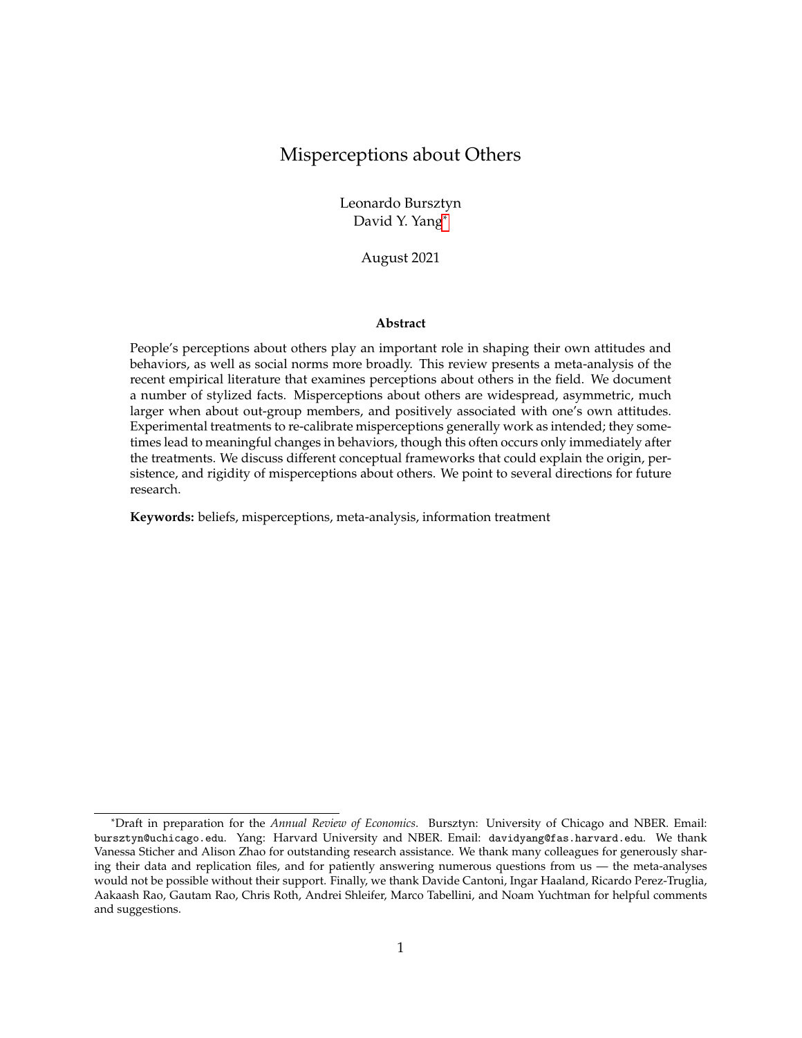# Misperceptions about Others

Leonardo Bursztyn
David Y. Yang*

August 2021

**Abstract**

People's perceptions about others play an important role in shaping their own attitudes and behaviors, as well as social norms more broadly. This review presents a meta-analysis of the recent empirical literature that examines perceptions about others in the field. We document a number of stylized facts. Misperceptions about others are widespread, asymmetric, much larger when about out-group members, and positively associated with one's own attitudes. Experimental treatments to re-calibrate misperceptions generally work as intended; they sometimes lead to meaningful changes in behaviors, though this often occurs only immediately after the treatments. We discuss different conceptual frameworks that could explain the origin, persistence, and rigidity of misperceptions about others. We point to several directions for future research.

**Keywords:** beliefs, misperceptions, meta-analysis, information treatment

---

*Draft in preparation for the *Annual Review of Economics*. Bursztyn: University of Chicago and NBER. Email: bursztyn@uchicago.edu. Yang: Harvard University and NBER. Email: davidyang@fas.harvard.edu. We thank Vanessa Sticher and Alison Zhao for outstanding research assistance. We thank many colleagues for generously sharing their data and replication files, and for patiently answering numerous questions from us — the meta-analyses would not be possible without their support. Finally, we thank Davide Cantoni, Ingar Haaland, Ricardo Perez-Truglia, Aakaash Rao, Gautam Rao, Chris Roth, Andrei Shleifer, Marco Tabellini, and Noam Yuchtman for helpful comments and suggestions.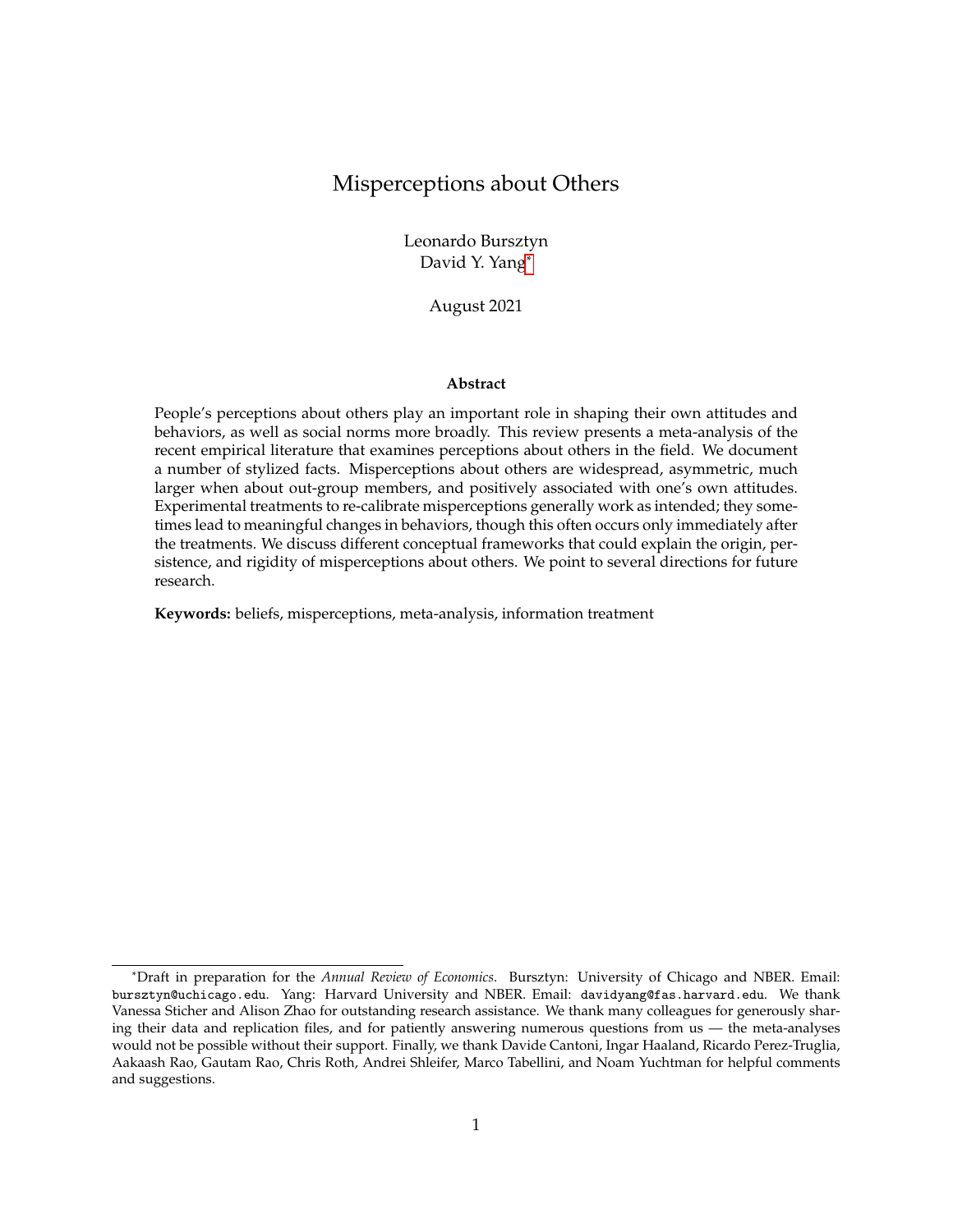# Misperceptions about Others

Leonardo Bursztyn
David Y. Yang*

August 2021

**Abstract**

People's perceptions about others play an important role in shaping their own attitudes and behaviors, as well as social norms more broadly. This review presents a meta-analysis of the recent empirical literature that examines perceptions about others in the field. We document a number of stylized facts. Misperceptions about others are widespread, asymmetric, much larger when about out-group members, and positively associated with one's own attitudes. Experimental treatments to re-calibrate misperceptions generally work as intended; they sometimes lead to meaningful changes in behaviors, though this often occurs only immediately after the treatments. We discuss different conceptual frameworks that could explain the origin, persistence, and rigidity of misperceptions about others. We point to several directions for future research.

**Keywords:** beliefs, misperceptions, meta-analysis, information treatment

---

*Draft in preparation for the *Annual Review of Economics*. Bursztyn: University of Chicago and NBER. Email: bursztyn@uchicago.edu. Yang: Harvard University and NBER. Email: davidyang@fas.harvard.edu. We thank Vanessa Sticher and Alison Zhao for outstanding research assistance. We thank many colleagues for generously sharing their data and replication files, and for patiently answering numerous questions from us — the meta-analyses would not be possible without their support. Finally, we thank Davide Cantoni, Ingar Haaland, Ricardo Perez-Truglia, Aakaash Rao, Gautam Rao, Chris Roth, Andrei Shleifer, Marco Tabellini, and Noam Yuchtman for helpful comments and suggestions.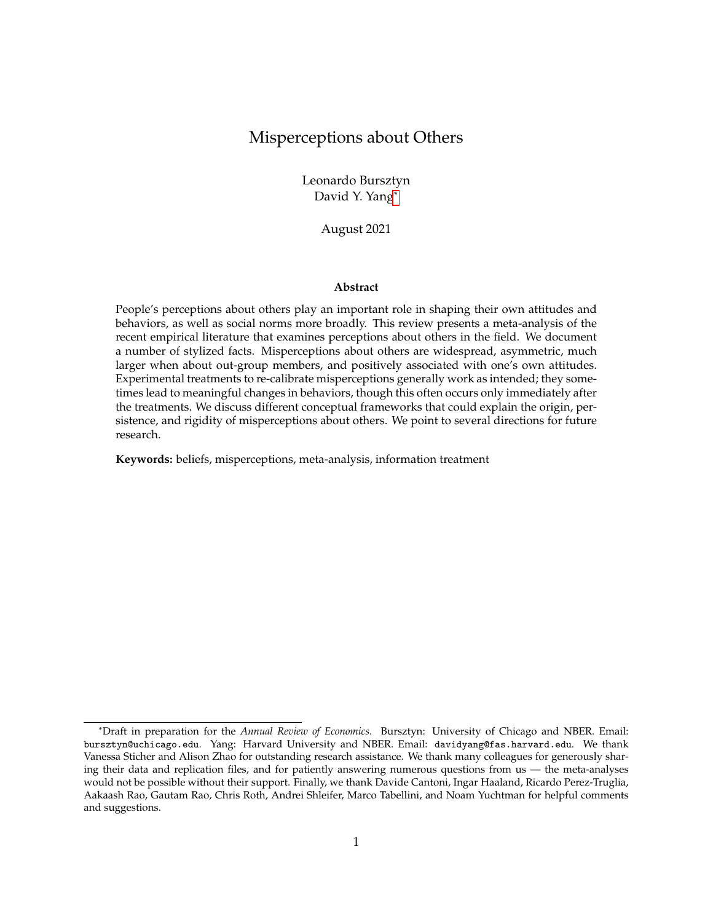# Misperceptions about Others

Leonardo Bursztyn
David Y. Yang[*]

August 2021

**Abstract**

People's perceptions about others play an important role in shaping their own attitudes and behaviors, as well as social norms more broadly. This review presents a meta-analysis of the recent empirical literature that examines perceptions about others in the field. We document a number of stylized facts. Misperceptions about others are widespread, asymmetric, much larger when about out-group members, and positively associated with one's own attitudes. Experimental treatments to re-calibrate misperceptions generally work as intended; they sometimes lead to meaningful changes in behaviors, though this often occurs only immediately after the treatments. We discuss different conceptual frameworks that could explain the origin, persistence, and rigidity of misperceptions about others. We point to several directions for future research.

**Keywords:** beliefs, misperceptions, meta-analysis, information treatment

---

[*]Draft in preparation for the *Annual Review of Economics*. Bursztyn: University of Chicago and NBER. Email: bursztyn@uchicago.edu. Yang: Harvard University and NBER. Email: davidyang@fas.harvard.edu. We thank Vanessa Sticher and Alison Zhao for outstanding research assistance. We thank many colleagues for generously sharing their data and replication files, and for patiently answering numerous questions from us — the meta-analyses would not be possible without their support. Finally, we thank Davide Cantoni, Ingar Haaland, Ricardo Perez-Truglia, Aakaash Rao, Gautam Rao, Chris Roth, Andrei Shleifer, Marco Tabellini, and Noam Yuchtman for helpful comments and suggestions.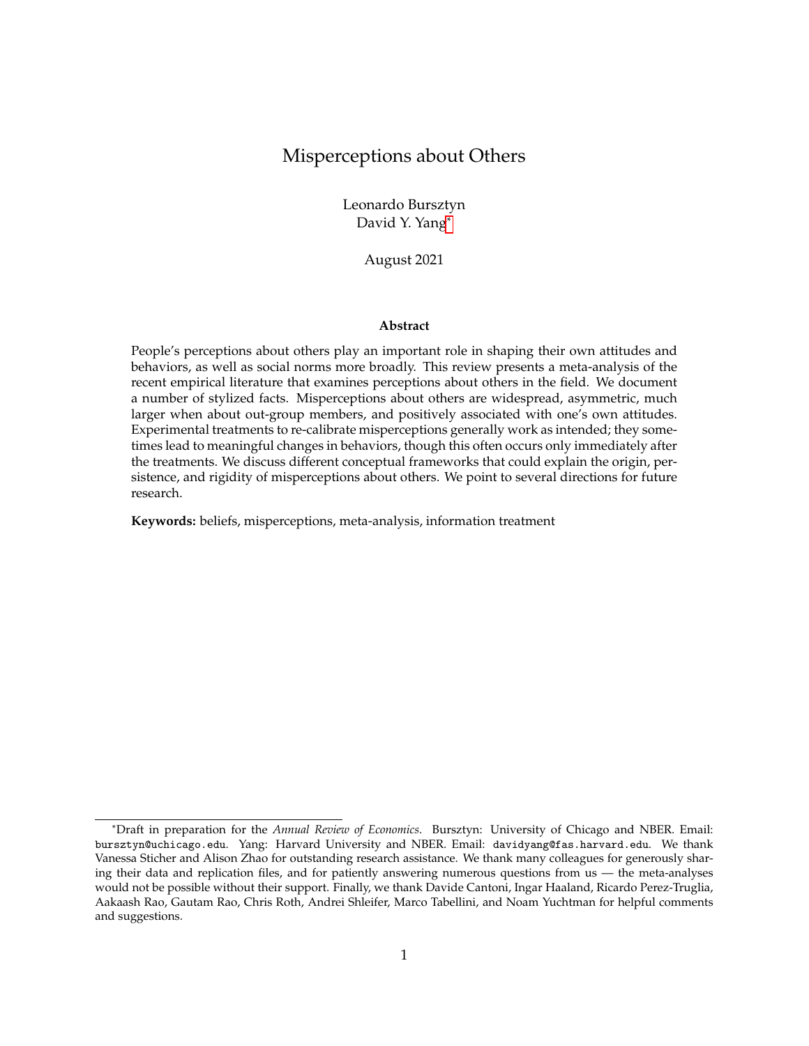# Misperceptions about Others

Leonardo Bursztyn
David Y. Yang*

August 2021

**Abstract**

People's perceptions about others play an important role in shaping their own attitudes and behaviors, as well as social norms more broadly. This review presents a meta-analysis of the recent empirical literature that examines perceptions about others in the field. We document a number of stylized facts. Misperceptions about others are widespread, asymmetric, much larger when about out-group members, and positively associated with one's own attitudes. Experimental treatments to re-calibrate misperceptions generally work as intended; they sometimes lead to meaningful changes in behaviors, though this often occurs only immediately after the treatments. We discuss different conceptual frameworks that could explain the origin, persistence, and rigidity of misperceptions about others. We point to several directions for future research.

**Keywords:** beliefs, misperceptions, meta-analysis, information treatment

---

*Draft in preparation for the *Annual Review of Economics*. Bursztyn: University of Chicago and NBER. Email: bursztyn@uchicago.edu. Yang: Harvard University and NBER. Email: davidyang@fas.harvard.edu. We thank Vanessa Sticher and Alison Zhao for outstanding research assistance. We thank many colleagues for generously sharing their data and replication files, and for patiently answering numerous questions from us — the meta-analyses would not be possible without their support. Finally, we thank Davide Cantoni, Ingar Haaland, Ricardo Perez-Truglia, Aakaash Rao, Gautam Rao, Chris Roth, Andrei Shleifer, Marco Tabellini, and Noam Yuchtman for helpful comments and suggestions.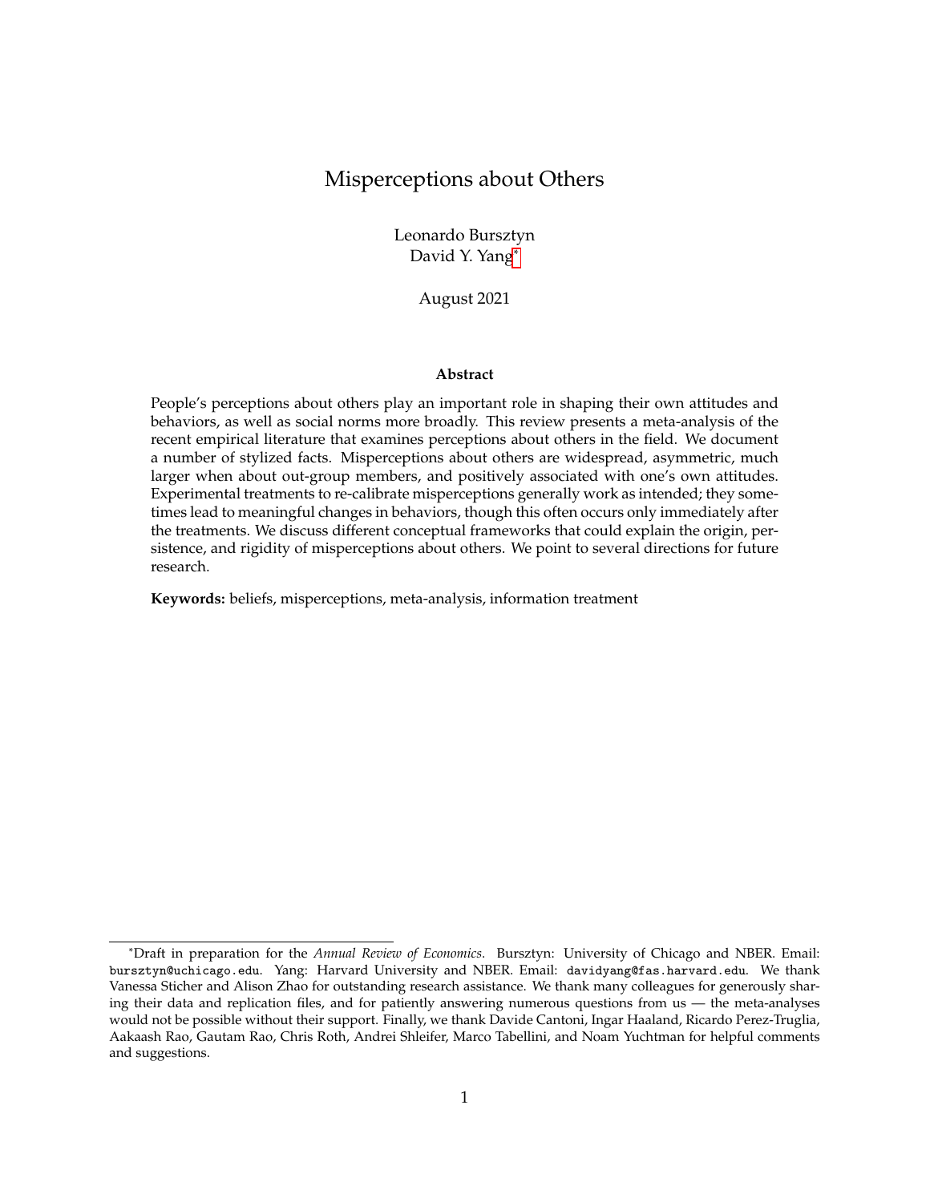# Misperceptions about Others

Leonardo Bursztyn
David Y. Yang[*]

August 2021

**Abstract**

People's perceptions about others play an important role in shaping their own attitudes and behaviors, as well as social norms more broadly. This review presents a meta-analysis of the recent empirical literature that examines perceptions about others in the field. We document a number of stylized facts. Misperceptions about others are widespread, asymmetric, much larger when about out-group members, and positively associated with one's own attitudes. Experimental treatments to re-calibrate misperceptions generally work as intended; they sometimes lead to meaningful changes in behaviors, though this often occurs only immediately after the treatments. We discuss different conceptual frameworks that could explain the origin, persistence, and rigidity of misperceptions about others. We point to several directions for future research.

**Keywords:** beliefs, misperceptions, meta-analysis, information treatment

[*]Draft in preparation for the *Annual Review of Economics*. Bursztyn: University of Chicago and NBER. Email: bursztyn@uchicago.edu. Yang: Harvard University and NBER. Email: davidyang@fas.harvard.edu. We thank Vanessa Sticher and Alison Zhao for outstanding research assistance. We thank many colleagues for generously sharing their data and replication files, and for patiently answering numerous questions from us — the meta-analyses would not be possible without their support. Finally, we thank Davide Cantoni, Ingar Haaland, Ricardo Perez-Truglia, Aakaash Rao, Gautam Rao, Chris Roth, Andrei Shleifer, Marco Tabellini, and Noam Yuchtman for helpful comments and suggestions.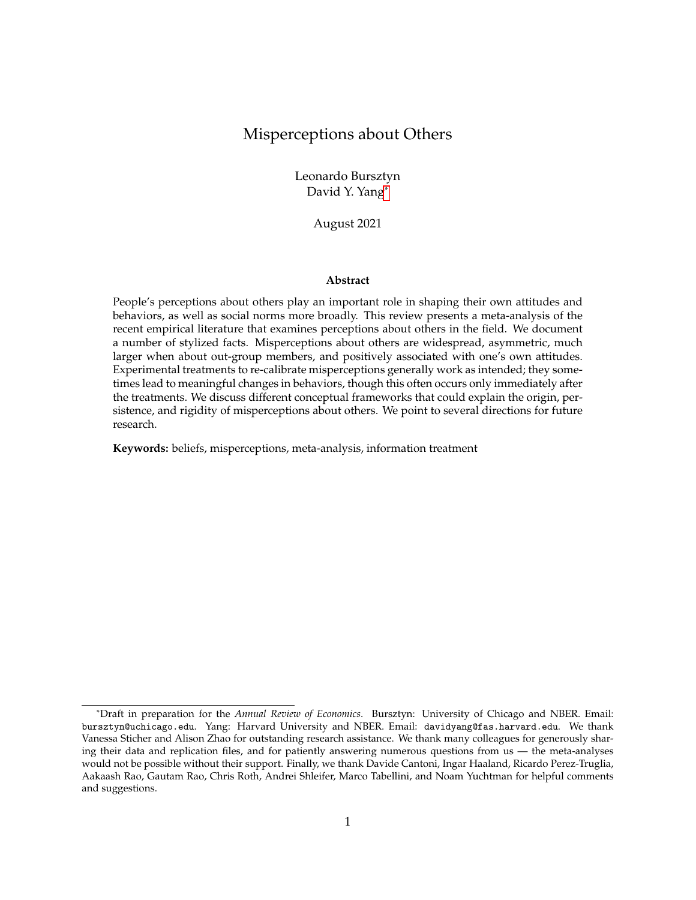# Misperceptions about Others

Leonardo Bursztyn  
David Y. Yang[*]

August 2021

### Abstract

People's perceptions about others play an important role in shaping their own attitudes and behaviors, as well as social norms more broadly. This review presents a meta-analysis of the recent empirical literature that examines perceptions about others in the field. We document a number of stylized facts. Misperceptions about others are widespread, asymmetric, much larger when about out-group members, and positively associated with one's own attitudes. Experimental treatments to re-calibrate misperceptions generally work as intended; they sometimes lead to meaningful changes in behaviors, though this often occurs only immediately after the treatments. We discuss different conceptual frameworks that could explain the origin, persistence, and rigidity of misperceptions about others. We point to several directions for future research.

**Keywords:** beliefs, misperceptions, meta-analysis, information treatment

---

[*]Draft in preparation for the *Annual Review of Economics*. Bursztyn: University of Chicago and NBER. Email: bursztyn@uchicago.edu. Yang: Harvard University and NBER. Email: davidyang@fas.harvard.edu. We thank Vanessa Sticher and Alison Zhao for outstanding research assistance. We thank many colleagues for generously sharing their data and replication files, and for patiently answering numerous questions from us — the meta-analyses would not be possible without their support. Finally, we thank Davide Cantoni, Ingar Haaland, Ricardo Perez-Truglia, Aakaash Rao, Gautam Rao, Chris Roth, Andrei Shleifer, Marco Tabellini, and Noam Yuchtman for helpful comments and suggestions.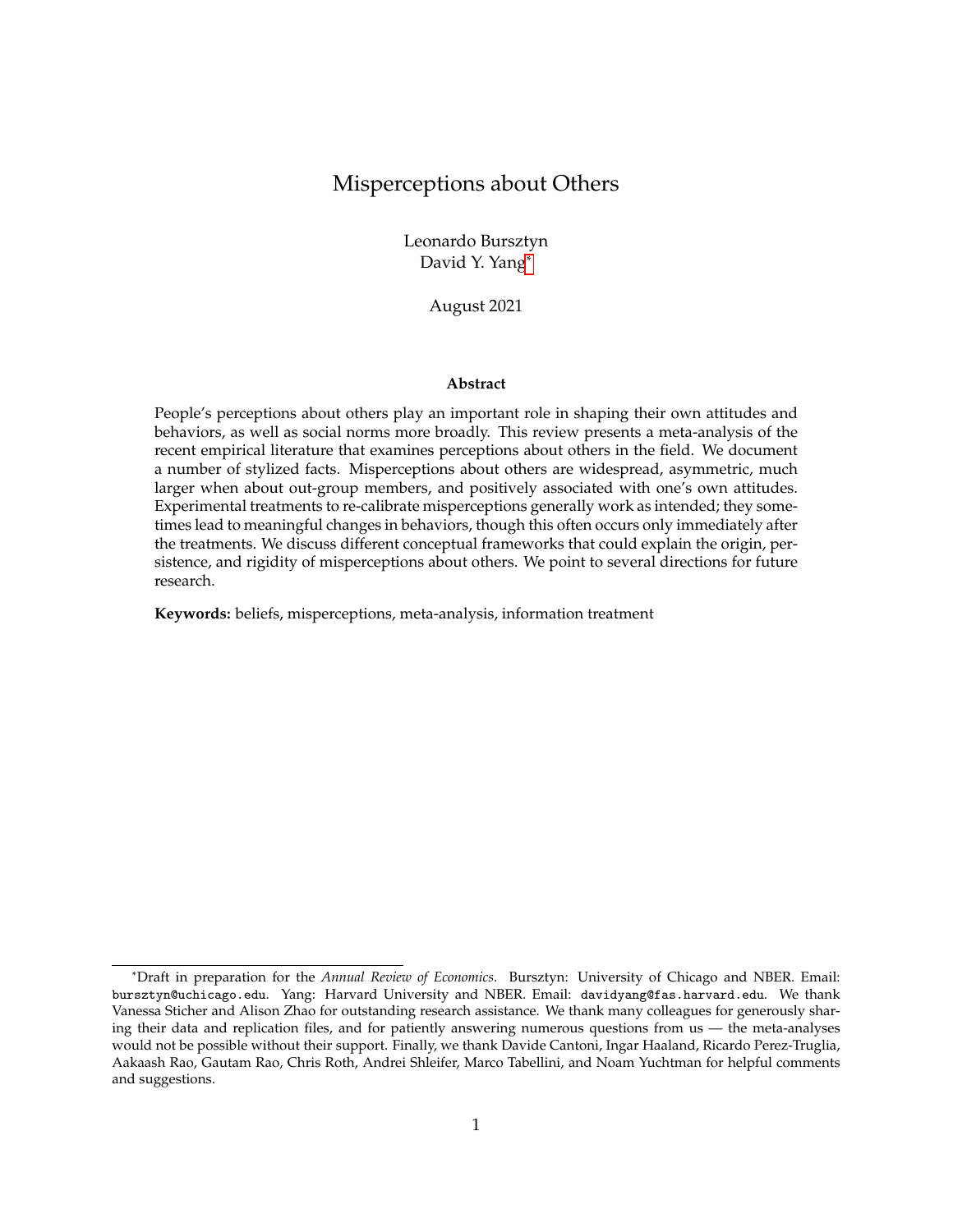# Misperceptions about Others

Leonardo Bursztyn
David Y. Yang*

August 2021

**Abstract**

People's perceptions about others play an important role in shaping their own attitudes and behaviors, as well as social norms more broadly. This review presents a meta-analysis of the recent empirical literature that examines perceptions about others in the field. We document a number of stylized facts. Misperceptions about others are widespread, asymmetric, much larger when about out-group members, and positively associated with one's own attitudes. Experimental treatments to re-calibrate misperceptions generally work as intended; they sometimes lead to meaningful changes in behaviors, though this often occurs only immediately after the treatments. We discuss different conceptual frameworks that could explain the origin, persistence, and rigidity of misperceptions about others. We point to several directions for future research.

**Keywords:** beliefs, misperceptions, meta-analysis, information treatment

---

*Draft in preparation for the *Annual Review of Economics*. Bursztyn: University of Chicago and NBER. Email: bursztyn@uchicago.edu. Yang: Harvard University and NBER. Email: davidyang@fas.harvard.edu. We thank Vanessa Sticher and Alison Zhao for outstanding research assistance. We thank many colleagues for generously sharing their data and replication files, and for patiently answering numerous questions from us — the meta-analyses would not be possible without their support. Finally, we thank Davide Cantoni, Ingar Haaland, Ricardo Perez-Truglia, Aakaash Rao, Gautam Rao, Chris Roth, Andrei Shleifer, Marco Tabellini, and Noam Yuchtman for helpful comments and suggestions.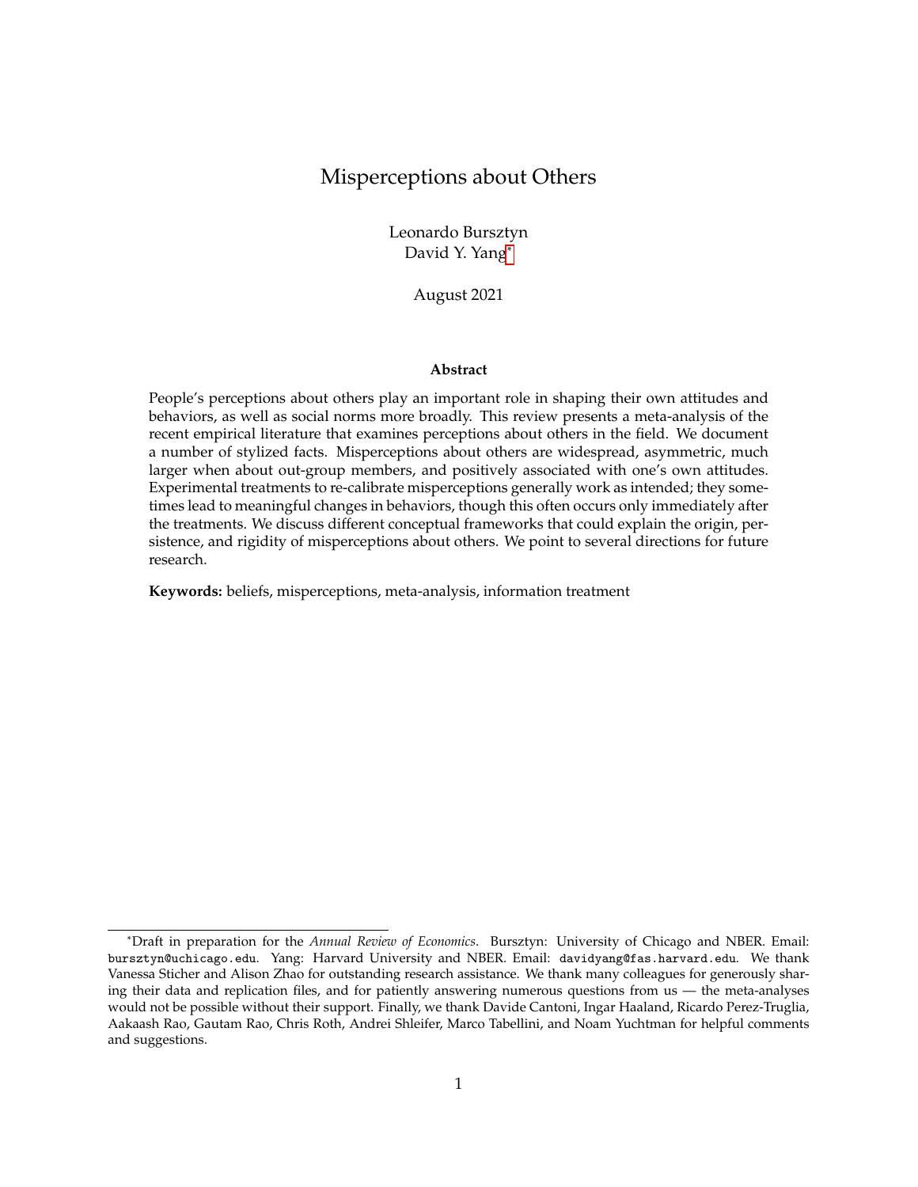# Misperceptions about Others

Leonardo Bursztyn
David Y. Yang[*]

August 2021

**Abstract**

People's perceptions about others play an important role in shaping their own attitudes and behaviors, as well as social norms more broadly. This review presents a meta-analysis of the recent empirical literature that examines perceptions about others in the field. We document a number of stylized facts. Misperceptions about others are widespread, asymmetric, much larger when about out-group members, and positively associated with one's own attitudes. Experimental treatments to re-calibrate misperceptions generally work as intended; they sometimes lead to meaningful changes in behaviors, though this often occurs only immediately after the treatments. We discuss different conceptual frameworks that could explain the origin, persistence, and rigidity of misperceptions about others. We point to several directions for future research.

**Keywords:** beliefs, misperceptions, meta-analysis, information treatment

[*]Draft in preparation for the *Annual Review of Economics*. Bursztyn: University of Chicago and NBER. Email: bursztyn@uchicago.edu. Yang: Harvard University and NBER. Email: davidyang@fas.harvard.edu. We thank Vanessa Sticher and Alison Zhao for outstanding research assistance. We thank many colleagues for generously sharing their data and replication files, and for patiently answering numerous questions from us — the meta-analyses would not be possible without their support. Finally, we thank Davide Cantoni, Ingar Haaland, Ricardo Perez-Truglia, Aakaash Rao, Gautam Rao, Chris Roth, Andrei Shleifer, Marco Tabellini, and Noam Yuchtman for helpful comments and suggestions.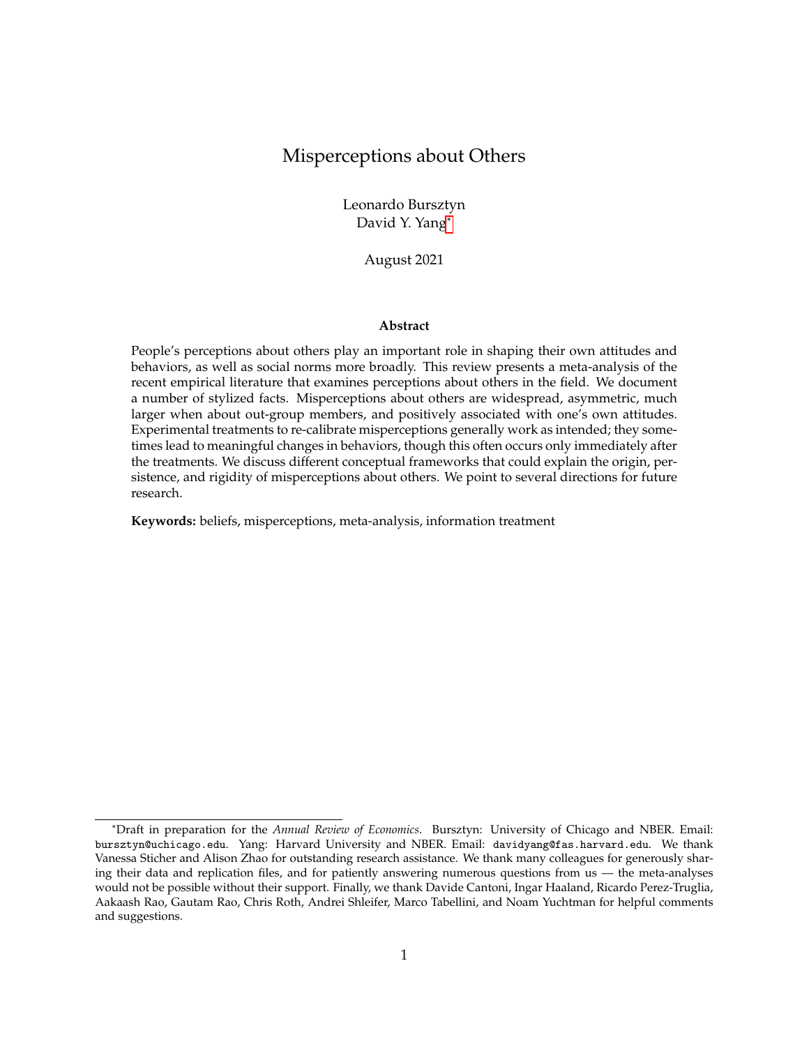# Misperceptions about Others

Leonardo Bursztyn
David Y. Yang*

August 2021

**Abstract**

People's perceptions about others play an important role in shaping their own attitudes and behaviors, as well as social norms more broadly. This review presents a meta-analysis of the recent empirical literature that examines perceptions about others in the field. We document a number of stylized facts. Misperceptions about others are widespread, asymmetric, much larger when about out-group members, and positively associated with one's own attitudes. Experimental treatments to re-calibrate misperceptions generally work as intended; they sometimes lead to meaningful changes in behaviors, though this often occurs only immediately after the treatments. We discuss different conceptual frameworks that could explain the origin, persistence, and rigidity of misperceptions about others. We point to several directions for future research.

**Keywords:** beliefs, misperceptions, meta-analysis, information treatment

---

*Draft in preparation for the *Annual Review of Economics*. Bursztyn: University of Chicago and NBER. Email: bursztyn@uchicago.edu. Yang: Harvard University and NBER. Email: davidyang@fas.harvard.edu. We thank Vanessa Sticher and Alison Zhao for outstanding research assistance. We thank many colleagues for generously sharing their data and replication files, and for patiently answering numerous questions from us — the meta-analyses would not be possible without their support. Finally, we thank Davide Cantoni, Ingar Haaland, Ricardo Perez-Truglia, Aakaash Rao, Gautam Rao, Chris Roth, Andrei Shleifer, Marco Tabellini, and Noam Yuchtman for helpful comments and suggestions.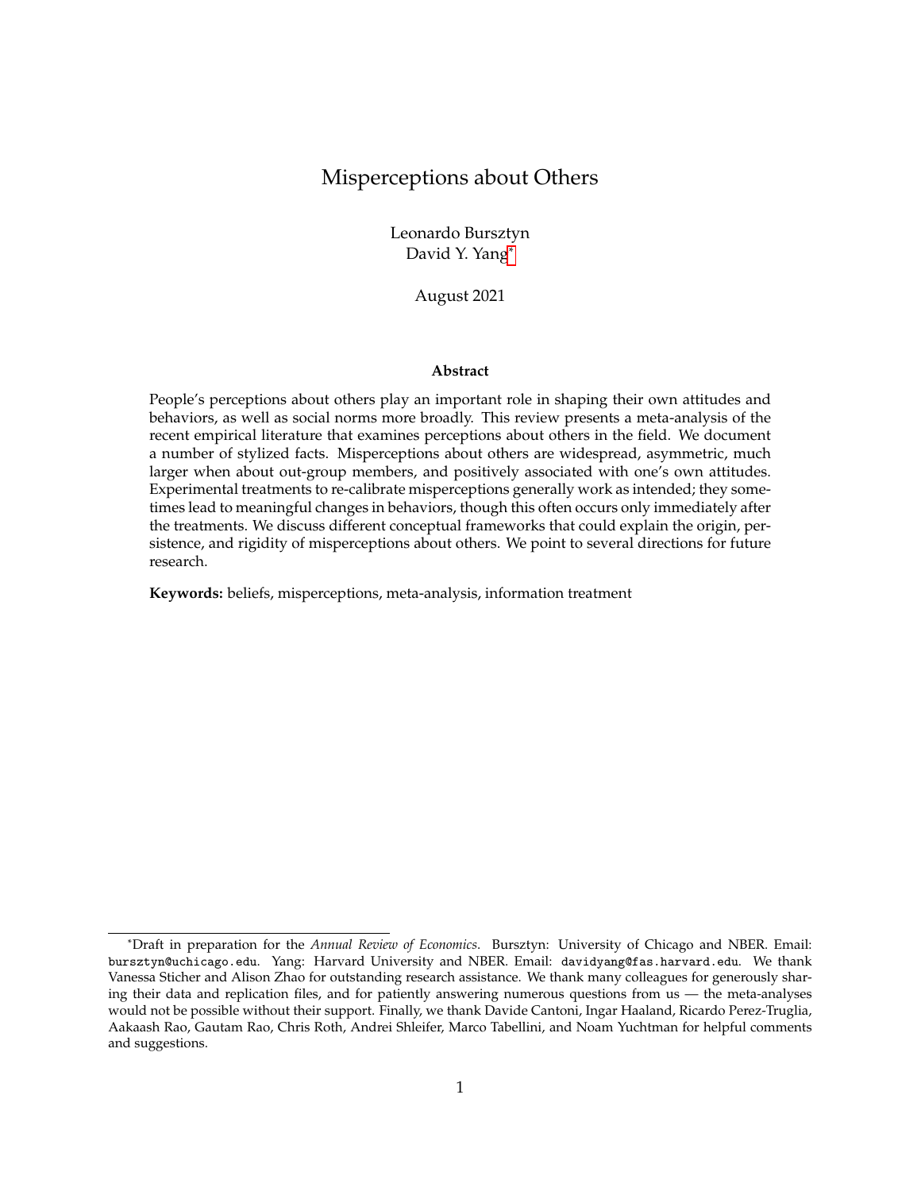# Misperceptions about Others

Leonardo Bursztyn
David Y. Yang[*]

August 2021

**Abstract**

People's perceptions about others play an important role in shaping their own attitudes and behaviors, as well as social norms more broadly. This review presents a meta-analysis of the recent empirical literature that examines perceptions about others in the field. We document a number of stylized facts. Misperceptions about others are widespread, asymmetric, much larger when about out-group members, and positively associated with one's own attitudes. Experimental treatments to re-calibrate misperceptions generally work as intended; they sometimes lead to meaningful changes in behaviors, though this often occurs only immediately after the treatments. We discuss different conceptual frameworks that could explain the origin, persistence, and rigidity of misperceptions about others. We point to several directions for future research.

**Keywords:** beliefs, misperceptions, meta-analysis, information treatment

---

[*]Draft in preparation for the *Annual Review of Economics*. Bursztyn: University of Chicago and NBER. Email: bursztyn@uchicago.edu. Yang: Harvard University and NBER. Email: davidyang@fas.harvard.edu. We thank Vanessa Sticher and Alison Zhao for outstanding research assistance. We thank many colleagues for generously sharing their data and replication files, and for patiently answering numerous questions from us — the meta-analyses would not be possible without their support. Finally, we thank Davide Cantoni, Ingar Haaland, Ricardo Perez-Truglia, Aakaash Rao, Gautam Rao, Chris Roth, Andrei Shleifer, Marco Tabellini, and Noam Yuchtman for helpful comments and suggestions.